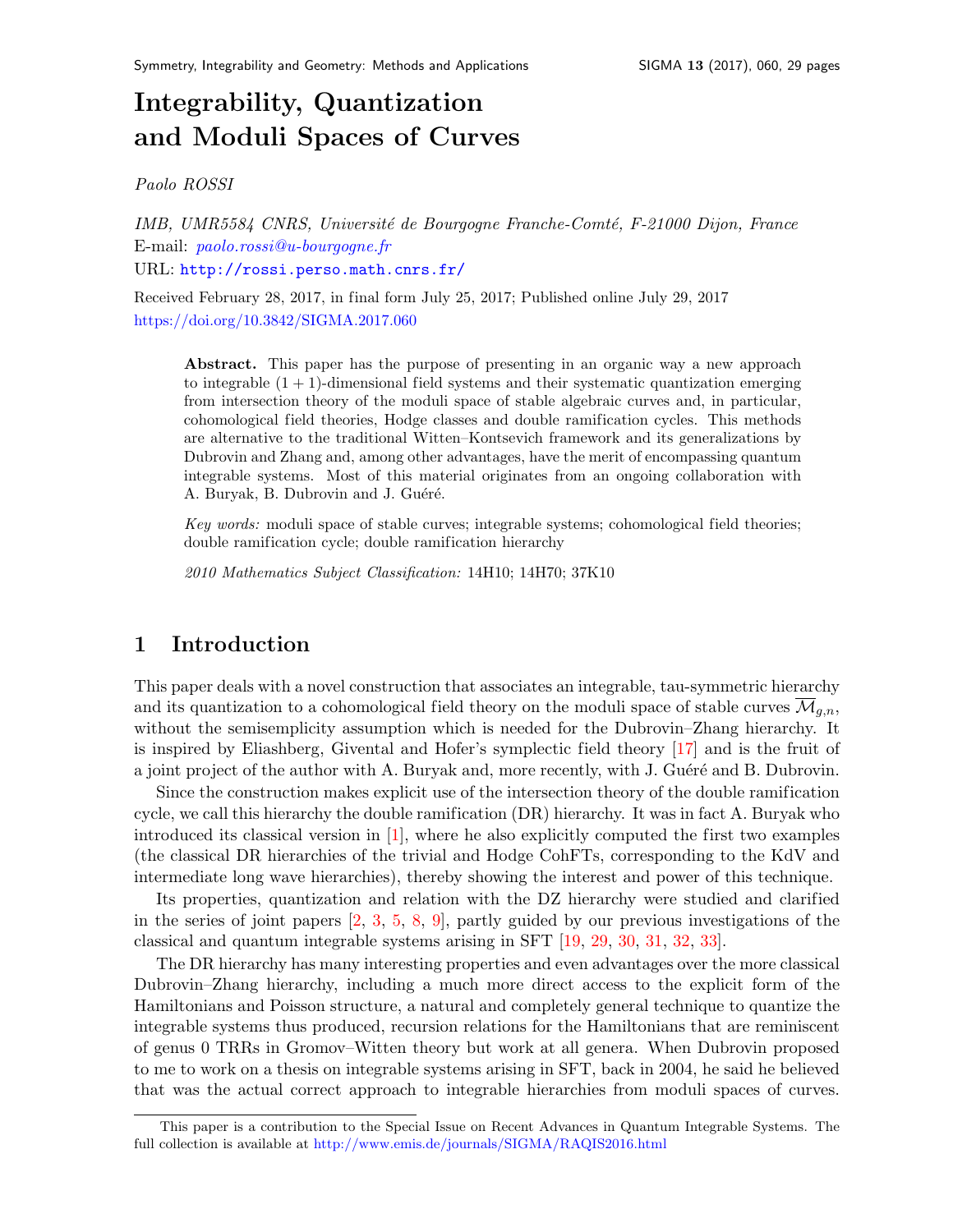# Integrability, Quantization and Moduli Spaces of Curves

*Paolo ROSSI*

*IMB, UMR5584 CNRS, Université de Bourgogne Franche-Comté, F-21000 Dijon, France*
E-mail: *paolo.rossi@u-bourgogne.fr*
URL: http://rossi.perso.math.cnrs.fr/

Received February 28, 2017, in final form July 25, 2017; Published online July 29, 2017
https://doi.org/10.3842/SIGMA.2017.060

> **Abstract.** This paper has the purpose of presenting in an organic way a new approach to integrable $(1+1)$-dimensional field systems and their systematic quantization emerging from intersection theory of the moduli space of stable algebraic curves and, in particular, cohomological field theories, Hodge classes and double ramification cycles. This methods are alternative to the traditional Witten–Kontsevich framework and its generalizations by Dubrovin and Zhang and, among other advantages, have the merit of encompassing quantum integrable systems. Most of this material originates from an ongoing collaboration with A. Buryak, B. Dubrovin and J. Guéré.
>
> *Key words:* moduli space of stable curves; integrable systems; cohomological field theories; double ramification cycle; double ramification hierarchy
>
> *2010 Mathematics Subject Classification:* 14H10; 14H70; 37K10

## 1 Introduction

This paper deals with a novel construction that associates an integrable, tau-symmetric hierarchy and its quantization to a cohomological field theory on the moduli space of stable curves $\overline{\mathcal{M}}_{g,n}$, without the semisemplicity assumption which is needed for the Dubrovin–Zhang hierarchy. It is inspired by Eliashberg, Givental and Hofer's symplectic field theory [17] and is the fruit of a joint project of the author with A. Buryak and, more recently, with J. Guéré and B. Dubrovin.

Since the construction makes explicit use of the intersection theory of the double ramification cycle, we call this hierarchy the double ramification (DR) hierarchy. It was in fact A. Buryak who introduced its classical version in [1], where he also explicitly computed the first two examples (the classical DR hierarchies of the trivial and Hodge CohFTs, corresponding to the KdV and intermediate long wave hierarchies), thereby showing the interest and power of this technique.

Its properties, quantization and relation with the DZ hierarchy were studied and clarified in the series of joint papers [2, 3, 5, 8, 9], partly guided by our previous investigations of the classical and quantum integrable systems arising in SFT [19, 29, 30, 31, 32, 33].

The DR hierarchy has many interesting properties and even advantages over the more classical Dubrovin–Zhang hierarchy, including a much more direct access to the explicit form of the Hamiltonians and Poisson structure, a natural and completely general technique to quantize the integrable systems thus produced, recursion relations for the Hamiltonians that are reminiscent of genus 0 TRRs in Gromov–Witten theory but work at all genera. When Dubrovin proposed to me to work on a thesis on integrable systems arising in SFT, back in 2004, he said he believed that was the actual correct approach to integrable hierarchies from moduli spaces of curves.

This paper is a contribution to the Special Issue on Recent Advances in Quantum Integrable Systems. The full collection is available at http://www.emis.de/journals/SIGMA/RAQIS2016.html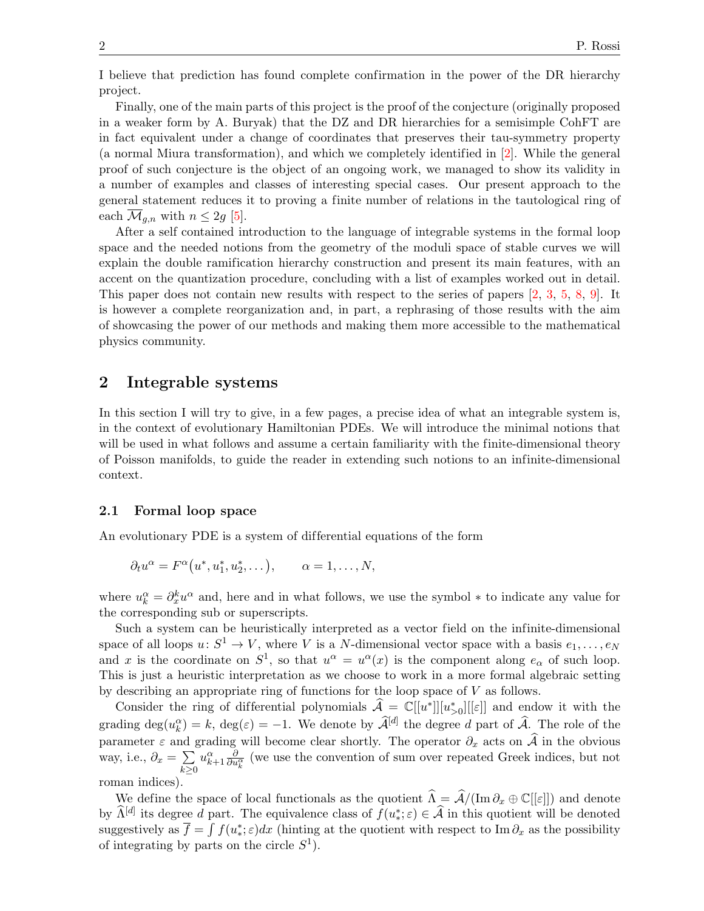I believe that prediction has found complete confirmation in the power of the DR hierarchy project.

Finally, one of the main parts of this project is the proof of the conjecture (originally proposed in a weaker form by A. Buryak) that the DZ and DR hierarchies for a semisimple CohFT are in fact equivalent under a change of coordinates that preserves their tau-symmetry property (a normal Miura transformation), and which we completely identified in [2]. While the general proof of such conjecture is the object of an ongoing work, we managed to show its validity in a number of examples and classes of interesting special cases. Our present approach to the general statement reduces it to proving a finite number of relations in the tautological ring of each $\overline{\mathcal{M}}_{g,n}$ with $n \leq 2g$ [5].

After a self contained introduction to the language of integrable systems in the formal loop space and the needed notions from the geometry of the moduli space of stable curves we will explain the double ramification hierarchy construction and present its main features, with an accent on the quantization procedure, concluding with a list of examples worked out in detail. This paper does not contain new results with respect to the series of papers [2, 3, 5, 8, 9]. It is however a complete reorganization and, in part, a rephrasing of those results with the aim of showcasing the power of our methods and making them more accessible to the mathematical physics community.

## 2 Integrable systems

In this section I will try to give, in a few pages, a precise idea of what an integrable system is, in the context of evolutionary Hamiltonian PDEs. We will introduce the minimal notions that will be used in what follows and assume a certain familiarity with the finite-dimensional theory of Poisson manifolds, to guide the reader in extending such notions to an infinite-dimensional context.

### 2.1 Formal loop space

An evolutionary PDE is a system of differential equations of the form

$$\partial_t u^\alpha = F^\alpha(u^*, u_1^*, u_2^*, \dots), \qquad \alpha = 1, \dots, N,$$

where $u_k^\alpha = \partial_x^k u^\alpha$ and, here and in what follows, we use the symbol $*$ to indicate any value for the corresponding sub or superscripts.

Such a system can be heuristically interpreted as a vector field on the infinite-dimensional space of all loops $u\colon S^1 \to V$, where $V$ is a $N$-dimensional vector space with a basis $e_1, \dots, e_N$ and $x$ is the coordinate on $S^1$, so that $u^\alpha = u^\alpha(x)$ is the component along $e_\alpha$ of such loop. This is just a heuristic interpretation as we choose to work in a more formal algebraic setting by describing an appropriate ring of functions for the loop space of $V$ as follows.

Consider the ring of differential polynomials $\widehat{\mathcal{A}} = \mathbb{C}[[u^*]][u^*_{>0}][[\varepsilon]]$ and endow it with the grading $\deg(u_k^\alpha) = k$, $\deg(\varepsilon) = -1$. We denote by $\widehat{\mathcal{A}}^{[d]}$ the degree $d$ part of $\widehat{\mathcal{A}}$. The role of the parameter $\varepsilon$ and grading will become clear shortly. The operator $\partial_x$ acts on $\widehat{\mathcal{A}}$ in the obvious way, i.e., $\partial_x = \sum_{k\geq 0} u_{k+1}^\alpha \frac{\partial}{\partial u_k^\alpha}$ (we use the convention of sum over repeated Greek indices, but not roman indices).

We define the space of local functionals as the quotient $\widehat{\Lambda} = \widehat{\mathcal{A}}/(\operatorname{Im}\partial_x \oplus \mathbb{C}[[\varepsilon]])$ and denote by $\widehat{\Lambda}^{[d]}$ its degree $d$ part. The equivalence class of $f(u_*^*;\varepsilon) \in \widehat{\mathcal{A}}$ in this quotient will be denoted suggestively as $\overline{f} = \int f(u_*^*;\varepsilon)dx$ (hinting at the quotient with respect to $\operatorname{Im}\partial_x$ as the possibility of integrating by parts on the circle $S^1$).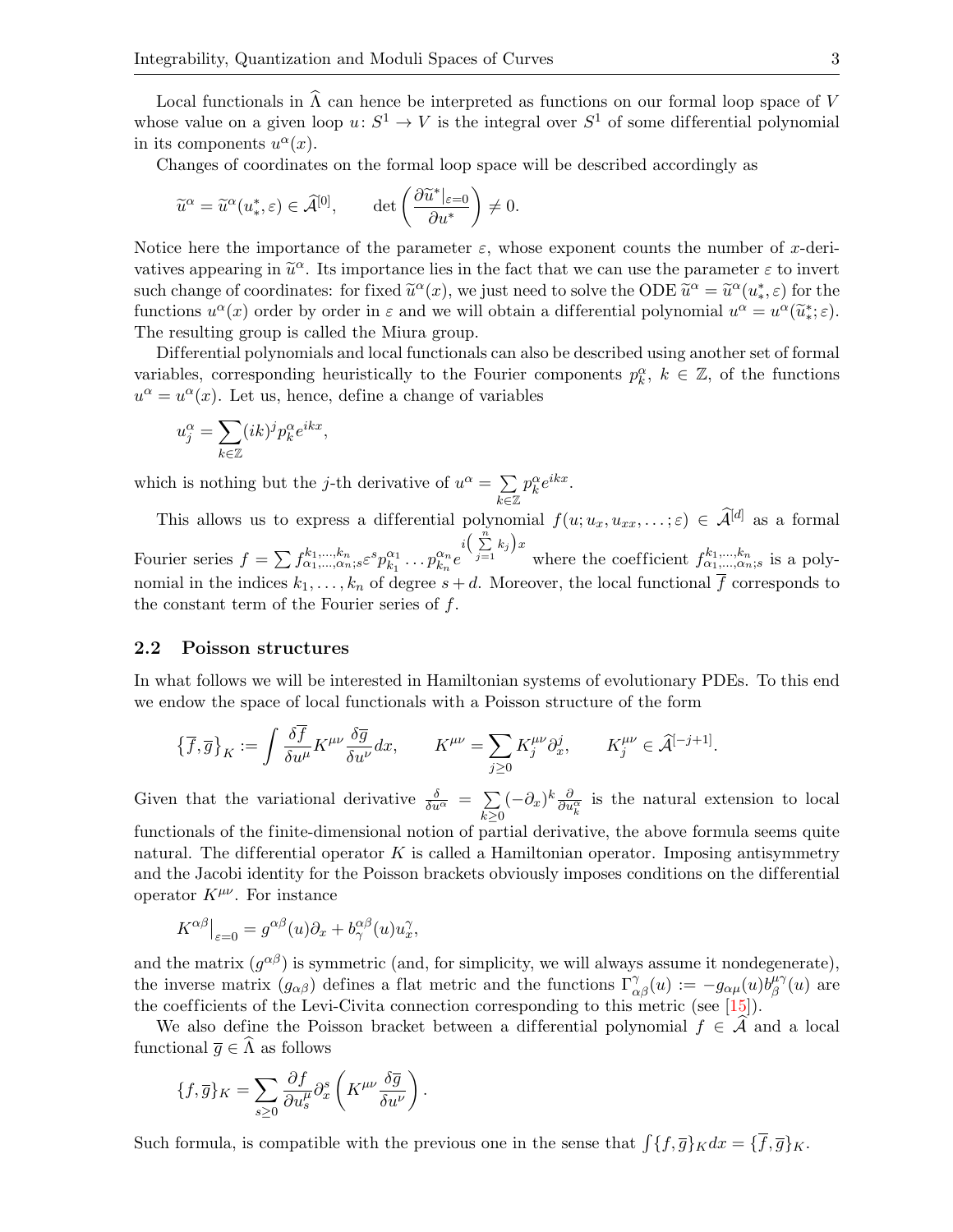Local functionals in $\widehat{\Lambda}$ can hence be interpreted as functions on our formal loop space of $V$ whose value on a given loop $u\colon S^1 \to V$ is the integral over $S^1$ of some differential polynomial in its components $u^\alpha(x)$.

Changes of coordinates on the formal loop space will be described accordingly as

$$\widetilde{u}^\alpha = \widetilde{u}^\alpha(u^*_*, \varepsilon) \in \widehat{\mathcal{A}}^{[0]}, \qquad \det\left(\frac{\partial \widetilde{u}^*|_{\varepsilon=0}}{\partial u^*}\right) \neq 0.$$

Notice here the importance of the parameter $\varepsilon$, whose exponent counts the number of $x$-derivatives appearing in $\widetilde{u}^\alpha$. Its importance lies in the fact that we can use the parameter $\varepsilon$ to invert such change of coordinates: for fixed $\widetilde{u}^\alpha(x)$, we just need to solve the ODE $\widetilde{u}^\alpha = \widetilde{u}^\alpha(u^*_*, \varepsilon)$ for the functions $u^\alpha(x)$ order by order in $\varepsilon$ and we will obtain a differential polynomial $u^\alpha = u^\alpha(\widetilde{u}^*_*; \varepsilon)$. The resulting group is called the Miura group.

Differential polynomials and local functionals can also be described using another set of formal variables, corresponding heuristically to the Fourier components $p^\alpha_k$, $k \in \mathbb{Z}$, of the functions $u^\alpha = u^\alpha(x)$. Let us, hence, define a change of variables

$$u^\alpha_j = \sum_{k\in\mathbb{Z}} (ik)^j p^\alpha_k e^{ikx},$$

which is nothing but the $j$-th derivative of $u^\alpha = \sum_{k\in\mathbb{Z}} p^\alpha_k e^{ikx}$.

This allows us to express a differential polynomial $f(u; u_x, u_{xx}, \dots; \varepsilon) \in \widehat{\mathcal{A}}^{[d]}$ as a formal Fourier series $f = \sum f^{k_1,\dots,k_n}_{\alpha_1,\dots,\alpha_n;s} \varepsilon^s p^{\alpha_1}_{k_1} \dots p^{\alpha_n}_{k_n} e^{i\left(\sum_{j=1}^n k_j\right)x}$ where the coefficient $f^{k_1,\dots,k_n}_{\alpha_1,\dots,\alpha_n;s}$ is a polynomial in the indices $k_1, \dots, k_n$ of degree $s + d$. Moreover, the local functional $\overline{f}$ corresponds to the constant term of the Fourier series of $f$.

### 2.2 Poisson structures

In what follows we will be interested in Hamiltonian systems of evolutionary PDEs. To this end we endow the space of local functionals with a Poisson structure of the form

$$\{\overline{f}, \overline{g}\}_K := \int \frac{\delta \overline{f}}{\delta u^\mu} K^{\mu\nu} \frac{\delta \overline{g}}{\delta u^\nu} dx, \qquad K^{\mu\nu} = \sum_{j\geq 0} K^{\mu\nu}_j \partial^j_x, \qquad K^{\mu\nu}_j \in \widehat{\mathcal{A}}^{[-j+1]}.$$

Given that the variational derivative $\frac{\delta}{\delta u^\alpha} = \sum_{k\geq 0} (-\partial_x)^k \frac{\partial}{\partial u^\alpha_k}$ is the natural extension to local functionals of the finite-dimensional notion of partial derivative, the above formula seems quite natural. The differential operator $K$ is called a Hamiltonian operator. Imposing antisymmetry and the Jacobi identity for the Poisson brackets obviously imposes conditions on the differential operator $K^{\mu\nu}$. For instance

$$K^{\alpha\beta}\big|_{\varepsilon=0} = g^{\alpha\beta}(u)\partial_x + b^{\alpha\beta}_\gamma(u) u^\gamma_x,$$

and the matrix $(g^{\alpha\beta})$ is symmetric (and, for simplicity, we will always assume it nondegenerate), the inverse matrix $(g_{\alpha\beta})$ defines a flat metric and the functions $\Gamma^\gamma_{\alpha\beta}(u) := -g_{\alpha\mu}(u) b^{\mu\gamma}_\beta(u)$ are the coefficients of the Levi-Civita connection corresponding to this metric (see [15]).

We also define the Poisson bracket between a differential polynomial $f \in \widehat{\mathcal{A}}$ and a local functional $\overline{g} \in \widehat{\Lambda}$ as follows

$$\{f, \overline{g}\}_K = \sum_{s\geq 0} \frac{\partial f}{\partial u^\mu_s} \partial^s_x \left(K^{\mu\nu} \frac{\delta \overline{g}}{\delta u^\nu}\right).$$

Such formula, is compatible with the previous one in the sense that $\int \{f, \overline{g}\}_K dx = \{\overline{f}, \overline{g}\}_K$.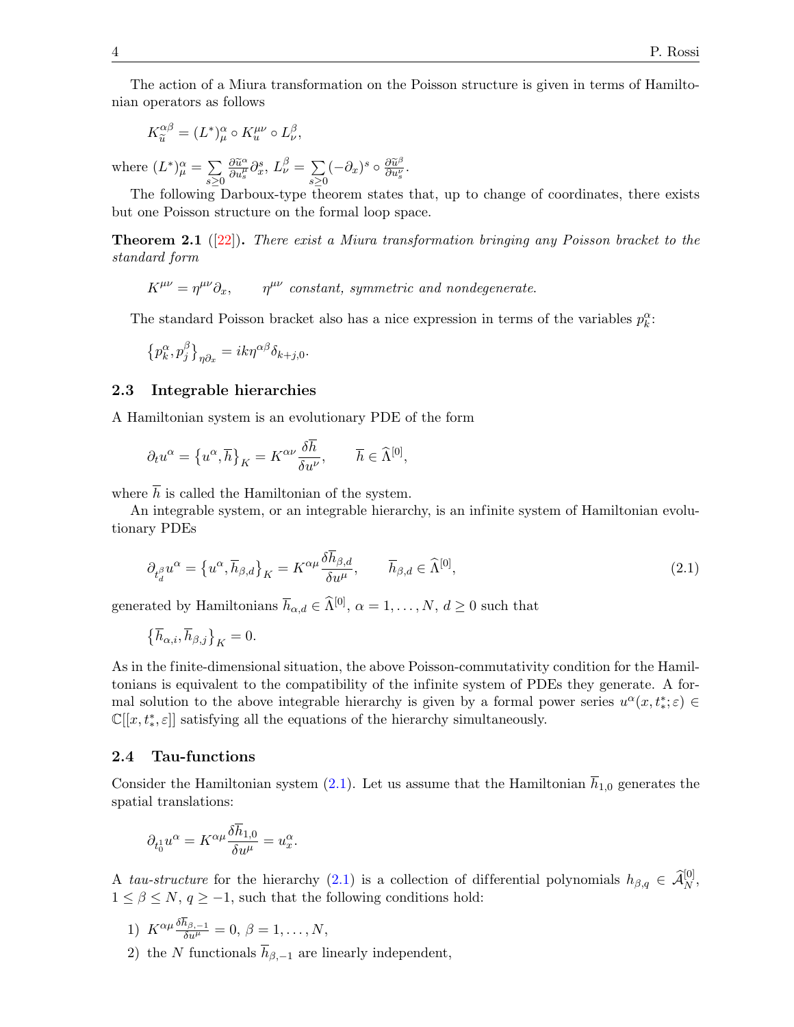The action of a Miura transformation on the Poisson structure is given in terms of Hamiltonian operators as follows

$$K_{\widetilde{u}}^{\alpha\beta} = (L^*)^\alpha_\mu \circ K_u^{\mu\nu} \circ L^\beta_\nu,$$

where $(L^*)^\alpha_\mu = \sum_{s\geq 0} \frac{\partial \widetilde{u}^\alpha}{\partial u^\mu_s}\partial_x^s$, $L^\beta_\nu = \sum_{s\geq 0}(-\partial_x)^s \circ \frac{\partial \widetilde{u}^\beta}{\partial u^\nu_s}$.

The following Darboux-type theorem states that, up to change of coordinates, there exists but one Poisson structure on the formal loop space.

**Theorem 2.1** ([22])**.** *There exist a Miura transformation bringing any Poisson bracket to the standard form*

$$K^{\mu\nu} = \eta^{\mu\nu}\partial_x, \qquad \eta^{\mu\nu} \text{ constant, symmetric and nondegenerate.}$$

The standard Poisson bracket also has a nice expression in terms of the variables $p^\alpha_k$:

$$\{p^\alpha_k, p^\beta_j\}_{\eta\partial_x} = ik\eta^{\alpha\beta}\delta_{k+j,0}.$$

### 2.3 Integrable hierarchies

A Hamiltonian system is an evolutionary PDE of the form

$$\partial_t u^\alpha = \{u^\alpha, \overline{h}\}_K = K^{\alpha\nu}\frac{\delta \overline{h}}{\delta u^\nu}, \qquad \overline{h} \in \widehat{\Lambda}^{[0]},$$

where $\overline{h}$ is called the Hamiltonian of the system.

An integrable system, or an integrable hierarchy, is an infinite system of Hamiltonian evolutionary PDEs

$$\partial_{t^\beta_d} u^\alpha = \{u^\alpha, \overline{h}_{\beta,d}\}_K = K^{\alpha\mu}\frac{\delta \overline{h}_{\beta,d}}{\delta u^\mu}, \qquad \overline{h}_{\beta,d} \in \widehat{\Lambda}^{[0]}, \tag{2.1}$$

generated by Hamiltonians $\overline{h}_{\alpha,d} \in \widehat{\Lambda}^{[0]}$, $\alpha = 1,\dots,N$, $d \geq 0$ such that

$$\{\overline{h}_{\alpha,i}, \overline{h}_{\beta,j}\}_K = 0.$$

As in the finite-dimensional situation, the above Poisson-commutativity condition for the Hamiltonians is equivalent to the compatibility of the infinite system of PDEs they generate. A formal solution to the above integrable hierarchy is given by a formal power series $u^\alpha(x, t^*_*; \varepsilon) \in \mathbb{C}[[x, t^*_*, \varepsilon]]$ satisfying all the equations of the hierarchy simultaneously.

### 2.4 Tau-functions

Consider the Hamiltonian system (2.1). Let us assume that the Hamiltonian $\overline{h}_{1,0}$ generates the spatial translations:

$$\partial_{t^1_0} u^\alpha = K^{\alpha\mu}\frac{\delta \overline{h}_{1,0}}{\delta u^\mu} = u^\alpha_x.$$

A *tau-structure* for the hierarchy (2.1) is a collection of differential polynomials $h_{\beta,q} \in \widehat{\mathcal{A}}^{[0]}_N$, $1 \leq \beta \leq N$, $q \geq -1$, such that the following conditions hold:

1) $K^{\alpha\mu}\frac{\delta \overline{h}_{\beta,-1}}{\delta u^\mu} = 0$, $\beta = 1,\dots,N$,
2) the $N$ functionals $\overline{h}_{\beta,-1}$ are linearly independent,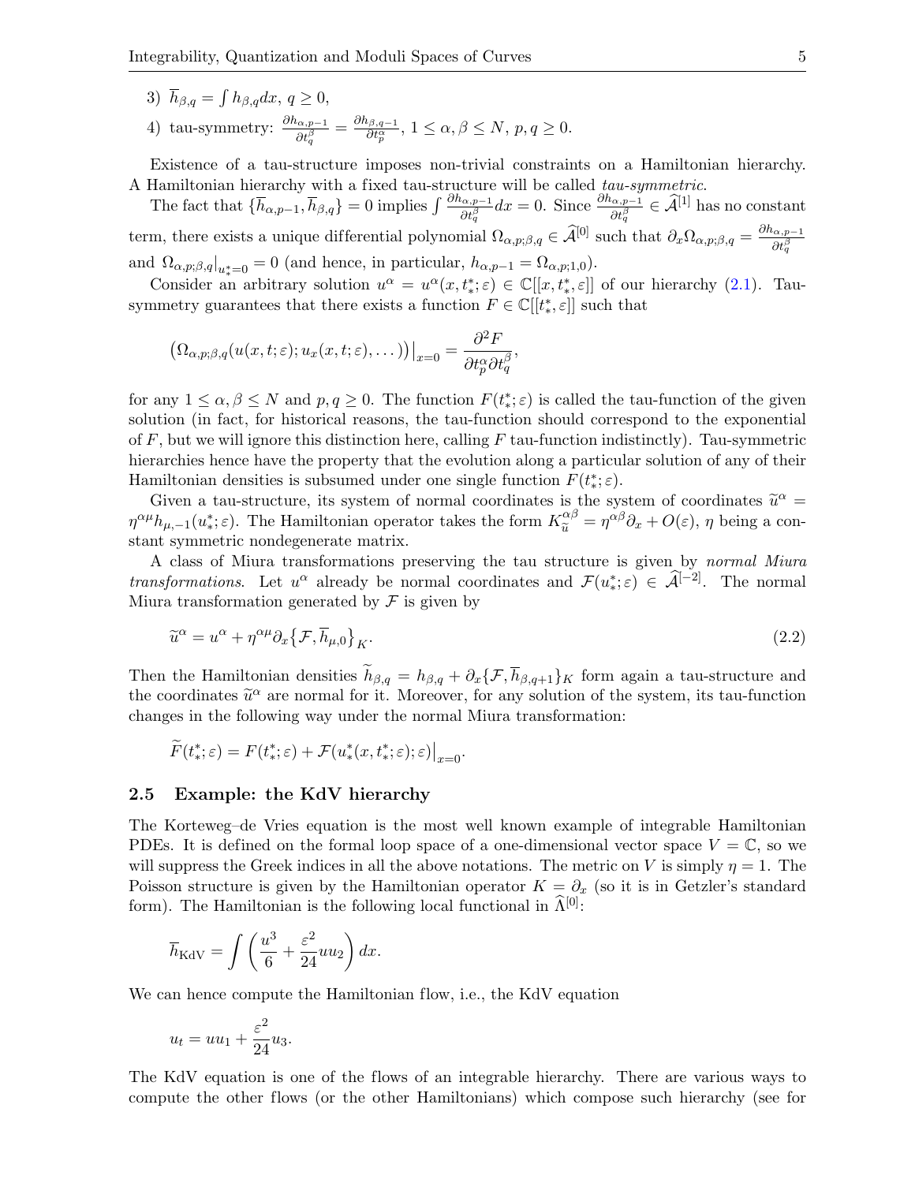3) $\overline{h}_{\beta,q} = \int h_{\beta,q} dx$, $q \geq 0$,

4) tau-symmetry: $\frac{\partial h_{\alpha,p-1}}{\partial t^\beta_q} = \frac{\partial h_{\beta,q-1}}{\partial t^\alpha_p}$, $1 \leq \alpha, \beta \leq N$, $p, q \geq 0$.

Existence of a tau-structure imposes non-trivial constraints on a Hamiltonian hierarchy. A Hamiltonian hierarchy with a fixed tau-structure will be called *tau-symmetric*.

The fact that $\{\overline{h}_{\alpha,p-1}, \overline{h}_{\beta,q}\} = 0$ implies $\int \frac{\partial h_{\alpha,p-1}}{\partial t^\beta_q} dx = 0$. Since $\frac{\partial h_{\alpha,p-1}}{\partial t^\beta_q} \in \widehat{\mathcal{A}}^{[1]}$ has no constant term, there exists a unique differential polynomial $\Omega_{\alpha,p;\beta,q} \in \widehat{\mathcal{A}}^{[0]}$ such that $\partial_x \Omega_{\alpha,p;\beta,q} = \frac{\partial h_{\alpha,p-1}}{\partial t^\beta_q}$ and $\Omega_{\alpha,p;\beta,q}|_{u^*_*=0} = 0$ (and hence, in particular, $h_{\alpha,p-1} = \Omega_{\alpha,p;1,0}$).

Consider an arbitrary solution $u^\alpha = u^\alpha(x, t^*_*; \varepsilon) \in \mathbb{C}[[x, t^*_*, \varepsilon]]$ of our hierarchy (2.1). Tau-symmetry guarantees that there exists a function $F \in \mathbb{C}[[t^*_*, \varepsilon]]$ such that

$$\left(\Omega_{\alpha,p;\beta,q}(u(x,t;\varepsilon); u_x(x,t;\varepsilon), \dots)\right)\big|_{x=0} = \frac{\partial^2 F}{\partial t^\alpha_p \partial t^\beta_q},$$

for any $1 \leq \alpha, \beta \leq N$ and $p, q \geq 0$. The function $F(t^*_*; \varepsilon)$ is called the tau-function of the given solution (in fact, for historical reasons, the tau-function should correspond to the exponential of $F$, but we will ignore this distinction here, calling $F$ tau-function indistinctly). Tau-symmetric hierarchies hence have the property that the evolution along a particular solution of any of their Hamiltonian densities is subsumed under one single function $F(t^*_*; \varepsilon)$.

Given a tau-structure, its system of normal coordinates is the system of coordinates $\widetilde{u}^\alpha = \eta^{\alpha\mu} h_{\mu,-1}(u^*_*; \varepsilon)$. The Hamiltonian operator takes the form $K^{\alpha\beta}_{\widetilde{u}} = \eta^{\alpha\beta} \partial_x + O(\varepsilon)$, $\eta$ being a constant symmetric nondegenerate matrix.

A class of Miura transformations preserving the tau structure is given by *normal Miura transformations*. Let $u^\alpha$ already be normal coordinates and $\mathcal{F}(u^*_*; \varepsilon) \in \widehat{\mathcal{A}}^{[-2]}$. The normal Miura transformation generated by $\mathcal{F}$ is given by

$$\widetilde{u}^\alpha = u^\alpha + \eta^{\alpha\mu} \partial_x \{\mathcal{F}, \overline{h}_{\mu,0}\}_K. \tag{2.2}$$

Then the Hamiltonian densities $\widetilde{h}_{\beta,q} = h_{\beta,q} + \partial_x \{\mathcal{F}, \overline{h}_{\beta,q+1}\}_K$ form again a tau-structure and the coordinates $\widetilde{u}^\alpha$ are normal for it. Moreover, for any solution of the system, its tau-function changes in the following way under the normal Miura transformation:

$$\widetilde{F}(t^*_*; \varepsilon) = F(t^*_*; \varepsilon) + \mathcal{F}(u^*_*(x, t^*_*; \varepsilon); \varepsilon)\big|_{x=0}.$$

### 2.5 Example: the KdV hierarchy

The Korteweg–de Vries equation is the most well known example of integrable Hamiltonian PDEs. It is defined on the formal loop space of a one-dimensional vector space $V = \mathbb{C}$, so we will suppress the Greek indices in all the above notations. The metric on $V$ is simply $\eta = 1$. The Poisson structure is given by the Hamiltonian operator $K = \partial_x$ (so it is in Getzler's standard form). The Hamiltonian is the following local functional in $\widehat{\Lambda}^{[0]}$:

$$\overline{h}_{\mathrm{KdV}} = \int \left( \frac{u^3}{6} + \frac{\varepsilon^2}{24} u u_2 \right) dx.$$

We can hence compute the Hamiltonian flow, i.e., the KdV equation

$$u_t = u u_1 + \frac{\varepsilon^2}{24} u_3.$$

The KdV equation is one of the flows of an integrable hierarchy. There are various ways to compute the other flows (or the other Hamiltonians) which compose such hierarchy (see for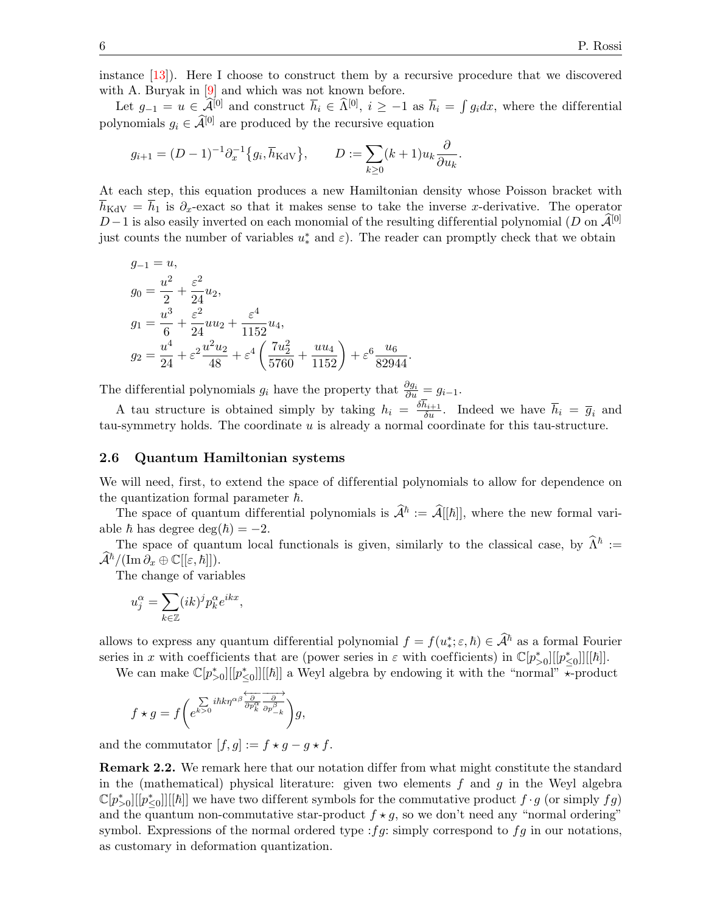instance [13]). Here I choose to construct them by a recursive procedure that we discovered with A. Buryak in [9] and which was not known before.

Let $g_{-1} = u \in \widehat{\mathcal{A}}^{[0]}$ and construct $\overline{h}_i \in \widehat{\Lambda}^{[0]}$, $i \geq -1$ as $\overline{h}_i = \int g_i dx$, where the differential polynomials $g_i \in \widehat{\mathcal{A}}^{[0]}$ are produced by the recursive equation

$$g_{i+1} = (D-1)^{-1}\partial_x^{-1}\{g_i, \overline{h}_{\mathrm{KdV}}\}, \qquad D := \sum_{k\geq 0}(k+1)u_k\frac{\partial}{\partial u_k}.$$

At each step, this equation produces a new Hamiltonian density whose Poisson bracket with $\overline{h}_{\mathrm{KdV}} = \overline{h}_1$ is $\partial_x$-exact so that it makes sense to take the inverse $x$-derivative. The operator $D-1$ is also easily inverted on each monomial of the resulting differential polynomial ($D$ on $\widehat{\mathcal{A}}^{[0]}$ just counts the number of variables $u^*_*$ and $\varepsilon$). The reader can promptly check that we obtain

$$\begin{aligned}
g_{-1} &= u,\\
g_0 &= \frac{u^2}{2} + \frac{\varepsilon^2}{24}u_2,\\
g_1 &= \frac{u^3}{6} + \frac{\varepsilon^2}{24}uu_2 + \frac{\varepsilon^4}{1152}u_4,\\
g_2 &= \frac{u^4}{24} + \varepsilon^2\frac{u^2u_2}{48} + \varepsilon^4\left(\frac{7u_2^2}{5760} + \frac{uu_4}{1152}\right) + \varepsilon^6\frac{u_6}{82944}.
\end{aligned}$$

The differential polynomials $g_i$ have the property that $\frac{\partial g_i}{\partial u} = g_{i-1}$.

A tau structure is obtained simply by taking $h_i = \frac{\delta \overline{h}_{i+1}}{\delta u}$. Indeed we have $\overline{h}_i = \overline{g}_i$ and tau-symmetry holds. The coordinate $u$ is already a normal coordinate for this tau-structure.

### 2.6 Quantum Hamiltonian systems

We will need, first, to extend the space of differential polynomials to allow for dependence on the quantization formal parameter $\hbar$.

The space of quantum differential polynomials is $\widehat{\mathcal{A}}^\hbar := \widehat{\mathcal{A}}[[\hbar]]$, where the new formal variable $\hbar$ has degree $\deg(\hbar) = -2$.

The space of quantum local functionals is given, similarly to the classical case, by $\widehat{\Lambda}^\hbar := \widehat{\mathcal{A}}^\hbar/(\operatorname{Im}\partial_x \oplus \mathbb{C}[[\varepsilon,\hbar]])$.

The change of variables

$$u^\alpha_j = \sum_{k\in\mathbb{Z}}(ik)^j p^\alpha_k e^{ikx},$$

allows to express any quantum differential polynomial $f = f(u^*_*;\varepsilon,\hbar) \in \widehat{\mathcal{A}}^\hbar$ as a formal Fourier series in $x$ with coefficients that are (power series in $\varepsilon$ with coefficients) in $\mathbb{C}[p^*_{>0}][[p^*_{\leq 0}]][[\hbar]]$.

We can make $\mathbb{C}[p^*_{>0}][[p^*_{\leq 0}]][[\hbar]]$ a Weyl algebra by endowing it with the "normal" $\star$-product

$$f \star g = f\left(e^{\sum\limits_{k>0} i\hbar k\eta^{\alpha\beta}\overleftarrow{\frac{\partial}{\partial p^\alpha_k}}\overrightarrow{\frac{\partial}{\partial p^\beta_{-k}}}}\right)g,$$

and the commutator $[f,g] := f\star g - g\star f$.

**Remark 2.2.** We remark here that our notation differ from what might constitute the standard in the (mathematical) physical literature: given two elements $f$ and $g$ in the Weyl algebra $\mathbb{C}[p^*_{>0}][[p^*_{\leq 0}]][[\hbar]]$ we have two different symbols for the commutative product $f\cdot g$ (or simply $fg$) and the quantum non-commutative star-product $f\star g$, so we don't need any "normal ordering" symbol. Expressions of the normal ordered type $:fg:$ simply correspond to $fg$ in our notations, as customary in deformation quantization.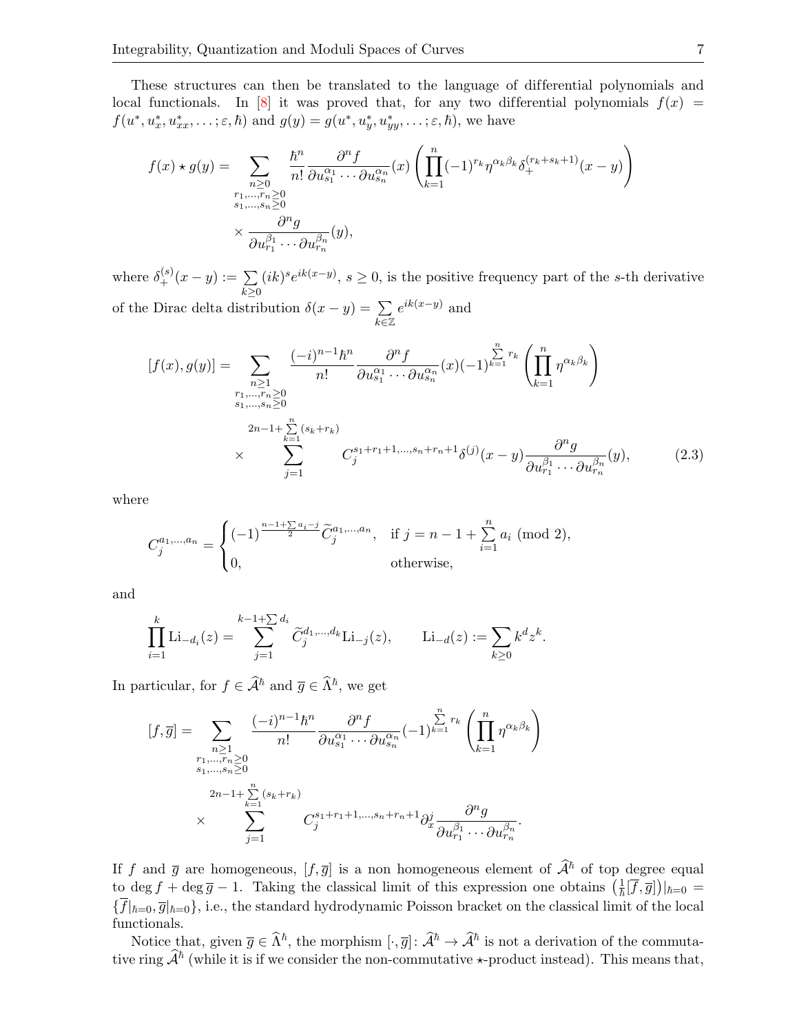These structures can then be translated to the language of differential polynomials and local functionals. In [8] it was proved that, for any two differential polynomials $f(x) = f(u^*, u^*_x, u^*_{xx}, \ldots; \varepsilon, \hbar)$ and $g(y) = g(u^*, u^*_y, u^*_{yy}, \ldots; \varepsilon, \hbar)$, we have

$$
\begin{aligned}
f(x) \star g(y) = & \sum_{\substack{n\geq 0\\ r_1,\ldots,r_n\geq 0\\ s_1,\ldots,s_n\geq 0}} \frac{\hbar^n}{n!} \frac{\partial^n f}{\partial u^{\alpha_1}_{s_1}\cdots \partial u^{\alpha_n}_{s_n}}(x) \left( \prod_{k=1}^n (-1)^{r_k} \eta^{\alpha_k\beta_k} \delta_+^{(r_k+s_k+1)}(x-y) \right) \\
& \times \frac{\partial^n g}{\partial u^{\beta_1}_{r_1}\cdots \partial u^{\beta_n}_{r_n}}(y),
\end{aligned}
$$

where $\delta_+^{(s)}(x-y) := \sum_{k\geq 0} (ik)^s e^{ik(x-y)}$, $s \geq 0$, is the positive frequency part of the $s$-th derivative of the Dirac delta distribution $\delta(x-y) = \sum_{k\in\mathbb{Z}} e^{ik(x-y)}$ and

$$
\begin{aligned}
[f(x), g(y)] = & \sum_{\substack{n\geq 1\\ r_1,\ldots,r_n\geq 0\\ s_1,\ldots,s_n\geq 0}} \frac{(-i)^{n-1}\hbar^n}{n!} \frac{\partial^n f}{\partial u^{\alpha_1}_{s_1}\cdots \partial u^{\alpha_n}_{s_n}}(x) (-1)^{\sum_{k=1}^n r_k} \left( \prod_{k=1}^n \eta^{\alpha_k\beta_k} \right) \\
& \times \sum_{j=1}^{2n-1+\sum_{k=1}^n (s_k+r_k)} C_j^{s_1+r_1+1,\ldots,s_n+r_n+1} \delta^{(j)}(x-y) \frac{\partial^n g}{\partial u^{\beta_1}_{r_1}\cdots \partial u^{\beta_n}_{r_n}}(y), 
\end{aligned}
\tag{2.3}
$$

where

$$
C_j^{a_1,\ldots,a_n} = \begin{cases} (-1)^{\frac{n-1+\sum a_i - j}{2}} \widetilde{C}_j^{a_1,\ldots,a_n}, & \text{if } j = n-1+\sum_{i=1}^n a_i \pmod 2, \\ 0, & \text{otherwise,} \end{cases}
$$

and

$$
\prod_{i=1}^k \mathrm{Li}_{-d_i}(z) = \sum_{j=1}^{k-1+\sum d_i} \widetilde{C}_j^{d_1,\ldots,d_k} \mathrm{Li}_{-j}(z), \qquad \mathrm{Li}_{-d}(z) := \sum_{k\geq 0} k^d z^k.
$$

In particular, for $f \in \widehat{\mathcal{A}}^\hbar$ and $\overline{g} \in \widehat{\Lambda}^\hbar$, we get

$$
\begin{aligned}
[f, \overline{g}] = & \sum_{\substack{n\geq 1\\ r_1,\ldots,r_n\geq 0\\ s_1,\ldots,s_n\geq 0}} \frac{(-i)^{n-1}\hbar^n}{n!} \frac{\partial^n f}{\partial u^{\alpha_1}_{s_1}\cdots \partial u^{\alpha_n}_{s_n}} (-1)^{\sum_{k=1}^n r_k} \left( \prod_{k=1}^n \eta^{\alpha_k\beta_k} \right) \\
& \times \sum_{j=1}^{2n-1+\sum_{k=1}^n (s_k+r_k)} C_j^{s_1+r_1+1,\ldots,s_n+r_n+1} \partial_x^j \frac{\partial^n g}{\partial u^{\beta_1}_{r_1}\cdots \partial u^{\beta_n}_{r_n}}.
\end{aligned}
$$

If $f$ and $\overline{g}$ are homogeneous, $[f, \overline{g}]$ is a non homogeneous element of $\widehat{\mathcal{A}}^\hbar$ of top degree equal to $\deg f + \deg \overline{g} - 1$. Taking the classical limit of this expression one obtains $\left(\frac{1}{\hbar}[\overline{f}, \overline{g}]\right)|_{\hbar=0} = \{\overline{f}|_{\hbar=0}, \overline{g}|_{\hbar=0}\}$, i.e., the standard hydrodynamic Poisson bracket on the classical limit of the local functionals.

Notice that, given $\overline{g} \in \widehat{\Lambda}^\hbar$, the morphism $[\cdot, \overline{g}]\colon \widehat{\mathcal{A}}^\hbar \to \widehat{\mathcal{A}}^\hbar$ is not a derivation of the commutative ring $\widehat{\mathcal{A}}^\hbar$ (while it is if we consider the non-commutative $\star$-product instead). This means that,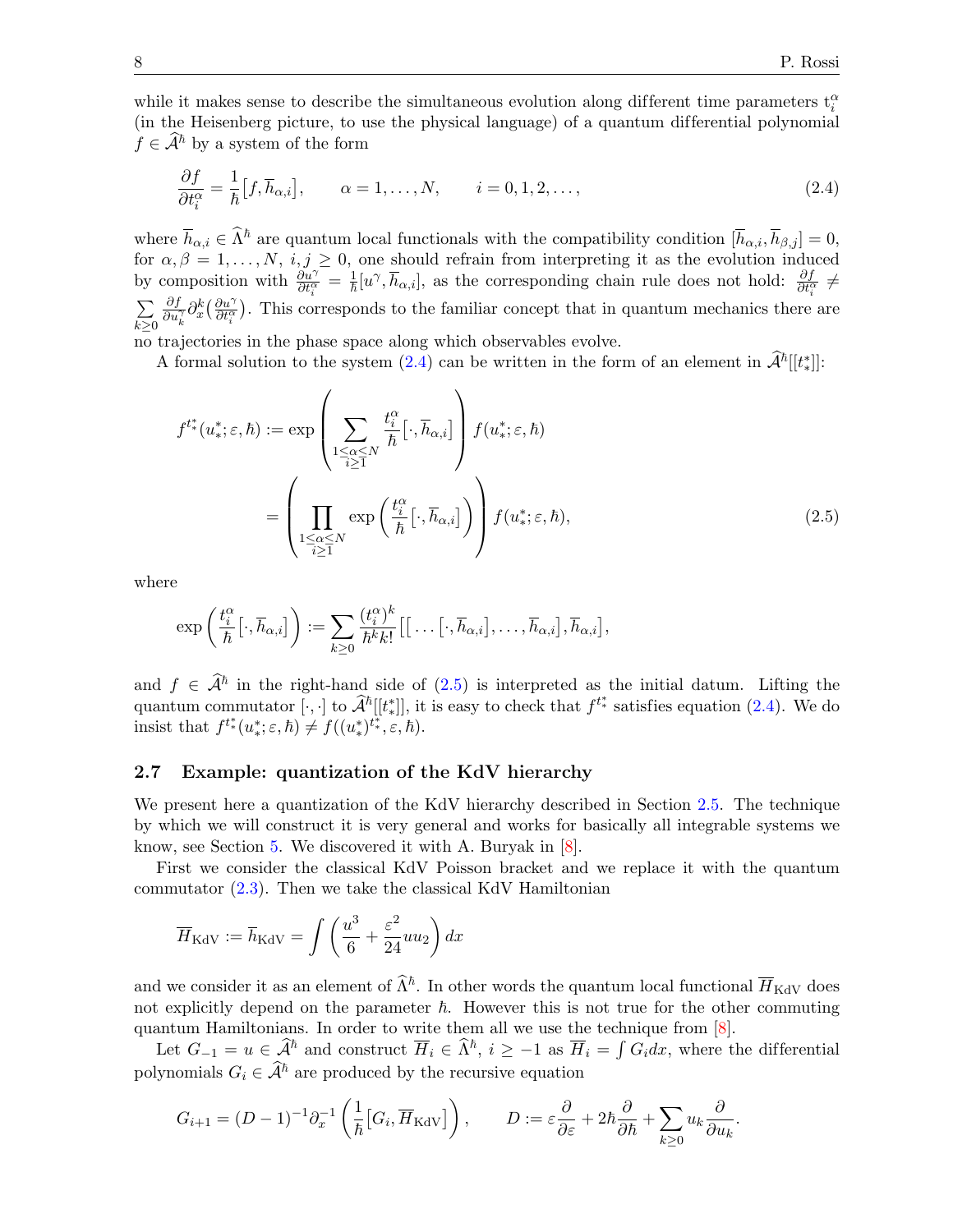while it makes sense to describe the simultaneous evolution along different time parameters $t_i^\alpha$ (in the Heisenberg picture, to use the physical language) of a quantum differential polynomial $f \in \widehat{\mathcal{A}}^\hbar$ by a system of the form

$$\frac{\partial f}{\partial t_i^\alpha} = \frac{1}{\hbar}\big[f, \overline{h}_{\alpha,i}\big], \qquad \alpha = 1,\dots,N, \qquad i = 0,1,2,\dots, \tag{2.4}$$

where $\overline{h}_{\alpha,i} \in \widehat{\Lambda}^\hbar$ are quantum local functionals with the compatibility condition $[\overline{h}_{\alpha,i}, \overline{h}_{\beta,j}] = 0$, for $\alpha,\beta = 1,\dots,N$, $i,j \geq 0$, one should refrain from interpreting it as the evolution induced by composition with $\frac{\partial u^\gamma}{\partial t_i^\alpha} = \frac{1}{\hbar}[u^\gamma, \overline{h}_{\alpha,i}]$, as the corresponding chain rule does not hold: $\frac{\partial f}{\partial t_i^\alpha} \neq \sum_{k\geq 0} \frac{\partial f}{\partial u_k^\gamma}\partial_x^k\big(\frac{\partial u^\gamma}{\partial t_i^\alpha}\big)$. This corresponds to the familiar concept that in quantum mechanics there are no trajectories in the phase space along which observables evolve.

A formal solution to the system (2.4) can be written in the form of an element in $\widehat{\mathcal{A}}^\hbar[[t_*^*]]$:

$$\begin{aligned} f^{t_*^*}(u_*^*;\varepsilon,\hbar) &:= \exp\left(\sum_{\substack{1\leq\alpha\leq N\\ i\geq 1}} \frac{t_i^\alpha}{\hbar}\big[\cdot, \overline{h}_{\alpha,i}\big]\right) f(u_*^*;\varepsilon,\hbar) \\ &= \left(\prod_{\substack{1\leq\alpha\leq N\\ i\geq 1}} \exp\left(\frac{t_i^\alpha}{\hbar}\big[\cdot, \overline{h}_{\alpha,i}\big]\right)\right) f(u_*^*;\varepsilon,\hbar), \end{aligned} \tag{2.5}$$

where

$$\exp\left(\frac{t_i^\alpha}{\hbar}\big[\cdot, \overline{h}_{\alpha,i}\big]\right) := \sum_{k\geq 0} \frac{(t_i^\alpha)^k}{\hbar^k k!}\big[\big[\dots\big[\cdot, \overline{h}_{\alpha,i}\big],\dots,\overline{h}_{\alpha,i}\big],\overline{h}_{\alpha,i}\big],$$

and $f \in \widehat{\mathcal{A}}^\hbar$ in the right-hand side of (2.5) is interpreted as the initial datum. Lifting the quantum commutator $[\cdot,\cdot]$ to $\widehat{\mathcal{A}}^\hbar[[t_*^*]]$, it is easy to check that $f^{t_*^*}$ satisfies equation (2.4). We do insist that $f^{t_*^*}(u_*^*;\varepsilon,\hbar) \neq f((u_*^*)^{t_*^*},\varepsilon,\hbar)$.

### 2.7 Example: quantization of the KdV hierarchy

We present here a quantization of the KdV hierarchy described in Section 2.5. The technique by which we will construct it is very general and works for basically all integrable systems we know, see Section 5. We discovered it with A. Buryak in [8].

First we consider the classical KdV Poisson bracket and we replace it with the quantum commutator (2.3). Then we take the classical KdV Hamiltonian

$$\overline{H}_{\mathrm{KdV}} := \overline{h}_{\mathrm{KdV}} = \int \left(\frac{u^3}{6} + \frac{\varepsilon^2}{24} u u_2\right) dx$$

and we consider it as an element of $\widehat{\Lambda}^\hbar$. In other words the quantum local functional $\overline{H}_{\mathrm{KdV}}$ does not explicitly depend on the parameter $\hbar$. However this is not true for the other commuting quantum Hamiltonians. In order to write them all we use the technique from [8].

Let $G_{-1} = u \in \widehat{\mathcal{A}}^\hbar$ and construct $\overline{H}_i \in \widehat{\Lambda}^\hbar$, $i \geq -1$ as $\overline{H}_i = \int G_i dx$, where the differential polynomials $G_i \in \widehat{\mathcal{A}}^\hbar$ are produced by the recursive equation

$$G_{i+1} = (D-1)^{-1}\partial_x^{-1}\left(\frac{1}{\hbar}\big[G_i, \overline{H}_{\mathrm{KdV}}\big]\right), \qquad D := \varepsilon\frac{\partial}{\partial\varepsilon} + 2\hbar\frac{\partial}{\partial\hbar} + \sum_{k\geq 0} u_k \frac{\partial}{\partial u_k}.$$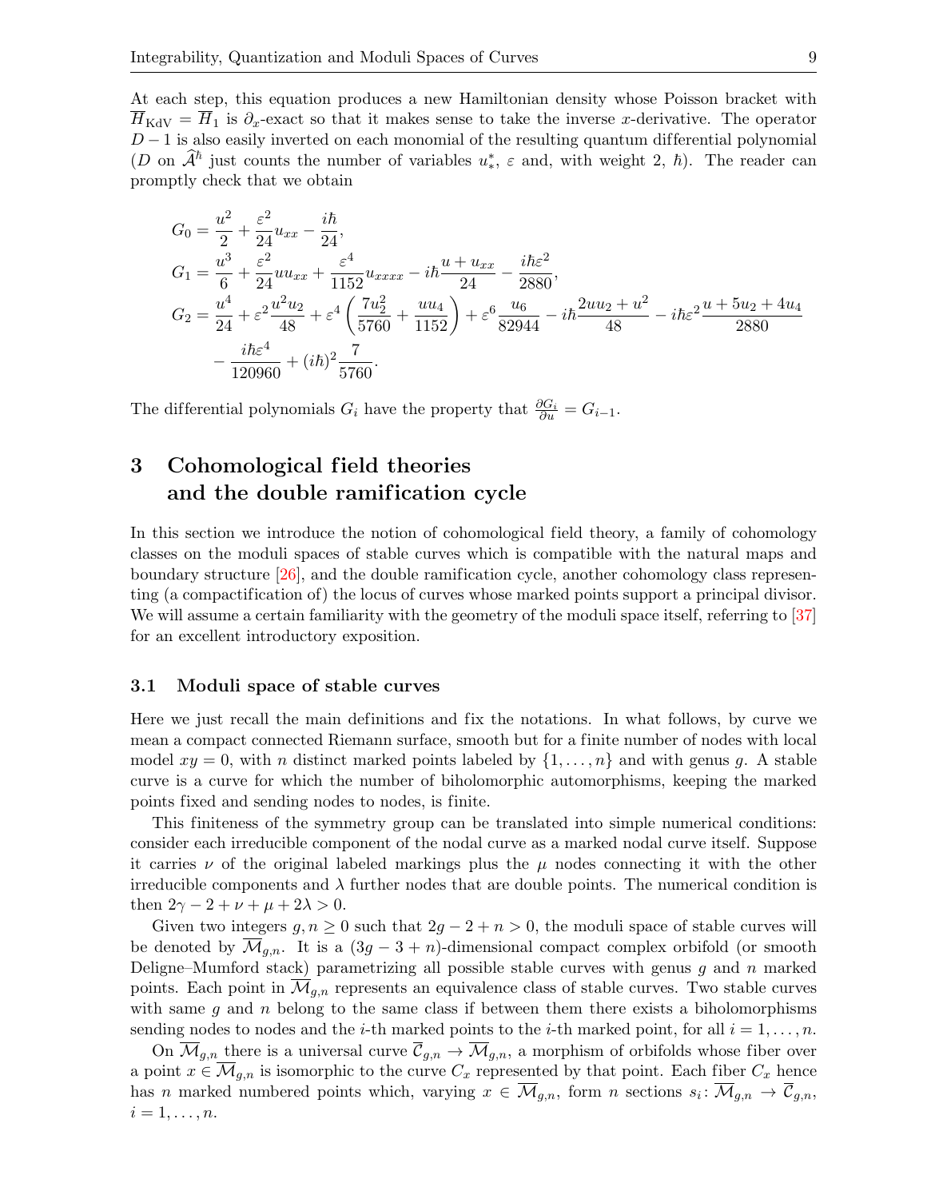At each step, this equation produces a new Hamiltonian density whose Poisson bracket with $\overline{H}_{\mathrm{KdV}} = \overline{H}_1$ is $\partial_x$-exact so that it makes sense to take the inverse $x$-derivative. The operator $D-1$ is also easily inverted on each monomial of the resulting quantum differential polynomial ($D$ on $\widehat{\mathcal{A}}^\hbar$ just counts the number of variables $u_*^*$, $\varepsilon$ and, with weight 2, $\hbar$). The reader can promptly check that we obtain

$$
\begin{aligned}
G_0 &= \frac{u^2}{2} + \frac{\varepsilon^2}{24}u_{xx} - \frac{i\hbar}{24},\\
G_1 &= \frac{u^3}{6} + \frac{\varepsilon^2}{24}uu_{xx} + \frac{\varepsilon^4}{1152}u_{xxxx} - i\hbar\frac{u+u_{xx}}{24} - \frac{i\hbar\varepsilon^2}{2880},\\
G_2 &= \frac{u^4}{24} + \varepsilon^2\frac{u^2u_2}{48} + \varepsilon^4\left(\frac{7u_2^2}{5760} + \frac{uu_4}{1152}\right) + \varepsilon^6\frac{u_6}{82944} - i\hbar\frac{2uu_2+u^2}{48} - i\hbar\varepsilon^2\frac{u+5u_2+4u_4}{2880}\\
&\quad - \frac{i\hbar\varepsilon^4}{120960} + (i\hbar)^2\frac{7}{5760}.
\end{aligned}
$$

The differential polynomials $G_i$ have the property that $\frac{\partial G_i}{\partial u} = G_{i-1}$.

# 3 Cohomological field theories and the double ramification cycle

In this section we introduce the notion of cohomological field theory, a family of cohomology classes on the moduli spaces of stable curves which is compatible with the natural maps and boundary structure [26], and the double ramification cycle, another cohomology class representing (a compactification of) the locus of curves whose marked points support a principal divisor. We will assume a certain familiarity with the geometry of the moduli space itself, referring to [37] for an excellent introductory exposition.

## 3.1 Moduli space of stable curves

Here we just recall the main definitions and fix the notations. In what follows, by curve we mean a compact connected Riemann surface, smooth but for a finite number of nodes with local model $xy = 0$, with $n$ distinct marked points labeled by $\{1,\dots,n\}$ and with genus $g$. A stable curve is a curve for which the number of biholomorphic automorphisms, keeping the marked points fixed and sending nodes to nodes, is finite.

This finiteness of the symmetry group can be translated into simple numerical conditions: consider each irreducible component of the nodal curve as a marked nodal curve itself. Suppose it carries $\nu$ of the original labeled markings plus the $\mu$ nodes connecting it with the other irreducible components and $\lambda$ further nodes that are double points. The numerical condition is then $2\gamma - 2 + \nu + \mu + 2\lambda > 0$.

Given two integers $g,n \geq 0$ such that $2g-2+n>0$, the moduli space of stable curves will be denoted by $\overline{\mathcal{M}}_{g,n}$. It is a $(3g-3+n)$-dimensional compact complex orbifold (or smooth Deligne–Mumford stack) parametrizing all possible stable curves with genus $g$ and $n$ marked points. Each point in $\overline{\mathcal{M}}_{g,n}$ represents an equivalence class of stable curves. Two stable curves with same $g$ and $n$ belong to the same class if between them there exists a biholomorphisms sending nodes to nodes and the $i$-th marked points to the $i$-th marked point, for all $i = 1,\dots,n$.

On $\overline{\mathcal{M}}_{g,n}$ there is a universal curve $\overline{\mathcal{C}}_{g,n} \to \overline{\mathcal{M}}_{g,n}$, a morphism of orbifolds whose fiber over a point $x \in \overline{\mathcal{M}}_{g,n}$ is isomorphic to the curve $C_x$ represented by that point. Each fiber $C_x$ hence has $n$ marked numbered points which, varying $x \in \overline{\mathcal{M}}_{g,n}$, form $n$ sections $s_i\colon \overline{\mathcal{M}}_{g,n} \to \overline{\mathcal{C}}_{g,n}$, $i = 1,\dots,n$.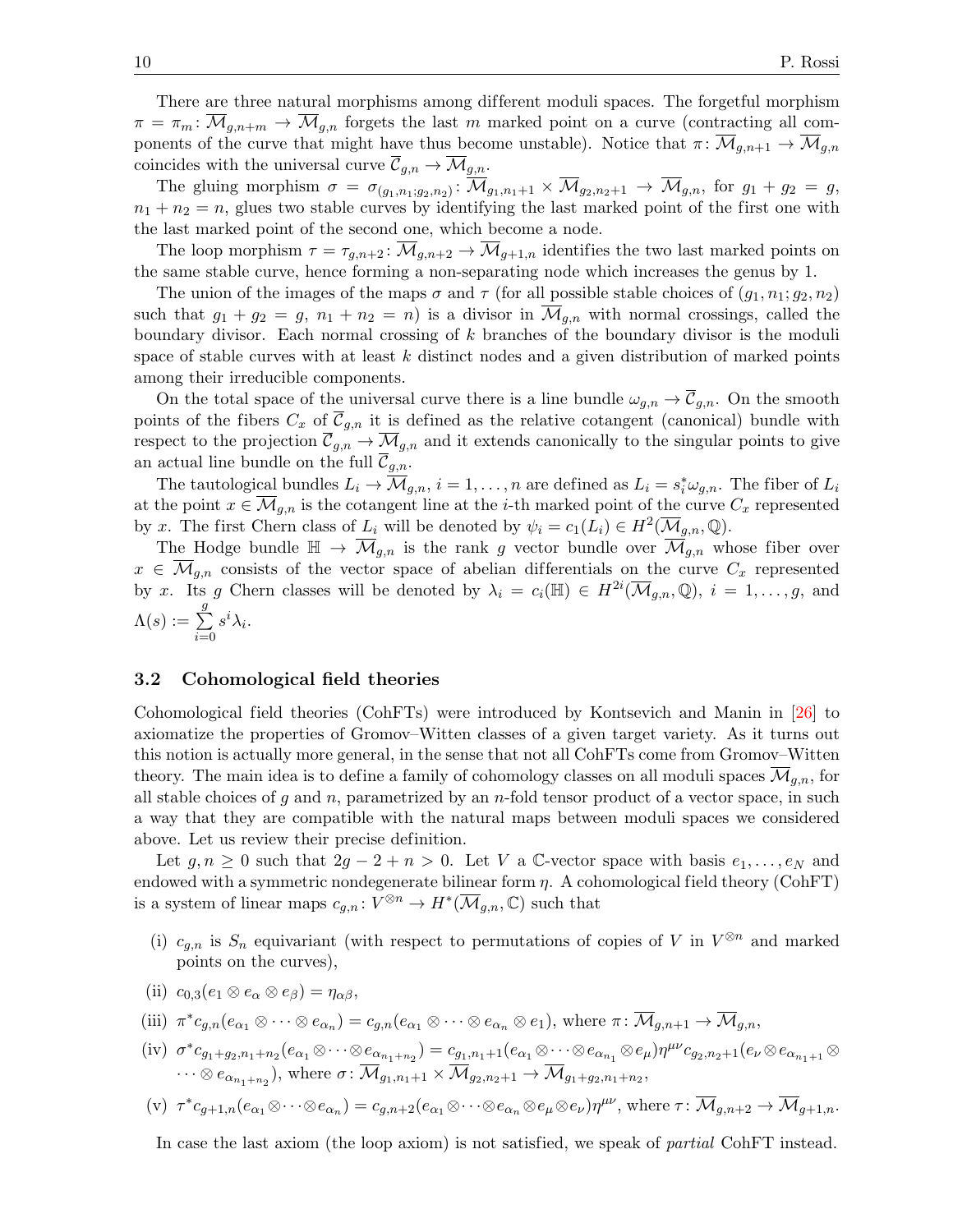There are three natural morphisms among different moduli spaces. The forgetful morphism $\pi = \pi_m\colon \overline{\mathcal{M}}_{g,n+m} \to \overline{\mathcal{M}}_{g,n}$ forgets the last $m$ marked point on a curve (contracting all components of the curve that might have thus become unstable). Notice that $\pi\colon \overline{\mathcal{M}}_{g,n+1} \to \overline{\mathcal{M}}_{g,n}$ coincides with the universal curve $\overline{\mathcal{C}}_{g,n} \to \overline{\mathcal{M}}_{g,n}$.

The gluing morphism $\sigma = \sigma_{(g_1,n_1;g_2,n_2)}\colon \overline{\mathcal{M}}_{g_1,n_1+1} \times \overline{\mathcal{M}}_{g_2,n_2+1} \to \overline{\mathcal{M}}_{g,n}$, for $g_1 + g_2 = g$, $n_1 + n_2 = n$, glues two stable curves by identifying the last marked point of the first one with the last marked point of the second one, which become a node.

The loop morphism $\tau = \tau_{g,n+2}\colon \overline{\mathcal{M}}_{g,n+2} \to \overline{\mathcal{M}}_{g+1,n}$ identifies the two last marked points on the same stable curve, hence forming a non-separating node which increases the genus by 1.

The union of the images of the maps $\sigma$ and $\tau$ (for all possible stable choices of $(g_1, n_1; g_2, n_2)$ such that $g_1 + g_2 = g$, $n_1 + n_2 = n$) is a divisor in $\overline{\mathcal{M}}_{g,n}$ with normal crossings, called the boundary divisor. Each normal crossing of $k$ branches of the boundary divisor is the moduli space of stable curves with at least $k$ distinct nodes and a given distribution of marked points among their irreducible components.

On the total space of the universal curve there is a line bundle $\omega_{g,n} \to \overline{\mathcal{C}}_{g,n}$. On the smooth points of the fibers $C_x$ of $\overline{\mathcal{C}}_{g,n}$ it is defined as the relative cotangent (canonical) bundle with respect to the projection $\overline{\mathcal{C}}_{g,n} \to \overline{\mathcal{M}}_{g,n}$ and it extends canonically to the singular points to give an actual line bundle on the full $\overline{\mathcal{C}}_{g,n}$.

The tautological bundles $L_i \to \overline{\mathcal{M}}_{g,n}$, $i = 1, \dots, n$ are defined as $L_i = s_i^* \omega_{g,n}$. The fiber of $L_i$ at the point $x \in \overline{\mathcal{M}}_{g,n}$ is the cotangent line at the $i$-th marked point of the curve $C_x$ represented by $x$. The first Chern class of $L_i$ will be denoted by $\psi_i = c_1(L_i) \in H^2(\overline{\mathcal{M}}_{g,n}, \mathbb{Q})$.

The Hodge bundle $\mathbb{H} \to \overline{\mathcal{M}}_{g,n}$ is the rank $g$ vector bundle over $\overline{\mathcal{M}}_{g,n}$ whose fiber over $x \in \overline{\mathcal{M}}_{g,n}$ consists of the vector space of abelian differentials on the curve $C_x$ represented by $x$. Its $g$ Chern classes will be denoted by $\lambda_i = c_i(\mathbb{H}) \in H^{2i}(\overline{\mathcal{M}}_{g,n}, \mathbb{Q})$, $i = 1, \dots, g$, and $\Lambda(s) := \sum_{i=0}^{g} s^i \lambda_i$.

### 3.2 Cohomological field theories

Cohomological field theories (CohFTs) were introduced by Kontsevich and Manin in [26] to axiomatize the properties of Gromov–Witten classes of a given target variety. As it turns out this notion is actually more general, in the sense that not all CohFTs come from Gromov–Witten theory. The main idea is to define a family of cohomology classes on all moduli spaces $\overline{\mathcal{M}}_{g,n}$, for all stable choices of $g$ and $n$, parametrized by an $n$-fold tensor product of a vector space, in such a way that they are compatible with the natural maps between moduli spaces we considered above. Let us review their precise definition.

Let $g, n \geq 0$ such that $2g - 2 + n > 0$. Let $V$ a $\mathbb{C}$-vector space with basis $e_1, \dots, e_N$ and endowed with a symmetric nondegenerate bilinear form $\eta$. A cohomological field theory (CohFT) is a system of linear maps $c_{g,n}\colon V^{\otimes n} \to H^*(\overline{\mathcal{M}}_{g,n}, \mathbb{C})$ such that

(i) $c_{g,n}$ is $S_n$ equivariant (with respect to permutations of copies of $V$ in $V^{\otimes n}$ and marked points on the curves),

(ii) $c_{0,3}(e_1 \otimes e_\alpha \otimes e_\beta) = \eta_{\alpha\beta}$,

(iii) $\pi^* c_{g,n}(e_{\alpha_1} \otimes \cdots \otimes e_{\alpha_n}) = c_{g,n}(e_{\alpha_1} \otimes \cdots \otimes e_{\alpha_n} \otimes e_1)$, where $\pi\colon \overline{\mathcal{M}}_{g,n+1} \to \overline{\mathcal{M}}_{g,n}$,

(iv) $\sigma^* c_{g_1+g_2,n_1+n_2}(e_{\alpha_1} \otimes \cdots \otimes e_{\alpha_{n_1+n_2}}) = c_{g_1,n_1+1}(e_{\alpha_1} \otimes \cdots \otimes e_{\alpha_{n_1}} \otimes e_\mu)\eta^{\mu\nu} c_{g_2,n_2+1}(e_\nu \otimes e_{\alpha_{n_1+1}} \otimes \cdots \otimes e_{\alpha_{n_1+n_2}})$, where $\sigma\colon \overline{\mathcal{M}}_{g_1,n_1+1} \times \overline{\mathcal{M}}_{g_2,n_2+1} \to \overline{\mathcal{M}}_{g_1+g_2,n_1+n_2}$,

(v) $\tau^* c_{g+1,n}(e_{\alpha_1} \otimes \cdots \otimes e_{\alpha_n}) = c_{g,n+2}(e_{\alpha_1} \otimes \cdots \otimes e_{\alpha_n} \otimes e_\mu \otimes e_\nu)\eta^{\mu\nu}$, where $\tau\colon \overline{\mathcal{M}}_{g,n+2} \to \overline{\mathcal{M}}_{g+1,n}$.

In case the last axiom (the loop axiom) is not satisfied, we speak of *partial* CohFT instead.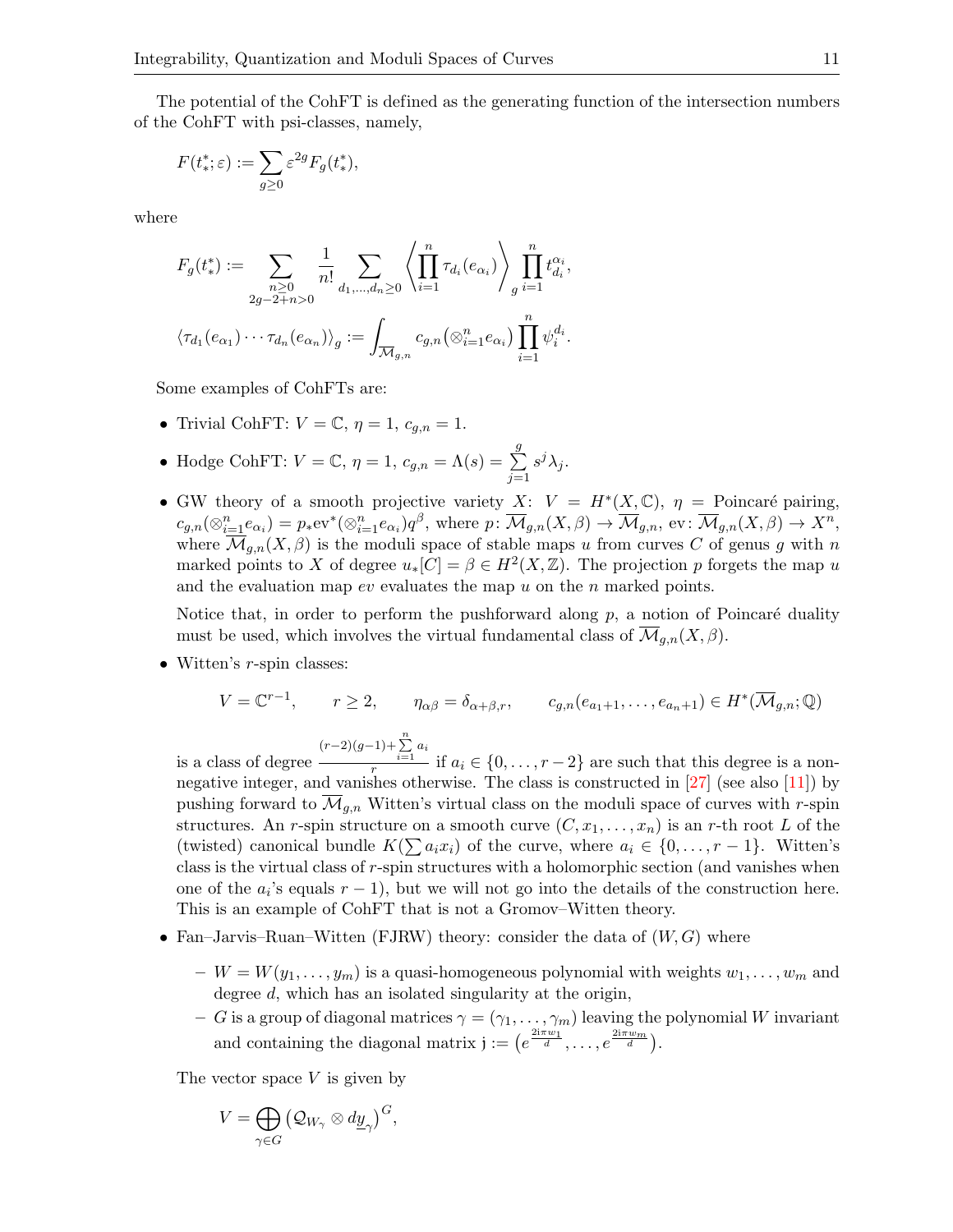The potential of the CohFT is defined as the generating function of the intersection numbers of the CohFT with psi-classes, namely,

$$F(t^*_*;\varepsilon) := \sum_{g\geq 0} \varepsilon^{2g} F_g(t^*_*),$$

where

$$F_g(t^*_*) := \sum_{\substack{n\geq 0\\ 2g-2+n>0}} \frac{1}{n!} \sum_{d_1,\dots,d_n\geq 0} \left\langle \prod_{i=1}^n \tau_{d_i}(e_{\alpha_i}) \right\rangle_g \prod_{i=1}^n t^{\alpha_i}_{d_i},$$

$$\langle \tau_{d_1}(e_{\alpha_1})\cdots\tau_{d_n}(e_{\alpha_n})\rangle_g := \int_{\overline{\mathcal{M}}_{g,n}} c_{g,n}\big(\otimes_{i=1}^n e_{\alpha_i}\big) \prod_{i=1}^n \psi_i^{d_i}.$$

Some examples of CohFTs are:

- Trivial CohFT: $V=\mathbb{C}$, $\eta=1$, $c_{g,n}=1$.
- Hodge CohFT: $V=\mathbb{C}$, $\eta=1$, $c_{g,n}=\Lambda(s)=\sum_{j=1}^{g} s^j\lambda_j$.
- GW theory of a smooth projective variety $X$: $V=H^*(X,\mathbb{C})$, $\eta=$ Poincaré pairing, $c_{g,n}(\otimes_{i=1}^n e_{\alpha_i}) = p_*\mathrm{ev}^*(\otimes_{i=1}^n e_{\alpha_i})q^\beta$, where $p\colon \overline{\mathcal{M}}_{g,n}(X,\beta)\to\overline{\mathcal{M}}_{g,n}$, $\mathrm{ev}\colon \overline{\mathcal{M}}_{g,n}(X,\beta)\to X^n$, where $\overline{\mathcal{M}}_{g,n}(X,\beta)$ is the moduli space of stable maps $u$ from curves $C$ of genus $g$ with $n$ marked points to $X$ of degree $u_*[C]=\beta\in H^2(X,\mathbb{Z})$. The projection $p$ forgets the map $u$ and the evaluation map $ev$ evaluates the map $u$ on the $n$ marked points.

  Notice that, in order to perform the pushforward along $p$, a notion of Poincaré duality must be used, which involves the virtual fundamental class of $\overline{\mathcal{M}}_{g,n}(X,\beta)$.
- Witten's $r$-spin classes:

  $$V=\mathbb{C}^{r-1}, \qquad r\geq 2, \qquad \eta_{\alpha\beta}=\delta_{\alpha+\beta,r}, \qquad c_{g,n}(e_{a_1+1},\dots,e_{a_n+1})\in H^*(\overline{\mathcal{M}}_{g,n};\mathbb{Q})$$

  is a class of degree $\frac{(r-2)(g-1)+\sum_{i=1}^n a_i}{r}$ if $a_i\in\{0,\dots,r-2\}$ are such that this degree is a non-negative integer, and vanishes otherwise. The class is constructed in [27] (see also [11]) by pushing forward to $\overline{\mathcal{M}}_{g,n}$ Witten's virtual class on the moduli space of curves with $r$-spin structures. An $r$-spin structure on a smooth curve $(C,x_1,\dots,x_n)$ is an $r$-th root $L$ of the (twisted) canonical bundle $K(\sum a_i x_i)$ of the curve, where $a_i\in\{0,\dots,r-1\}$. Witten's class is the virtual class of $r$-spin structures with a holomorphic section (and vanishes when one of the $a_i$'s equals $r-1$), but we will not go into the details of the construction here. This is an example of CohFT that is not a Gromov–Witten theory.
- Fan–Jarvis–Ruan–Witten (FJRW) theory: consider the data of $(W,G)$ where
  - $W=W(y_1,\dots,y_m)$ is a quasi-homogeneous polynomial with weights $w_1,\dots,w_m$ and degree $d$, which has an isolated singularity at the origin,
  - $G$ is a group of diagonal matrices $\gamma=(\gamma_1,\dots,\gamma_m)$ leaving the polynomial $W$ invariant and containing the diagonal matrix $\mathrm{j}:=\big(e^{\frac{2\mathrm{i}\pi w_1}{d}},\dots,e^{\frac{2\mathrm{i}\pi w_m}{d}}\big)$.

  The vector space $V$ is given by

  $$V=\bigoplus_{\gamma\in G}\big(\mathcal{Q}_{W_\gamma}\otimes d\underline{y}_\gamma\big)^G,$$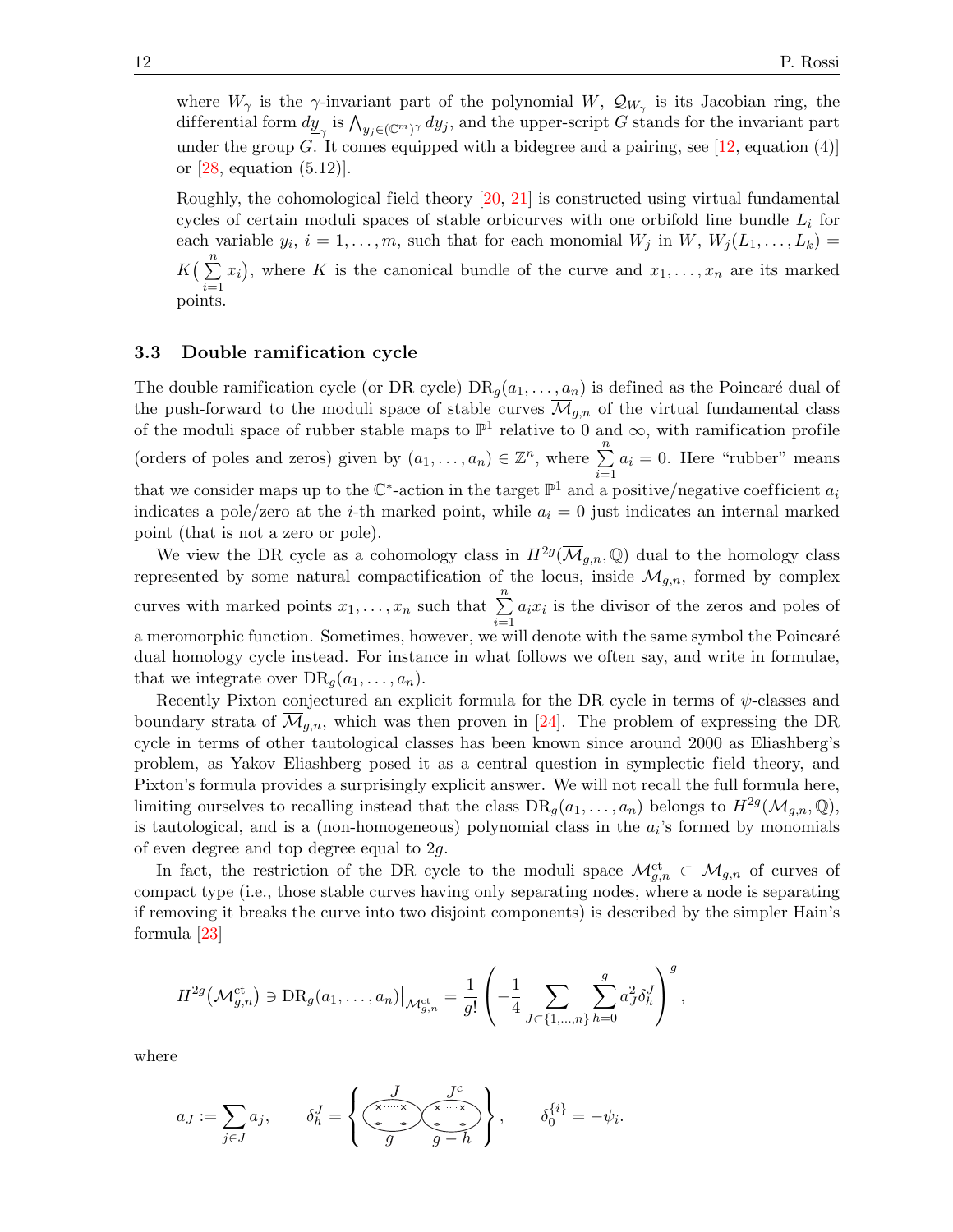where $W_\gamma$ is the $\gamma$-invariant part of the polynomial $W$, $\mathcal{Q}_{W_\gamma}$ is its Jacobian ring, the differential form $d\underline{y}_\gamma$ is $\bigwedge_{y_j \in (\mathbb{C}^m)^\gamma} dy_j$, and the upper-script $G$ stands for the invariant part under the group $G$. It comes equipped with a bidegree and a pairing, see [12, equation (4)] or [28, equation (5.12)].

Roughly, the cohomological field theory [20, 21] is constructed using virtual fundamental cycles of certain moduli spaces of stable orbicurves with one orbifold line bundle $L_i$ for each variable $y_i$, $i = 1, \ldots, m$, such that for each monomial $W_j$ in $W$, $W_j(L_1, \ldots, L_k) = K\big(\sum_{i=1}^{n} x_i\big)$, where $K$ is the canonical bundle of the curve and $x_1, \ldots, x_n$ are its marked points.

### 3.3 Double ramification cycle

The double ramification cycle (or DR cycle) $\mathrm{DR}_g(a_1, \ldots, a_n)$ is defined as the Poincaré dual of the push-forward to the moduli space of stable curves $\overline{\mathcal{M}}_{g,n}$ of the virtual fundamental class of the moduli space of rubber stable maps to $\mathbb{P}^1$ relative to $0$ and $\infty$, with ramification profile (orders of poles and zeros) given by $(a_1, \ldots, a_n) \in \mathbb{Z}^n$, where $\sum_{i=1}^{n} a_i = 0$. Here "rubber" means that we consider maps up to the $\mathbb{C}^*$-action in the target $\mathbb{P}^1$ and a positive/negative coefficient $a_i$ indicates a pole/zero at the $i$-th marked point, while $a_i = 0$ just indicates an internal marked point (that is not a zero or pole).

We view the DR cycle as a cohomology class in $H^{2g}(\overline{\mathcal{M}}_{g,n}, \mathbb{Q})$ dual to the homology class represented by some natural compactification of the locus, inside $\mathcal{M}_{g,n}$, formed by complex curves with marked points $x_1, \ldots, x_n$ such that $\sum_{i=1}^{n} a_i x_i$ is the divisor of the zeros and poles of a meromorphic function. Sometimes, however, we will denote with the same symbol the Poincaré dual homology cycle instead. For instance in what follows we often say, and write in formulae, that we integrate over $\mathrm{DR}_g(a_1, \ldots, a_n)$.

Recently Pixton conjectured an explicit formula for the DR cycle in terms of $\psi$-classes and boundary strata of $\overline{\mathcal{M}}_{g,n}$, which was then proven in [24]. The problem of expressing the DR cycle in terms of other tautological classes has been known since around 2000 as Eliashberg's problem, as Yakov Eliashberg posed it as a central question in symplectic field theory, and Pixton's formula provides a surprisingly explicit answer. We will not recall the full formula here, limiting ourselves to recalling instead that the class $\mathrm{DR}_g(a_1, \ldots, a_n)$ belongs to $H^{2g}(\overline{\mathcal{M}}_{g,n}, \mathbb{Q})$, is tautological, and is a (non-homogeneous) polynomial class in the $a_i$'s formed by monomials of even degree and top degree equal to $2g$.

In fact, the restriction of the DR cycle to the moduli space $\mathcal{M}^{\mathrm{ct}}_{g,n} \subset \overline{\mathcal{M}}_{g,n}$ of curves of compact type (i.e., those stable curves having only separating nodes, where a node is separating if removing it breaks the curve into two disjoint components) is described by the simpler Hain's formula [23]

$$H^{2g}\big(\mathcal{M}^{\mathrm{ct}}_{g,n}\big) \ni \mathrm{DR}_g(a_1, \ldots, a_n)\big|_{\mathcal{M}^{\mathrm{ct}}_{g,n}} = \frac{1}{g!}\left(-\frac{1}{4}\sum_{J \subset \{1,\ldots,n\}} \sum_{h=0}^{g} a_J^2 \delta_h^J\right)^g,$$

where

$$a_J := \sum_{j \in J} a_j, \qquad \delta_h^J = \left\{ \begin{array}{c} \text{curve with two components: genus } g \text{ carrying } J, \text{ genus } g-h \text{ carrying } J^c \end{array} \right\}, \qquad \delta_0^{\{i\}} = -\psi_i.$$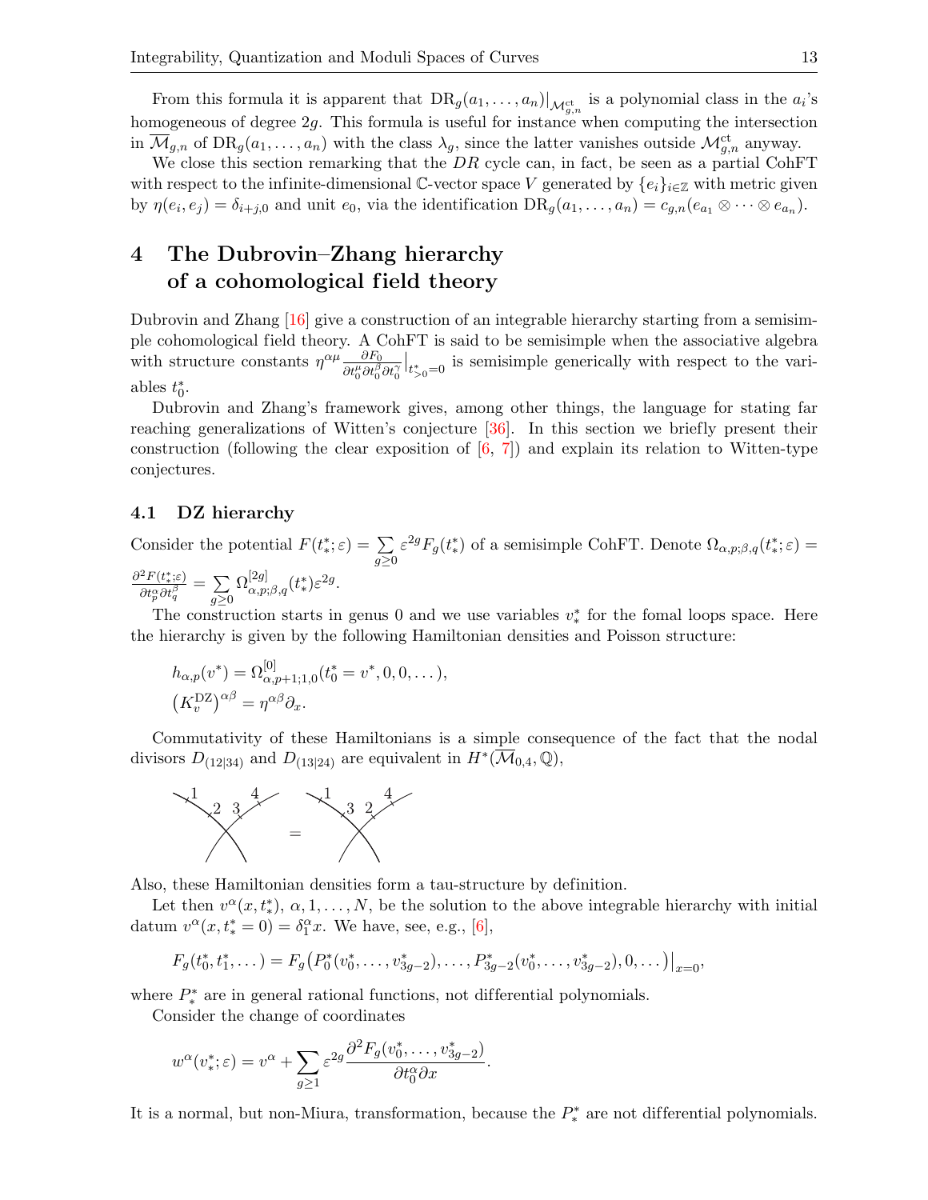From this formula it is apparent that $\mathrm{DR}_g(a_1,\dots,a_n)|_{\mathcal{M}^{\mathrm{ct}}_{g,n}}$ is a polynomial class in the $a_i$'s homogeneous of degree $2g$. This formula is useful for instance when computing the intersection in $\overline{\mathcal{M}}_{g,n}$ of $\mathrm{DR}_g(a_1,\dots,a_n)$ with the class $\lambda_g$, since the latter vanishes outside $\mathcal{M}^{\mathrm{ct}}_{g,n}$ anyway.

We close this section remarking that the $DR$ cycle can, in fact, be seen as a partial CohFT with respect to the infinite-dimensional $\mathbb{C}$-vector space $V$ generated by $\{e_i\}_{i\in\mathbb{Z}}$ with metric given by $\eta(e_i,e_j)=\delta_{i+j,0}$ and unit $e_0$, via the identification $\mathrm{DR}_g(a_1,\dots,a_n)=c_{g,n}(e_{a_1}\otimes\cdots\otimes e_{a_n})$.

# 4 The Dubrovin–Zhang hierarchy of a cohomological field theory

Dubrovin and Zhang [16] give a construction of an integrable hierarchy starting from a semisimple cohomological field theory. A CohFT is said to be semisimple when the associative algebra with structure constants $\eta^{\alpha\mu}\frac{\partial F_0}{\partial t_0^\mu\partial t_0^\beta\partial t_0^\gamma}\big|_{t^*_{>0}=0}$ is semisimple generically with respect to the variables $t_0^*$.

Dubrovin and Zhang's framework gives, among other things, the language for stating far reaching generalizations of Witten's conjecture [36]. In this section we briefly present their construction (following the clear exposition of [6, 7]) and explain its relation to Witten-type conjectures.

## 4.1 DZ hierarchy

Consider the potential $F(t_*^*;\varepsilon)=\sum_{g\geq 0}\varepsilon^{2g}F_g(t_*^*)$ of a semisimple CohFT. Denote $\Omega_{\alpha,p;\beta,q}(t_*^*;\varepsilon)=\frac{\partial^2 F(t_*^*;\varepsilon)}{\partial t_p^\alpha\partial t_q^\beta}=\sum_{g\geq 0}\Omega^{[2g]}_{\alpha,p;\beta,q}(t_*^*)\varepsilon^{2g}$.

The construction starts in genus 0 and we use variables $v_*^*$ for the fomal loops space. Here the hierarchy is given by the following Hamiltonian densities and Poisson structure:

$$
\begin{aligned}
&h_{\alpha,p}(v^*)=\Omega^{[0]}_{\alpha,p+1;1,0}(t_0^*=v^*,0,0,\dots),\\
&\left(K_v^{\mathrm{DZ}}\right)^{\alpha\beta}=\eta^{\alpha\beta}\partial_x.
\end{aligned}
$$

Commutativity of these Hamiltonians is a simple consequence of the fact that the nodal divisors $D_{(12|34)}$ and $D_{(13|24)}$ are equivalent in $H^*(\overline{\mathcal{M}}_{0,4},\mathbb{Q})$,

Also, these Hamiltonian densities form a tau-structure by definition.

Let then $v^\alpha(x,t_*^*)$, $\alpha,1,\dots,N$, be the solution to the above integrable hierarchy with initial datum $v^\alpha(x,t_*^*=0)=\delta_1^\alpha x$. We have, see, e.g., [6],

$$
F_g(t_0^*,t_1^*,\dots)=F_g\big(P_0^*(v_0^*,\dots,v_{3g-2}^*),\dots,P_{3g-2}^*(v_0^*,\dots,v_{3g-2}^*),0,\dots\big)\big|_{x=0},
$$

where $P_*^*$ are in general rational functions, not differential polynomials.

Consider the change of coordinates

$$
w^\alpha(v_*^*;\varepsilon)=v^\alpha+\sum_{g\geq 1}\varepsilon^{2g}\frac{\partial^2 F_g(v_0^*,\dots,v_{3g-2}^*)}{\partial t_0^\alpha\partial x}.
$$

It is a normal, but non-Miura, transformation, because the $P_*^*$ are not differential polynomials.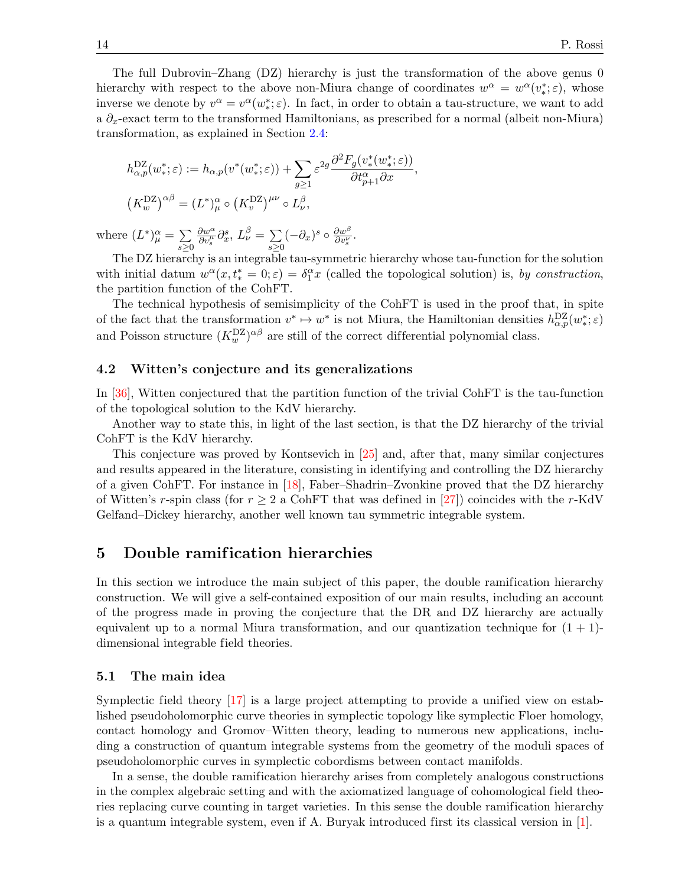The full Dubrovin–Zhang (DZ) hierarchy is just the transformation of the above genus 0 hierarchy with respect to the above non-Miura change of coordinates $w^\alpha = w^\alpha(v^*_*;\varepsilon)$, whose inverse we denote by $v^\alpha = v^\alpha(w^*_*;\varepsilon)$. In fact, in order to obtain a tau-structure, we want to add a $\partial_x$-exact term to the transformed Hamiltonians, as prescribed for a normal (albeit non-Miura) transformation, as explained in Section 2.4:

$$
\begin{aligned}
&h^{\mathrm{DZ}}_{\alpha,p}(w^*_*;\varepsilon) := h_{\alpha,p}(v^*(w^*_*;\varepsilon)) + \sum_{g\geq 1} \varepsilon^{2g} \frac{\partial^2 F_g(v^*_*(w^*_*;\varepsilon))}{\partial t^\alpha_{p+1}\partial x},\\
&\left(K^{\mathrm{DZ}}_w\right)^{\alpha\beta} = (L^*)^\alpha_\mu \circ \left(K^{\mathrm{DZ}}_v\right)^{\mu\nu} \circ L^\beta_\nu,
\end{aligned}
$$

where $(L^*)^\alpha_\mu = \sum_{s\geq 0} \frac{\partial w^\alpha}{\partial v^\mu_s}\partial^s_x$, $L^\beta_\nu = \sum_{s\geq 0} (-\partial_x)^s \circ \frac{\partial w^\beta}{\partial v^\nu_s}$.

The DZ hierarchy is an integrable tau-symmetric hierarchy whose tau-function for the solution with initial datum $w^\alpha(x, t^*_* = 0;\varepsilon) = \delta^\alpha_1 x$ (called the topological solution) is, *by construction*, the partition function of the CohFT.

The technical hypothesis of semisimplicity of the CohFT is used in the proof that, in spite of the fact that the transformation $v^* \mapsto w^*$ is not Miura, the Hamiltonian densities $h^{\mathrm{DZ}}_{\alpha,p}(w^*_*;\varepsilon)$ and Poisson structure $(K^{\mathrm{DZ}}_w)^{\alpha\beta}$ are still of the correct differential polynomial class.

### 4.2 Witten's conjecture and its generalizations

In [36], Witten conjectured that the partition function of the trivial CohFT is the tau-function of the topological solution to the KdV hierarchy.

Another way to state this, in light of the last section, is that the DZ hierarchy of the trivial CohFT is the KdV hierarchy.

This conjecture was proved by Kontsevich in [25] and, after that, many similar conjectures and results appeared in the literature, consisting in identifying and controlling the DZ hierarchy of a given CohFT. For instance in [18], Faber–Shadrin–Zvonkine proved that the DZ hierarchy of Witten's $r$-spin class (for $r \geq 2$ a CohFT that was defined in [27]) coincides with the $r$-KdV Gelfand–Dickey hierarchy, another well known tau symmetric integrable system.

## 5 Double ramification hierarchies

In this section we introduce the main subject of this paper, the double ramification hierarchy construction. We will give a self-contained exposition of our main results, including an account of the progress made in proving the conjecture that the DR and DZ hierarchy are actually equivalent up to a normal Miura transformation, and our quantization technique for $(1+1)$-dimensional integrable field theories.

### 5.1 The main idea

Symplectic field theory [17] is a large project attempting to provide a unified view on established pseudoholomorphic curve theories in symplectic topology like symplectic Floer homology, contact homology and Gromov–Witten theory, leading to numerous new applications, including a construction of quantum integrable systems from the geometry of the moduli spaces of pseudoholomorphic curves in symplectic cobordisms between contact manifolds.

In a sense, the double ramification hierarchy arises from completely analogous constructions in the complex algebraic setting and with the axiomatized language of cohomological field theories replacing curve counting in target varieties. In this sense the double ramification hierarchy is a quantum integrable system, even if A. Buryak introduced first its classical version in [1].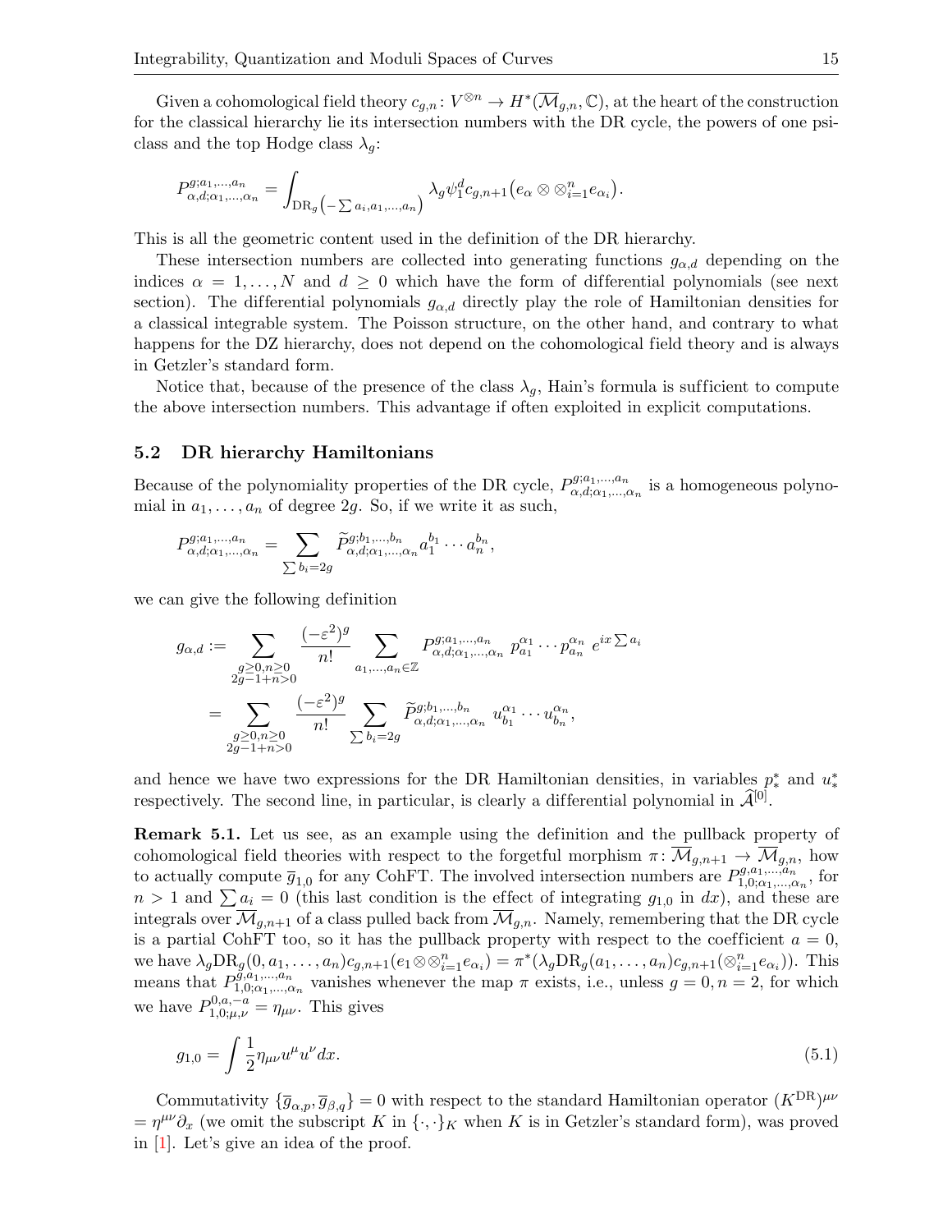Given a cohomological field theory $c_{g,n}\colon V^{\otimes n} \to H^*(\overline{\mathcal{M}}_{g,n}, \mathbb{C})$, at the heart of the construction for the classical hierarchy lie its intersection numbers with the DR cycle, the powers of one psi-class and the top Hodge class $\lambda_g$:

$$P^{g;a_1,\dots,a_n}_{\alpha,d;\alpha_1,\dots,\alpha_n} = \int_{\mathrm{DR}_g\left(-\sum a_i, a_1,\dots,a_n\right)} \lambda_g \psi_1^d c_{g,n+1}\left(e_\alpha \otimes \otimes_{i=1}^n e_{\alpha_i}\right).$$

This is all the geometric content used in the definition of the DR hierarchy.

These intersection numbers are collected into generating functions $g_{\alpha,d}$ depending on the indices $\alpha = 1,\dots,N$ and $d \geq 0$ which have the form of differential polynomials (see next section). The differential polynomials $g_{\alpha,d}$ directly play the role of Hamiltonian densities for a classical integrable system. The Poisson structure, on the other hand, and contrary to what happens for the DZ hierarchy, does not depend on the cohomological field theory and is always in Getzler's standard form.

Notice that, because of the presence of the class $\lambda_g$, Hain's formula is sufficient to compute the above intersection numbers. This advantage if often exploited in explicit computations.

## 5.2 DR hierarchy Hamiltonians

Because of the polynomiality properties of the DR cycle, $P^{g;a_1,\dots,a_n}_{\alpha,d;\alpha_1,\dots,\alpha_n}$ is a homogeneous polynomial in $a_1,\dots,a_n$ of degree $2g$. So, if we write it as such,

$$P^{g;a_1,\dots,a_n}_{\alpha,d;\alpha_1,\dots,\alpha_n} = \sum_{\sum b_i = 2g} \widetilde{P}^{g;b_1,\dots,b_n}_{\alpha,d;\alpha_1,\dots,\alpha_n} a_1^{b_1}\cdots a_n^{b_n},$$

we can give the following definition

$$\begin{aligned} g_{\alpha,d} &:= \sum_{\substack{g\geq 0, n\geq 0\\ 2g-1+n>0}} \frac{(-\varepsilon^2)^g}{n!} \sum_{a_1,\dots,a_n\in\mathbb{Z}} P^{g;a_1,\dots,a_n}_{\alpha,d;\alpha_1,\dots,\alpha_n}\; p^{\alpha_1}_{a_1}\cdots p^{\alpha_n}_{a_n}\; e^{ix\sum a_i} \\ &= \sum_{\substack{g\geq 0, n\geq 0\\ 2g-1+n>0}} \frac{(-\varepsilon^2)^g}{n!} \sum_{\sum b_i = 2g} \widetilde{P}^{g;b_1,\dots,b_n}_{\alpha,d;\alpha_1,\dots,\alpha_n}\; u^{\alpha_1}_{b_1}\cdots u^{\alpha_n}_{b_n}, \end{aligned}$$

and hence we have two expressions for the DR Hamiltonian densities, in variables $p^*_*$ and $u^*_*$ respectively. The second line, in particular, is clearly a differential polynomial in $\widehat{\mathcal{A}}^{[0]}$.

**Remark 5.1.** Let us see, as an example using the definition and the pullback property of cohomological field theories with respect to the forgetful morphism $\pi\colon \overline{\mathcal{M}}_{g,n+1} \to \overline{\mathcal{M}}_{g,n}$, how to actually compute $\overline{g}_{1,0}$ for any CohFT. The involved intersection numbers are $P^{g,a_1,\dots,a_n}_{1,0;\alpha_1,\dots,\alpha_n}$, for $n > 1$ and $\sum a_i = 0$ (this last condition is the effect of integrating $g_{1,0}$ in $dx$), and these are integrals over $\overline{\mathcal{M}}_{g,n+1}$ of a class pulled back from $\overline{\mathcal{M}}_{g,n}$. Namely, remembering that the DR cycle is a partial CohFT too, so it has the pullback property with respect to the coefficient $a = 0$, we have $\lambda_g \mathrm{DR}_g(0, a_1,\dots,a_n) c_{g,n+1}(e_1 \otimes \otimes_{i=1}^n e_{\alpha_i}) = \pi^*(\lambda_g \mathrm{DR}_g(a_1,\dots,a_n) c_{g,n+1}(\otimes_{i=1}^n e_{\alpha_i}))$. This means that $P^{g,a_1,\dots,a_n}_{1,0;\alpha_1,\dots,\alpha_n}$ vanishes whenever the map $\pi$ exists, i.e., unless $g = 0, n = 2$, for which we have $P^{0,a,-a}_{1,0;\mu,\nu} = \eta_{\mu\nu}$. This gives

$$g_{1,0} = \int \frac{1}{2}\eta_{\mu\nu} u^\mu u^\nu dx. \tag{5.1}$$

Commutativity $\{\overline{g}_{\alpha,p}, \overline{g}_{\beta,q}\} = 0$ with respect to the standard Hamiltonian operator $(K^{\mathrm{DR}})^{\mu\nu} = \eta^{\mu\nu}\partial_x$ (we omit the subscript $K$ in $\{\cdot,\cdot\}_K$ when $K$ is in Getzler's standard form), was proved in [1]. Let's give an idea of the proof.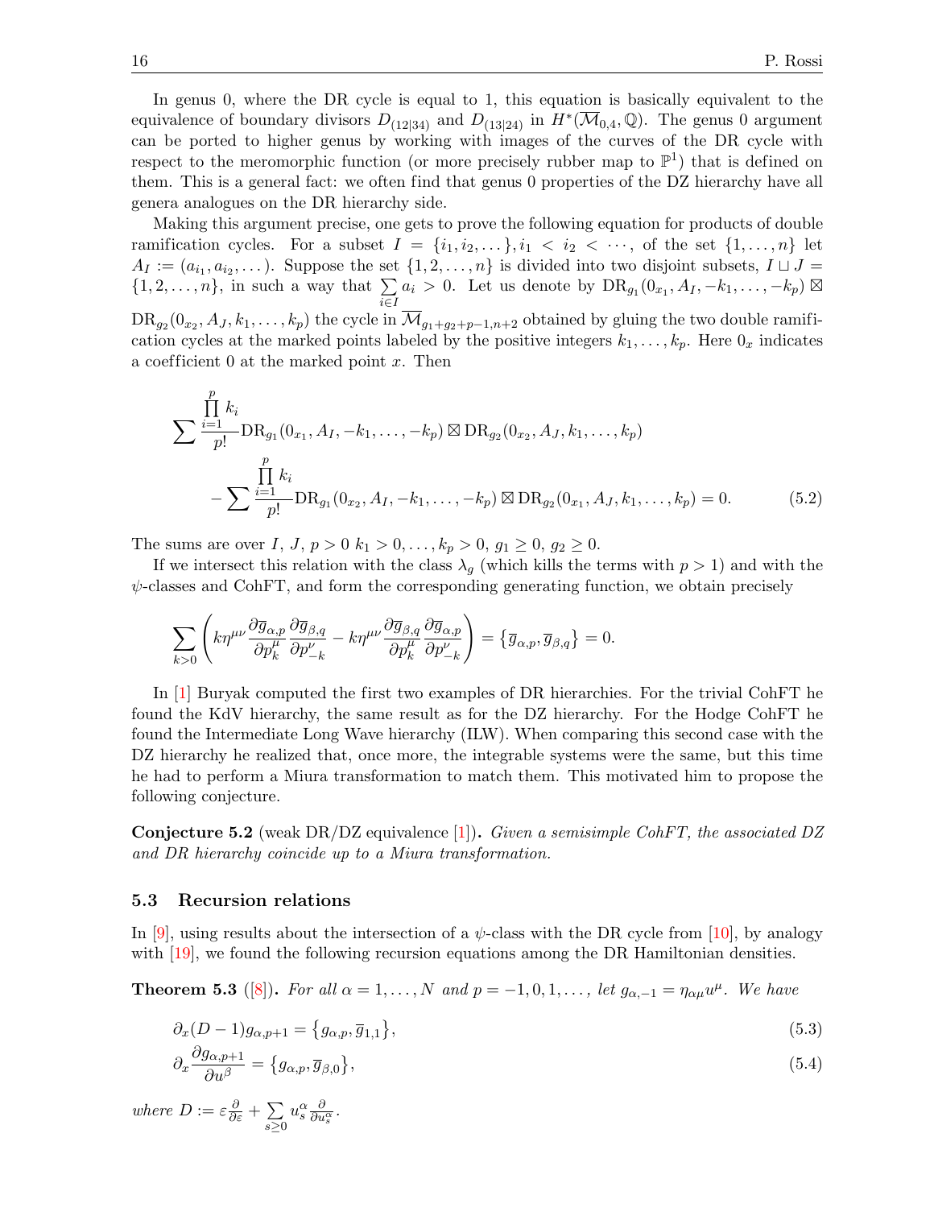In genus 0, where the DR cycle is equal to 1, this equation is basically equivalent to the equivalence of boundary divisors $D_{(12|34)}$ and $D_{(13|24)}$ in $H^*(\overline{\mathcal{M}}_{0,4},\mathbb{Q})$. The genus 0 argument can be ported to higher genus by working with images of the curves of the DR cycle with respect to the meromorphic function (or more precisely rubber map to $\mathbb{P}^1$) that is defined on them. This is a general fact: we often find that genus 0 properties of the DZ hierarchy have all genera analogues on the DR hierarchy side.

Making this argument precise, one gets to prove the following equation for products of double ramification cycles. For a subset $I=\{i_1,i_2,\dots\}, i_1<i_2<\cdots$, of the set $\{1,\dots,n\}$ let $A_I:=(a_{i_1},a_{i_2},\dots)$. Suppose the set $\{1,2,\dots,n\}$ is divided into two disjoint subsets, $I\sqcup J=\{1,2,\dots,n\}$, in such a way that $\sum\limits_{i\in I}a_i>0$. Let us denote by $\mathrm{DR}_{g_1}(0_{x_1},A_I,-k_1,\dots,-k_p)\boxtimes\mathrm{DR}_{g_2}(0_{x_2},A_J,k_1,\dots,k_p)$ the cycle in $\overline{\mathcal{M}}_{g_1+g_2+p-1,n+2}$ obtained by gluing the two double ramification cycles at the marked points labeled by the positive integers $k_1,\dots,k_p$. Here $0_x$ indicates a coefficient 0 at the marked point $x$. Then

$$
\begin{aligned}
&\sum\frac{\prod_{i=1}^{p}k_i}{p!}\mathrm{DR}_{g_1}(0_{x_1},A_I,-k_1,\dots,-k_p)\boxtimes\mathrm{DR}_{g_2}(0_{x_2},A_J,k_1,\dots,k_p)\\
&\qquad-\sum\frac{\prod_{i=1}^{p}k_i}{p!}\mathrm{DR}_{g_1}(0_{x_2},A_I,-k_1,\dots,-k_p)\boxtimes\mathrm{DR}_{g_2}(0_{x_1},A_J,k_1,\dots,k_p)=0.
\end{aligned}\tag{5.2}
$$

The sums are over $I$, $J$, $p>0$ $k_1>0,\dots,k_p>0$, $g_1\geq 0$, $g_2\geq 0$.

If we intersect this relation with the class $\lambda_g$ (which kills the terms with $p>1$) and with the $\psi$-classes and CohFT, and form the corresponding generating function, we obtain precisely

$$
\sum_{k>0}\left(k\eta^{\mu\nu}\frac{\partial\overline{g}_{\alpha,p}}{\partial p^\mu_k}\frac{\partial\overline{g}_{\beta,q}}{\partial p^\nu_{-k}}-k\eta^{\mu\nu}\frac{\partial\overline{g}_{\beta,q}}{\partial p^\mu_k}\frac{\partial\overline{g}_{\alpha,p}}{\partial p^\nu_{-k}}\right)=\{\overline{g}_{\alpha,p},\overline{g}_{\beta,q}\}=0.
$$

In [1] Buryak computed the first two examples of DR hierarchies. For the trivial CohFT he found the KdV hierarchy, the same result as for the DZ hierarchy. For the Hodge CohFT he found the Intermediate Long Wave hierarchy (ILW). When comparing this second case with the DZ hierarchy he realized that, once more, the integrable systems were the same, but this time he had to perform a Miura transformation to match them. This motivated him to propose the following conjecture.

**Conjecture 5.2** (weak DR/DZ equivalence [1])**.** *Given a semisimple CohFT, the associated DZ and DR hierarchy coincide up to a Miura transformation.*

### 5.3 Recursion relations

In [9], using results about the intersection of a $\psi$-class with the DR cycle from [10], by analogy with [19], we found the following recursion equations among the DR Hamiltonian densities.

**Theorem 5.3** ([8])**.** *For all $\alpha=1,\dots,N$ and $p=-1,0,1,\dots,$ let $g_{\alpha,-1}=\eta_{\alpha\mu}u^\mu$. We have*

$$
\partial_x(D-1)g_{\alpha,p+1}=\{g_{\alpha,p},\overline{g}_{1,1}\},\tag{5.3}
$$

$$
\partial_x\frac{\partial g_{\alpha,p+1}}{\partial u^\beta}=\{g_{\alpha,p},\overline{g}_{\beta,0}\},\tag{5.4}
$$

*where $D:=\varepsilon\frac{\partial}{\partial\varepsilon}+\sum\limits_{s\geq 0}u^\alpha_s\frac{\partial}{\partial u^\alpha_s}$.*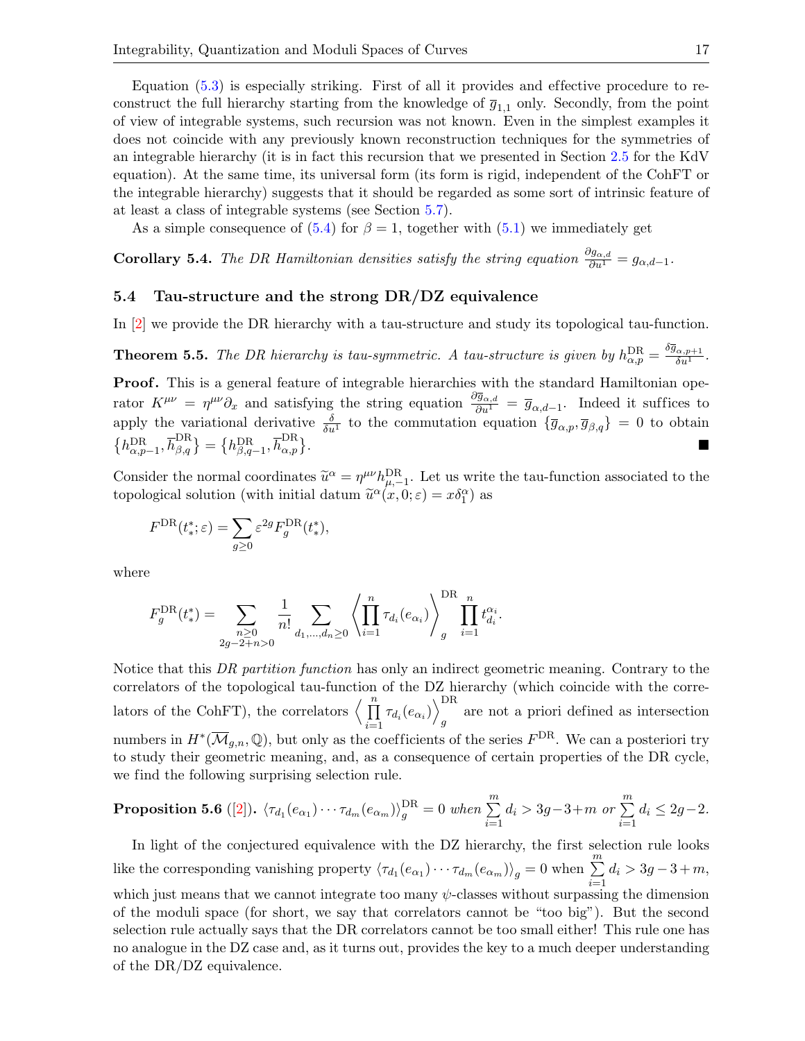Equation (5.3) is especially striking. First of all it provides and effective procedure to reconstruct the full hierarchy starting from the knowledge of $\overline{g}_{1,1}$ only. Secondly, from the point of view of integrable systems, such recursion was not known. Even in the simplest examples it does not coincide with any previously known reconstruction techniques for the symmetries of an integrable hierarchy (it is in fact this recursion that we presented in Section 2.5 for the KdV equation). At the same time, its universal form (its form is rigid, independent of the CohFT or the integrable hierarchy) suggests that it should be regarded as some sort of intrinsic feature of at least a class of integrable systems (see Section 5.7).

As a simple consequence of (5.4) for $\beta = 1$, together with (5.1) we immediately get

**Corollary 5.4.** *The DR Hamiltonian densities satisfy the string equation* $\frac{\partial g_{\alpha,d}}{\partial u^1} = g_{\alpha,d-1}$.

## 5.4 Tau-structure and the strong DR/DZ equivalence

In [2] we provide the DR hierarchy with a tau-structure and study its topological tau-function.

**Theorem 5.5.** *The DR hierarchy is tau-symmetric. A tau-structure is given by* $h^{\mathrm{DR}}_{\alpha,p} = \frac{\delta \overline{g}_{\alpha,p+1}}{\delta u^1}$.

**Proof.** This is a general feature of integrable hierarchies with the standard Hamiltonian operator $K^{\mu\nu} = \eta^{\mu\nu}\partial_x$ and satisfying the string equation $\frac{\partial \overline{g}_{\alpha,d}}{\partial u^1} = \overline{g}_{\alpha,d-1}$. Indeed it suffices to apply the variational derivative $\frac{\delta}{\delta u^1}$ to the commutation equation $\{\overline{g}_{\alpha,p}, \overline{g}_{\beta,q}\} = 0$ to obtain $\{h^{\mathrm{DR}}_{\alpha,p-1}, \overline{h}^{\mathrm{DR}}_{\beta,q}\} = \{h^{\mathrm{DR}}_{\beta,q-1}, \overline{h}^{\mathrm{DR}}_{\alpha,p}\}$. ■

Consider the normal coordinates $\widetilde{u}^\alpha = \eta^{\mu\nu} h^{\mathrm{DR}}_{\mu,-1}$. Let us write the tau-function associated to the topological solution (with initial datum $\widetilde{u}^\alpha(x,0;\varepsilon) = x\delta^\alpha_1$) as

$$F^{\mathrm{DR}}(t^*_*;\varepsilon) = \sum_{g\geq 0} \varepsilon^{2g} F^{\mathrm{DR}}_g(t^*_*),$$

where

$$F^{\mathrm{DR}}_g(t^*_*) = \sum_{\substack{n\geq 0\\ 2g-2+n>0}} \frac{1}{n!} \sum_{d_1,\ldots,d_n\geq 0} \left\langle \prod_{i=1}^n \tau_{d_i}(e_{\alpha_i}) \right\rangle^{\mathrm{DR}}_g \prod_{i=1}^n t^{\alpha_i}_{d_i}.$$

Notice that this *DR partition function* has only an indirect geometric meaning. Contrary to the correlators of the topological tau-function of the DZ hierarchy (which coincide with the correlators of the CohFT), the correlators $\left\langle \prod_{i=1}^n \tau_{d_i}(e_{\alpha_i}) \right\rangle^{\mathrm{DR}}_g$ are not a priori defined as intersection numbers in $H^*(\overline{\mathcal{M}}_{g,n}, \mathbb{Q})$, but only as the coefficients of the series $F^{\mathrm{DR}}$. We can a posteriori try to study their geometric meaning, and, as a consequence of certain properties of the DR cycle, we find the following surprising selection rule.

**Proposition 5.6** ([2])**.** $\langle \tau_{d_1}(e_{\alpha_1}) \cdots \tau_{d_m}(e_{\alpha_m}) \rangle^{\mathrm{DR}}_g = 0$ *when* $\sum_{i=1}^m d_i > 3g-3+m$ *or* $\sum_{i=1}^m d_i \leq 2g-2$.

In light of the conjectured equivalence with the DZ hierarchy, the first selection rule looks like the corresponding vanishing property $\langle \tau_{d_1}(e_{\alpha_1}) \cdots \tau_{d_m}(e_{\alpha_m}) \rangle_g = 0$ when $\sum_{i=1}^m d_i > 3g-3+m$, which just means that we cannot integrate too many $\psi$-classes without surpassing the dimension of the moduli space (for short, we say that correlators cannot be "too big"). But the second selection rule actually says that the DR correlators cannot be too small either! This rule one has no analogue in the DZ case and, as it turns out, provides the key to a much deeper understanding of the DR/DZ equivalence.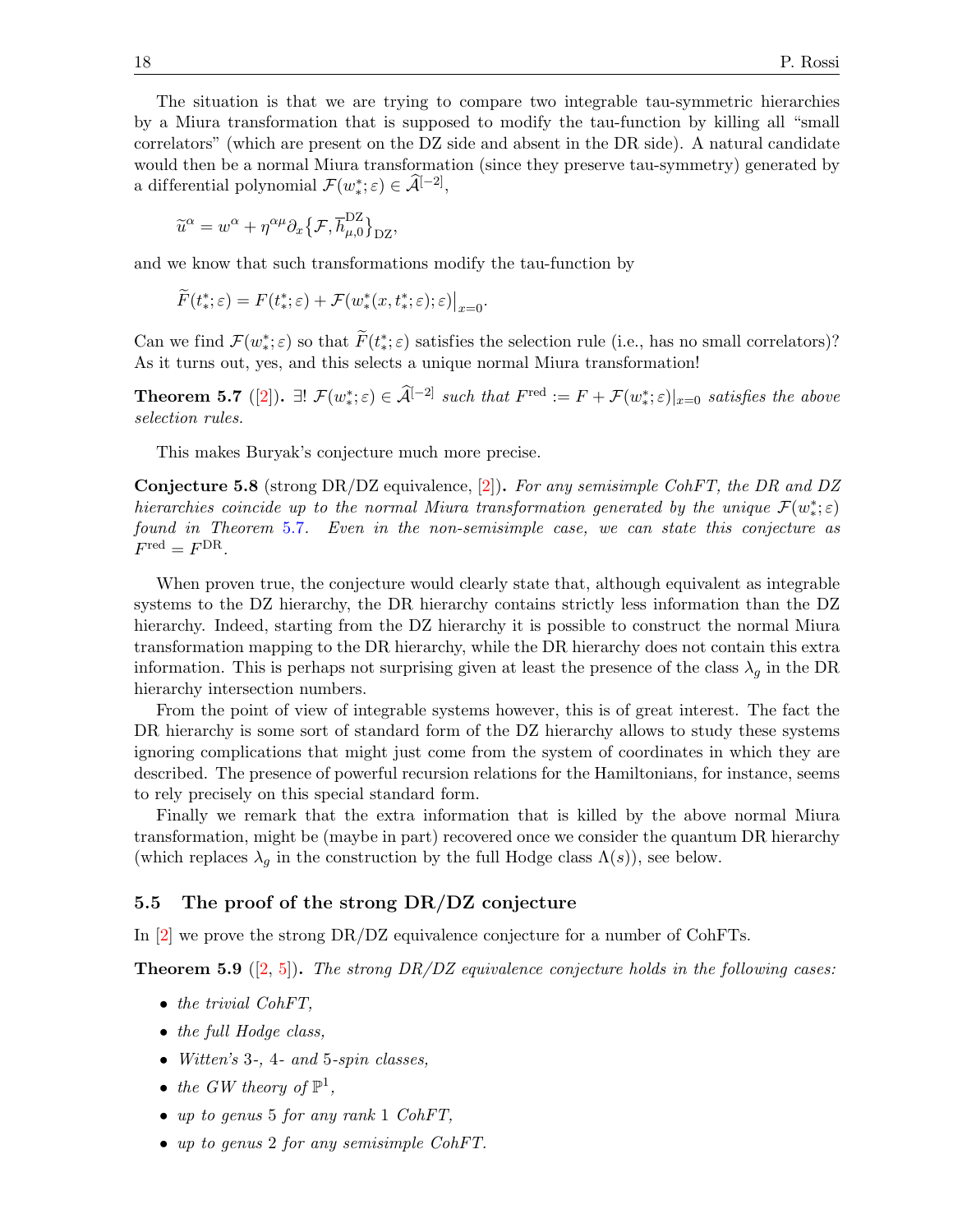The situation is that we are trying to compare two integrable tau-symmetric hierarchies by a Miura transformation that is supposed to modify the tau-function by killing all "small correlators" (which are present on the DZ side and absent in the DR side). A natural candidate would then be a normal Miura transformation (since they preserve tau-symmetry) generated by a differential polynomial $\mathcal{F}(w^*_*;\varepsilon) \in \widehat{\mathcal{A}}^{[-2]}$,

$$\widetilde{u}^\alpha = w^\alpha + \eta^{\alpha\mu}\partial_x\{\mathcal{F}, \overline{h}^{\mathrm{DZ}}_{\mu,0}\}_{\mathrm{DZ}},$$

and we know that such transformations modify the tau-function by

$$\widetilde{F}(t^*_*;\varepsilon) = F(t^*_*;\varepsilon) + \mathcal{F}(w^*_*(x,t^*_*;\varepsilon);\varepsilon)\big|_{x=0}.$$

Can we find $\mathcal{F}(w^*_*;\varepsilon)$ so that $\widetilde{F}(t^*_*;\varepsilon)$ satisfies the selection rule (i.e., has no small correlators)? As it turns out, yes, and this selects a unique normal Miura transformation!

**Theorem 5.7** ([2]). *$\exists!$ $\mathcal{F}(w^*_*;\varepsilon) \in \widehat{\mathcal{A}}^{[-2]}$ such that $F^{\mathrm{red}} := F + \mathcal{F}(w^*_*;\varepsilon)|_{x=0}$ satisfies the above selection rules.*

This makes Buryak's conjecture much more precise.

**Conjecture 5.8** (strong DR/DZ equivalence, [2]). *For any semisimple CohFT, the DR and DZ hierarchies coincide up to the normal Miura transformation generated by the unique $\mathcal{F}(w^*_*;\varepsilon)$ found in Theorem 5.7. Even in the non-semisimple case, we can state this conjecture as $F^{\mathrm{red}} = F^{\mathrm{DR}}$.*

When proven true, the conjecture would clearly state that, although equivalent as integrable systems to the DZ hierarchy, the DR hierarchy contains strictly less information than the DZ hierarchy. Indeed, starting from the DZ hierarchy it is possible to construct the normal Miura transformation mapping to the DR hierarchy, while the DR hierarchy does not contain this extra information. This is perhaps not surprising given at least the presence of the class $\lambda_g$ in the DR hierarchy intersection numbers.

From the point of view of integrable systems however, this is of great interest. The fact the DR hierarchy is some sort of standard form of the DZ hierarchy allows to study these systems ignoring complications that might just come from the system of coordinates in which they are described. The presence of powerful recursion relations for the Hamiltonians, for instance, seems to rely precisely on this special standard form.

Finally we remark that the extra information that is killed by the above normal Miura transformation, might be (maybe in part) recovered once we consider the quantum DR hierarchy (which replaces $\lambda_g$ in the construction by the full Hodge class $\Lambda(s)$), see below.

## 5.5 The proof of the strong DR/DZ conjecture

In [2] we prove the strong DR/DZ equivalence conjecture for a number of CohFTs.

**Theorem 5.9** ([2, 5]). *The strong DR/DZ equivalence conjecture holds in the following cases:*

- *the trivial CohFT,*
- *the full Hodge class,*
- *Witten's 3-, 4- and 5-spin classes,*
- *the GW theory of $\mathbb{P}^1$,*
- *up to genus 5 for any rank 1 CohFT,*
- *up to genus 2 for any semisimple CohFT.*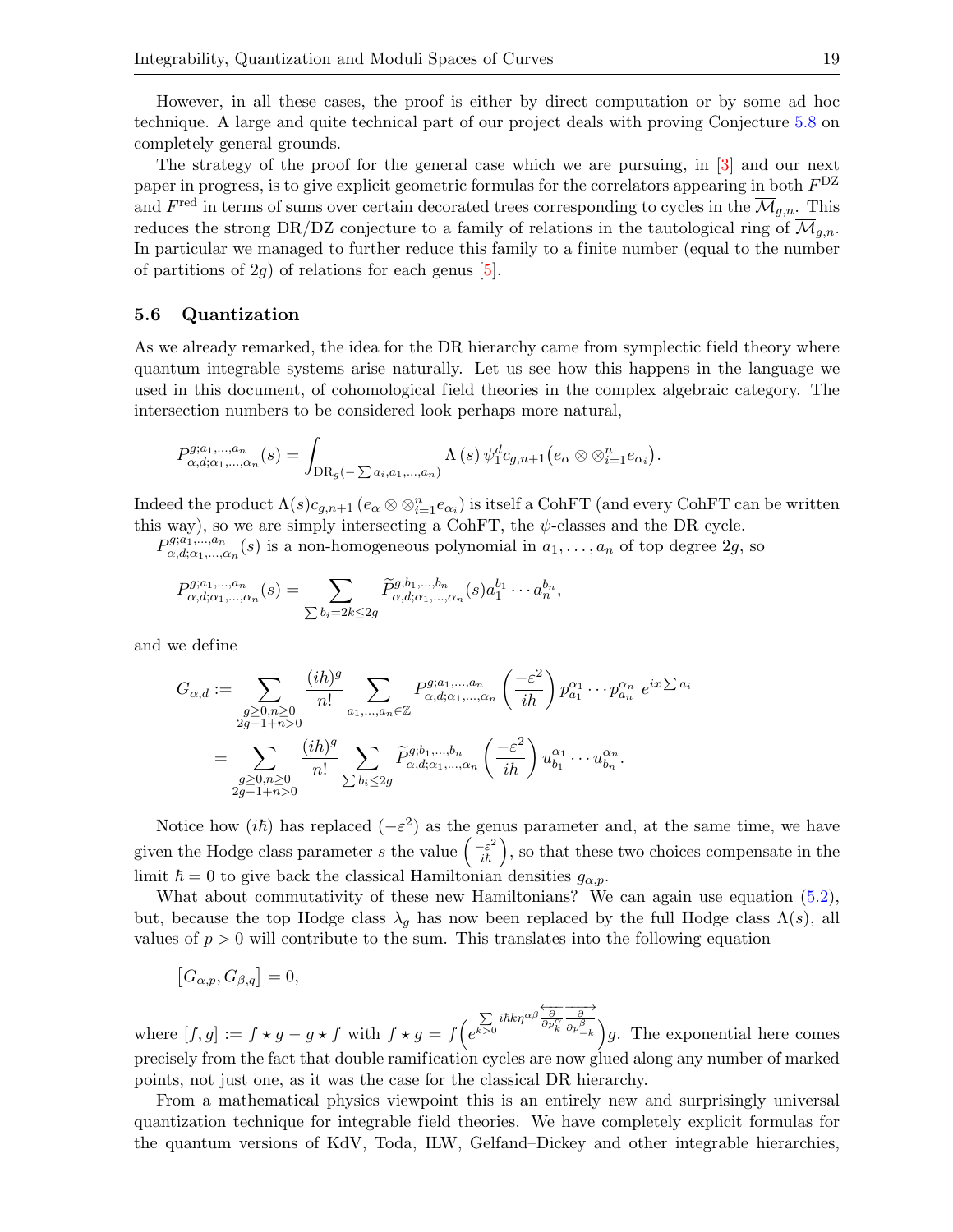However, in all these cases, the proof is either by direct computation or by some ad hoc technique. A large and quite technical part of our project deals with proving Conjecture 5.8 on completely general grounds.

The strategy of the proof for the general case which we are pursuing, in [3] and our next paper in progress, is to give explicit geometric formulas for the correlators appearing in both $F^{\mathrm{DZ}}$ and $F^{\mathrm{red}}$ in terms of sums over certain decorated trees corresponding to cycles in the $\overline{\mathcal{M}}_{g,n}$. This reduces the strong DR/DZ conjecture to a family of relations in the tautological ring of $\overline{\mathcal{M}}_{g,n}$. In particular we managed to further reduce this family to a finite number (equal to the number of partitions of $2g$) of relations for each genus [5].

### 5.6 Quantization

As we already remarked, the idea for the DR hierarchy came from symplectic field theory where quantum integrable systems arise naturally. Let us see how this happens in the language we used in this document, of cohomological field theories in the complex algebraic category. The intersection numbers to be considered look perhaps more natural,

$$P^{g;a_1,\ldots,a_n}_{\alpha,d;\alpha_1,\ldots,\alpha_n}(s) = \int_{\mathrm{DR}_g(-\sum a_i,a_1,\ldots,a_n)} \Lambda(s)\,\psi_1^d c_{g,n+1}\big(e_\alpha \otimes \otimes_{i=1}^n e_{\alpha_i}\big).$$

Indeed the product $\Lambda(s)c_{g,n+1}\left(e_\alpha \otimes \otimes_{i=1}^n e_{\alpha_i}\right)$ is itself a CohFT (and every CohFT can be written this way), so we are simply intersecting a CohFT, the $\psi$-classes and the DR cycle.

$P^{g;a_1,\ldots,a_n}_{\alpha,d;\alpha_1,\ldots,\alpha_n}(s)$ is a non-homogeneous polynomial in $a_1,\ldots,a_n$ of top degree $2g$, so

$$P^{g;a_1,\ldots,a_n}_{\alpha,d;\alpha_1,\ldots,\alpha_n}(s) = \sum_{\sum b_i = 2k \le 2g} \widetilde{P}^{g;b_1,\ldots,b_n}_{\alpha,d;\alpha_1,\ldots,\alpha_n}(s)\,a_1^{b_1}\cdots a_n^{b_n},$$

and we define

$$\begin{aligned}
G_{\alpha,d} &:= \sum_{\substack{g\ge 0,n\ge 0\\2g-1+n>0}} \frac{(i\hbar)^g}{n!} \sum_{a_1,\ldots,a_n\in\mathbb{Z}} P^{g;a_1,\ldots,a_n}_{\alpha,d;\alpha_1,\ldots,\alpha_n}\left(\frac{-\varepsilon^2}{i\hbar}\right) p^{\alpha_1}_{a_1}\cdots p^{\alpha_n}_{a_n}\; e^{ix\sum a_i}\\
&= \sum_{\substack{g\ge 0,n\ge 0\\2g-1+n>0}} \frac{(i\hbar)^g}{n!} \sum_{\sum b_i \le 2g} \widetilde{P}^{g;b_1,\ldots,b_n}_{\alpha,d;\alpha_1,\ldots,\alpha_n}\left(\frac{-\varepsilon^2}{i\hbar}\right) u^{\alpha_1}_{b_1}\cdots u^{\alpha_n}_{b_n}.
\end{aligned}$$

Notice how $(i\hbar)$ has replaced $(-\varepsilon^2)$ as the genus parameter and, at the same time, we have given the Hodge class parameter $s$ the value $\left(\frac{-\varepsilon^2}{i\hbar}\right)$, so that these two choices compensate in the limit $\hbar = 0$ to give back the classical Hamiltonian densities $g_{\alpha,p}$.

What about commutativity of these new Hamiltonians? We can again use equation (5.2), but, because the top Hodge class $\lambda_g$ has now been replaced by the full Hodge class $\Lambda(s)$, all values of $p>0$ will contribute to the sum. This translates into the following equation

$$\left[\overline{G}_{\alpha,p}, \overline{G}_{\beta,q}\right] = 0,$$

where $[f,g] := f\star g - g\star f$ with $f\star g = f\Big(e^{\sum_{k>0} i\hbar k \eta^{\alpha\beta} \overleftarrow{\frac{\partial}{\partial p^\alpha_k}} \overrightarrow{\frac{\partial}{\partial p^\beta_{-k}}}}\Big)g$. The exponential here comes precisely from the fact that double ramification cycles are now glued along any number of marked points, not just one, as it was the case for the classical DR hierarchy.

From a mathematical physics viewpoint this is an entirely new and surprisingly universal quantization technique for integrable field theories. We have completely explicit formulas for the quantum versions of KdV, Toda, ILW, Gelfand–Dickey and other integrable hierarchies,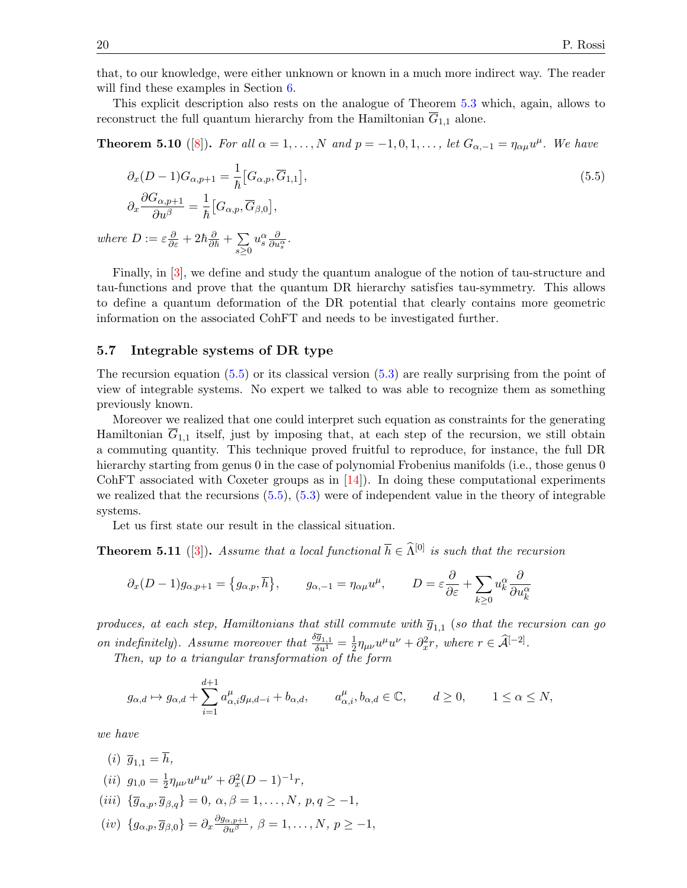that, to our knowledge, were either unknown or known in a much more indirect way. The reader will find these examples in Section 6.

This explicit description also rests on the analogue of Theorem 5.3 which, again, allows to reconstruct the full quantum hierarchy from the Hamiltonian $\overline{G}_{1,1}$ alone.

**Theorem 5.10** ([8])**.** *For all $\alpha = 1,\dots,N$ and $p = -1,0,1,\dots,$ let $G_{\alpha,-1} = \eta_{\alpha\mu}u^\mu$. We have*

$$\partial_x(D-1)G_{\alpha,p+1} = \frac{1}{\hbar}\big[G_{\alpha,p},\overline{G}_{1,1}\big],$$
$$\partial_x\frac{\partial G_{\alpha,p+1}}{\partial u^\beta} = \frac{1}{\hbar}\big[G_{\alpha,p},\overline{G}_{\beta,0}\big], \tag{5.5}$$

*where $D := \varepsilon\frac{\partial}{\partial\varepsilon} + 2\hbar\frac{\partial}{\partial\hbar} + \sum\limits_{s\geq 0} u_s^\alpha\frac{\partial}{\partial u_s^\alpha}$.*

Finally, in [3], we define and study the quantum analogue of the notion of tau-structure and tau-functions and prove that the quantum DR hierarchy satisfies tau-symmetry. This allows to define a quantum deformation of the DR potential that clearly contains more geometric information on the associated CohFT and needs to be investigated further.

### 5.7 Integrable systems of DR type

The recursion equation (5.5) or its classical version (5.3) are really surprising from the point of view of integrable systems. No expert we talked to was able to recognize them as something previously known.

Moreover we realized that one could interpret such equation as constraints for the generating Hamiltonian $\overline{G}_{1,1}$ itself, just by imposing that, at each step of the recursion, we still obtain a commuting quantity. This technique proved fruitful to reproduce, for instance, the full DR hierarchy starting from genus 0 in the case of polynomial Frobenius manifolds (i.e., those genus 0 CohFT associated with Coxeter groups as in [14]). In doing these computational experiments we realized that the recursions (5.5), (5.3) were of independent value in the theory of integrable systems.

Let us first state our result in the classical situation.

**Theorem 5.11** ([3])**.** *Assume that a local functional $\overline{h} \in \widehat{\Lambda}^{[0]}$ is such that the recursion*

$$\partial_x(D-1)g_{\alpha,p+1} = \big\{g_{\alpha,p},\overline{h}\big\}, \qquad g_{\alpha,-1} = \eta_{\alpha\mu}u^\mu, \qquad D = \varepsilon\frac{\partial}{\partial\varepsilon} + \sum_{k\geq 0} u_k^\alpha\frac{\partial}{\partial u_k^\alpha}$$

*produces, at each step, Hamiltonians that still commute with $\overline{g}_{1,1}$ (so that the recursion can go on indefinitely). Assume moreover that $\frac{\delta\overline{g}_{1,1}}{\delta u^1} = \frac{1}{2}\eta_{\mu\nu}u^\mu u^\nu + \partial_x^2 r$, where $r \in \widehat{\mathcal{A}}^{[-2]}$.*

*Then, up to a triangular transformation of the form*

$$g_{\alpha,d} \mapsto g_{\alpha,d} + \sum_{i=1}^{d+1} a_{\alpha,i}^\mu g_{\mu,d-i} + b_{\alpha,d}, \qquad a_{\alpha,i}^\mu, b_{\alpha,d} \in \mathbb{C}, \qquad d \geq 0, \qquad 1 \leq \alpha \leq N,$$

*we have*

*(i)* $\overline{g}_{1,1} = \overline{h}$,

*(ii)* $g_{1,0} = \frac{1}{2}\eta_{\mu\nu}u^\mu u^\nu + \partial_x^2(D-1)^{-1}r$,

*(iii)* $\{\overline{g}_{\alpha,p},\overline{g}_{\beta,q}\} = 0$, $\alpha,\beta = 1,\dots,N$, $p,q \geq -1$,

*(iv)* $\{g_{\alpha,p},\overline{g}_{\beta,0}\} = \partial_x\frac{\partial g_{\alpha,p+1}}{\partial u^\beta}$, $\beta = 1,\dots,N$, $p \geq -1$,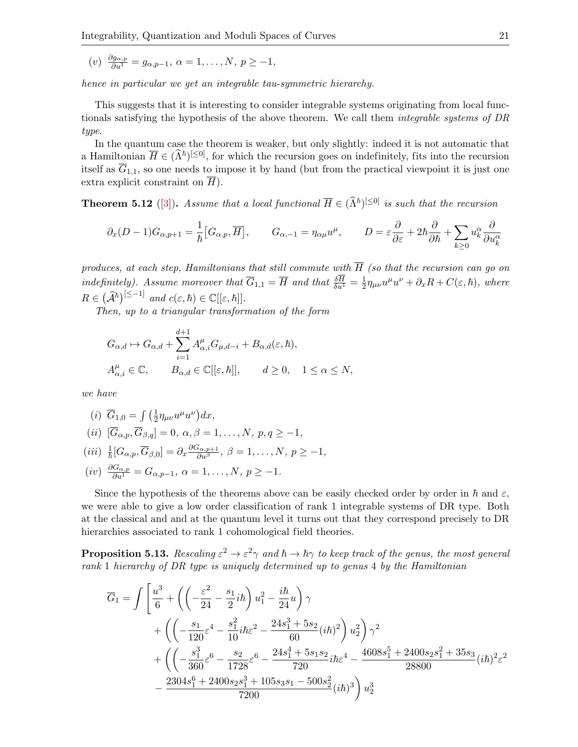(v) $\frac{\partial g_{\alpha,p}}{\partial u^1} = g_{\alpha,p-1}$, $\alpha = 1,\dots,N$, $p \geq -1$,

*hence in particular we get an integrable tau-symmetric hierarchy.*

This suggests that it is interesting to consider integrable systems originating from local functionals satisfying the hypothesis of the above theorem. We call them *integrable systems of DR type*.

In the quantum case the theorem is weaker, but only slightly: indeed it is not automatic that a Hamiltonian $\overline{H} \in (\widehat{\Lambda}^\hbar)^{[\leq 0]}$, for which the recursion goes on indefinitely, fits into the recursion itself as $\overline{G}_{1,1}$, so one needs to impose it by hand (but from the practical viewpoint it is just one extra explicit constraint on $\overline{H}$).

**Theorem 5.12** ([3]). *Assume that a local functional $\overline{H} \in (\widehat{\Lambda}^\hbar)^{[\leq 0]}$ is such that the recursion*

$$\partial_x (D-1) G_{\alpha,p+1} = \frac{1}{\hbar}\big[G_{\alpha,p}, \overline{H}\big], \qquad G_{\alpha,-1} = \eta_{\alpha\mu} u^\mu, \qquad D = \varepsilon\frac{\partial}{\partial \varepsilon} + 2\hbar \frac{\partial}{\partial \hbar} + \sum_{k\geq 0} u^\alpha_k \frac{\partial}{\partial u^\alpha_k}$$

*produces, at each step, Hamiltonians that still commute with $\overline{H}$ (so that the recursion can go on indefinitely). Assume moreover that $\overline{G}_{1,1} = \overline{H}$ and that $\frac{\delta \overline{H}}{\delta u^1} = \frac{1}{2}\eta_{\mu\nu}u^\mu u^\nu + \partial_x R + C(\varepsilon,\hbar)$, where $R \in \big(\widehat{\mathcal{A}}^\hbar\big)^{[\leq -1]}$ and $c(\varepsilon,\hbar) \in \mathbb{C}[[\varepsilon,\hbar]]$.*

*Then, up to a triangular transformation of the form*

$$\begin{aligned} &G_{\alpha,d} \mapsto G_{\alpha,d} + \sum_{i=1}^{d+1} A^\mu_{\alpha,i} G_{\mu,d-i} + B_{\alpha,d}(\varepsilon,\hbar), \\ &A^\mu_{\alpha,i} \in \mathbb{C}, \qquad B_{\alpha,d} \in \mathbb{C}[[\varepsilon,\hbar]], \qquad d \geq 0, \quad 1 \leq \alpha \leq N, \end{aligned}$$

*we have*

(i) $\overline{G}_{1,0} = \int \left(\frac{1}{2}\eta_{\mu\nu}u^\mu u^\nu\right)dx$,

(ii) $[\overline{G}_{\alpha,p}, \overline{G}_{\beta,q}] = 0$, $\alpha,\beta = 1,\dots,N$, $p,q \geq -1$,

(iii) $\frac{1}{\hbar}[G_{\alpha,p}, \overline{G}_{\beta,0}] = \partial_x \frac{\partial G_{\alpha,p+1}}{\partial u^\beta}$, $\beta = 1,\dots,N$, $p \geq -1$,

(iv) $\frac{\partial G_{\alpha,p}}{\partial u^1} = G_{\alpha,p-1}$, $\alpha = 1,\dots,N$, $p \geq -1$.

Since the hypothesis of the theorems above can be easily checked order by order in $\hbar$ and $\varepsilon$, we were able to give a low order classification of rank 1 integrable systems of DR type. Both at the classical and and at the quantum level it turns out that they correspond precisely to DR hierarchies associated to rank 1 cohomological field theories.

**Proposition 5.13.** *Rescaling $\varepsilon^2 \to \varepsilon^2\gamma$ and $\hbar \to \hbar\gamma$ to keep track of the genus, the most general rank 1 hierarchy of DR type is uniquely determined up to genus 4 by the Hamiltonian*

$$\begin{aligned} \overline{G}_1 = \int \Bigg[ &\frac{u^3}{6} + \left(\left(-\frac{\varepsilon^2}{24} - \frac{s_1}{2}i\hbar\right)u_1^2 - \frac{i\hbar}{24}u\right)\gamma \\ &+ \left(\left(-\frac{s_1}{120}\varepsilon^4 - \frac{s_1^2}{10}i\hbar\varepsilon^2 - \frac{24s_1^3 + 5s_2}{60}(i\hbar)^2\right)u_2^2\right)\gamma^2 \\ &+ \Bigg(\Bigg(-\frac{s_1^3}{360}\varepsilon^6 - \frac{s_2}{1728}\varepsilon^6 - \frac{24s_1^4 + 5s_1s_2}{720}i\hbar\varepsilon^4 - \frac{4608s_1^5 + 2400s_2s_1^2 + 35s_3}{28800}(i\hbar)^2\varepsilon^2 \\ &- \frac{2304s_1^6 + 2400s_2s_1^3 + 105s_3s_1 - 500s_2^2}{7200}(i\hbar)^3\Bigg)u_2^3 \end{aligned}$$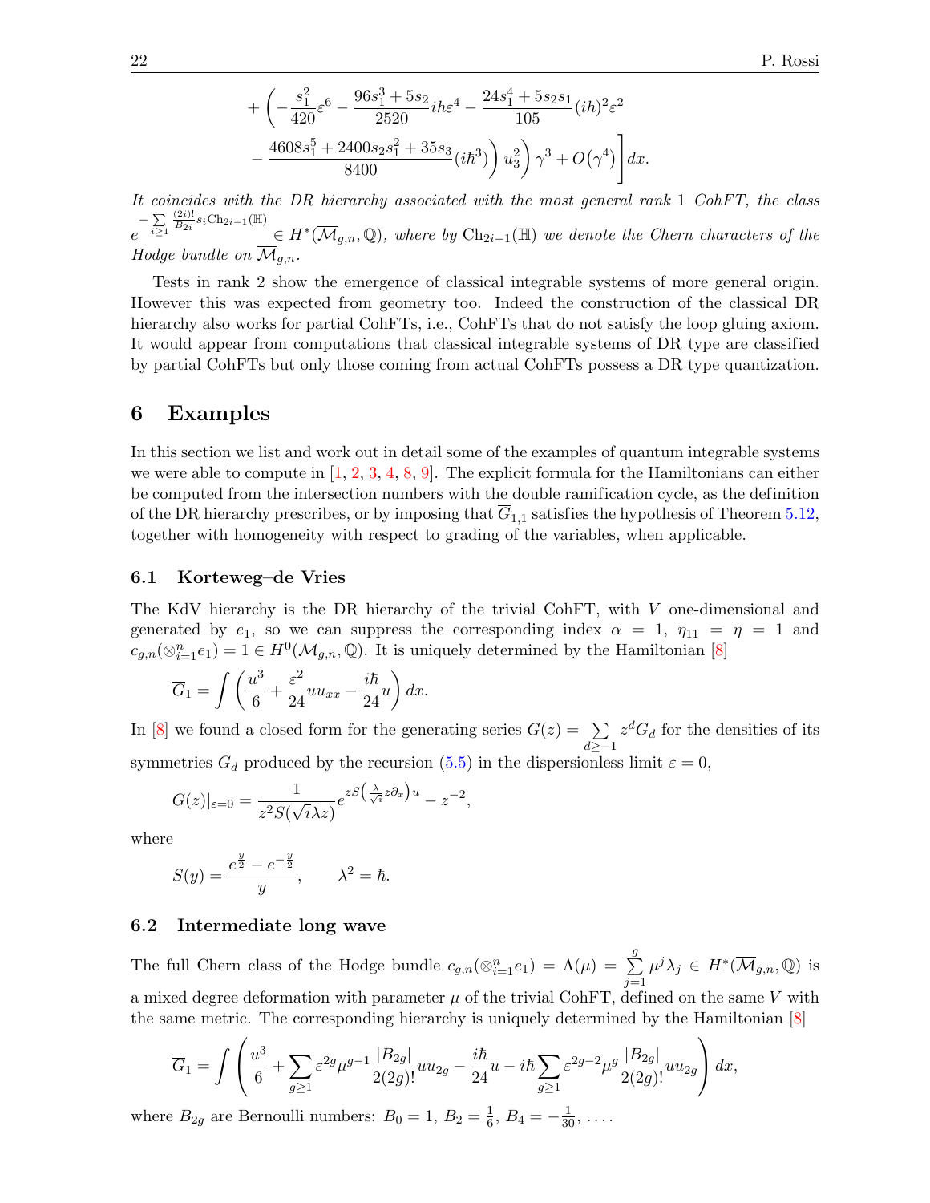$$+\left(-\frac{s_1^2}{420}\varepsilon^6-\frac{96s_1^3+5s_2}{2520}i\hbar\varepsilon^4-\frac{24s_1^4+5s_2s_1}{105}(i\hbar)^2\varepsilon^2\right.$$
$$\left.\left.-\frac{4608s_1^5+2400s_2s_1^2+35s_3}{8400}(i\hbar^3)\right)u_3^2\right)\gamma^3+O\left(\gamma^4\right)\Bigg]dx.$$

*It coincides with the DR hierarchy associated with the most general rank 1 CohFT, the class* $e^{-\sum_{i\geq 1}\frac{(2i)!}{B_{2i}}s_i\mathrm{Ch}_{2i-1}(\mathbb{H})}\in H^*(\overline{\mathcal{M}}_{g,n},\mathbb{Q})$*, where by* $\mathrm{Ch}_{2i-1}(\mathbb{H})$ *we denote the Chern characters of the Hodge bundle on* $\overline{\mathcal{M}}_{g,n}$*.*

Tests in rank 2 show the emergence of classical integrable systems of more general origin. However this was expected from geometry too. Indeed the construction of the classical DR hierarchy also works for partial CohFTs, i.e., CohFTs that do not satisfy the loop gluing axiom. It would appear from computations that classical integrable systems of DR type are classified by partial CohFTs but only those coming from actual CohFTs possess a DR type quantization.

## 6 Examples

In this section we list and work out in detail some of the examples of quantum integrable systems we were able to compute in [1, 2, 3, 4, 8, 9]. The explicit formula for the Hamiltonians can either be computed from the intersection numbers with the double ramification cycle, as the definition of the DR hierarchy prescribes, or by imposing that $\overline{G}_{1,1}$ satisfies the hypothesis of Theorem 5.12, together with homogeneity with respect to grading of the variables, when applicable.

### 6.1 Korteweg–de Vries

The KdV hierarchy is the DR hierarchy of the trivial CohFT, with $V$ one-dimensional and generated by $e_1$, so we can suppress the corresponding index $\alpha=1$, $\eta_{11}=\eta=1$ and $c_{g,n}(\otimes_{i=1}^n e_1)=1\in H^0(\overline{\mathcal{M}}_{g,n},\mathbb{Q})$. It is uniquely determined by the Hamiltonian [8]

$$\overline{G}_1=\int\left(\frac{u^3}{6}+\frac{\varepsilon^2}{24}uu_{xx}-\frac{i\hbar}{24}u\right)dx.$$

In [8] we found a closed form for the generating series $G(z)=\sum_{d\geq -1}z^dG_d$ for the densities of its symmetries $G_d$ produced by the recursion (5.5) in the dispersionless limit $\varepsilon=0$,

$$G(z)|_{\varepsilon=0}=\frac{1}{z^2S(\sqrt{i}\lambda z)}e^{zS\left(\frac{\lambda}{\sqrt{i}}z\partial_x\right)u}-z^{-2},$$

where

$$S(y)=\frac{e^{\frac{y}{2}}-e^{-\frac{y}{2}}}{y},\qquad \lambda^2=\hbar.$$

### 6.2 Intermediate long wave

The full Chern class of the Hodge bundle $c_{g,n}(\otimes_{i=1}^n e_1)=\Lambda(\mu)=\sum_{j=1}^{g}\mu^j\lambda_j\in H^*(\overline{\mathcal{M}}_{g,n},\mathbb{Q})$ is a mixed degree deformation with parameter $\mu$ of the trivial CohFT, defined on the same $V$ with the same metric. The corresponding hierarchy is uniquely determined by the Hamiltonian [8]

$$\overline{G}_1=\int\left(\frac{u^3}{6}+\sum_{g\geq 1}\varepsilon^{2g}\mu^{g-1}\frac{|B_{2g}|}{2(2g)!}uu_{2g}-\frac{i\hbar}{24}u-i\hbar\sum_{g\geq 1}\varepsilon^{2g-2}\mu^g\frac{|B_{2g}|}{2(2g)!}uu_{2g}\right)dx,$$

where $B_{2g}$ are Bernoulli numbers: $B_0=1$, $B_2=\frac{1}{6}$, $B_4=-\frac{1}{30}$, $\dots$.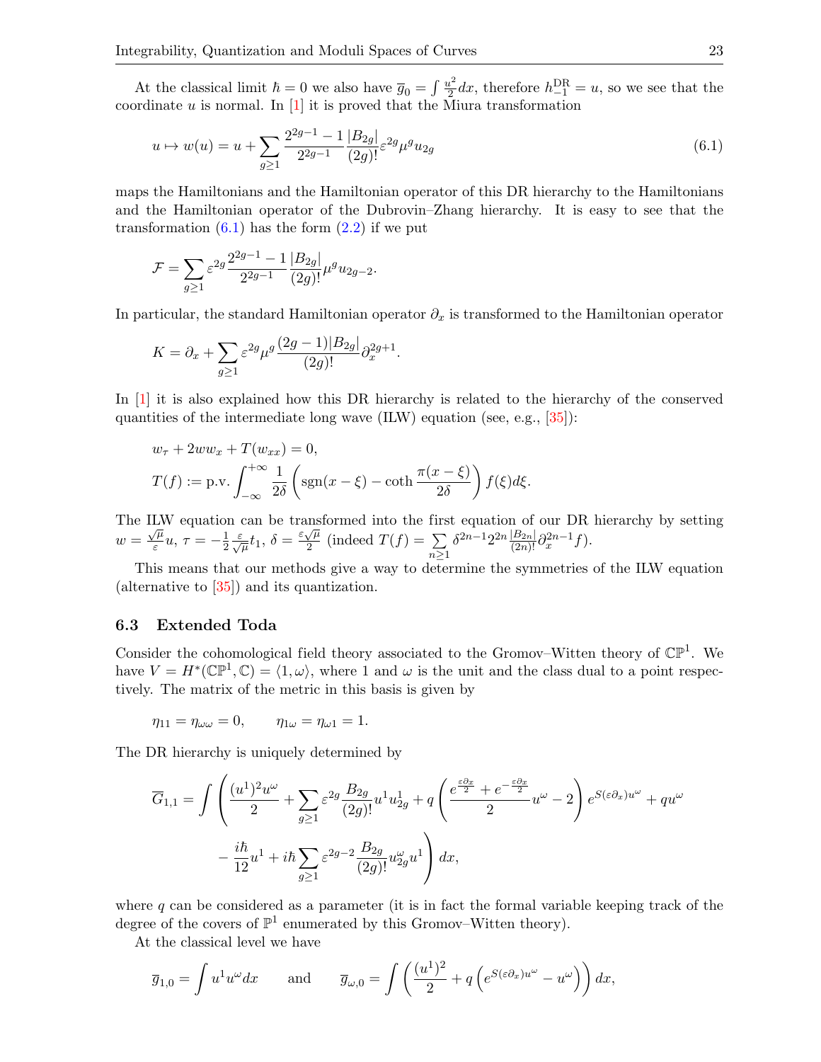At the classical limit $\hbar = 0$ we also have $\overline{g}_0 = \int \frac{u^2}{2} dx$, therefore $h^{\rm DR}_{-1} = u$, so we see that the coordinate $u$ is normal. In [1] it is proved that the Miura transformation

$$u \mapsto w(u) = u + \sum_{g\geq 1} \frac{2^{2g-1}-1}{2^{2g-1}} \frac{|B_{2g}|}{(2g)!} \varepsilon^{2g} \mu^g u_{2g} \tag{6.1}$$

maps the Hamiltonians and the Hamiltonian operator of this DR hierarchy to the Hamiltonians and the Hamiltonian operator of the Dubrovin–Zhang hierarchy. It is easy to see that the transformation (6.1) has the form (2.2) if we put

$$\mathcal{F} = \sum_{g\geq 1} \varepsilon^{2g} \frac{2^{2g-1}-1}{2^{2g-1}} \frac{|B_{2g}|}{(2g)!} \mu^g u_{2g-2}.$$

In particular, the standard Hamiltonian operator $\partial_x$ is transformed to the Hamiltonian operator

$$K = \partial_x + \sum_{g\geq 1} \varepsilon^{2g} \mu^g \frac{(2g-1)|B_{2g}|}{(2g)!} \partial_x^{2g+1}.$$

In [1] it is also explained how this DR hierarchy is related to the hierarchy of the conserved quantities of the intermediate long wave (ILW) equation (see, e.g., [35]):

$$w_\tau + 2ww_x + T(w_{xx}) = 0,$$
$$T(f) := \text{p.v.} \int_{-\infty}^{+\infty} \frac{1}{2\delta} \left( \operatorname{sgn}(x-\xi) - \coth \frac{\pi(x-\xi)}{2\delta} \right) f(\xi) d\xi.$$

The ILW equation can be transformed into the first equation of our DR hierarchy by setting $w = \frac{\sqrt{\mu}}{\varepsilon} u$, $\tau = -\frac{1}{2} \frac{\varepsilon}{\sqrt{\mu}} t_1$, $\delta = \frac{\varepsilon\sqrt{\mu}}{2}$ (indeed $T(f) = \sum_{n\geq 1} \delta^{2n-1} 2^{2n} \frac{|B_{2n}|}{(2n)!} \partial_x^{2n-1} f$).

This means that our methods give a way to determine the symmetries of the ILW equation (alternative to [35]) and its quantization.

### 6.3 Extended Toda

Consider the cohomological field theory associated to the Gromov–Witten theory of $\mathbb{CP}^1$. We have $V = H^*(\mathbb{CP}^1, \mathbb{C}) = \langle 1, \omega \rangle$, where 1 and $\omega$ is the unit and the class dual to a point respectively. The matrix of the metric in this basis is given by

$$\eta_{11} = \eta_{\omega\omega} = 0, \qquad \eta_{1\omega} = \eta_{\omega 1} = 1.$$

The DR hierarchy is uniquely determined by

$$\begin{aligned}
\overline{G}_{1,1} = \int \Bigg( &\frac{(u^1)^2 u^\omega}{2} + \sum_{g\geq 1} \varepsilon^{2g} \frac{B_{2g}}{(2g)!} u^1 u^1_{2g} + q \left( \frac{e^{\frac{\varepsilon \partial_x}{2}} + e^{-\frac{\varepsilon\partial_x}{2}}}{2} u^\omega - 2 \right) e^{S(\varepsilon\partial_x) u^\omega} + q u^\omega \\
&- \frac{i\hbar}{12} u^1 + i\hbar \sum_{g\geq 1} \varepsilon^{2g-2} \frac{B_{2g}}{(2g)!} u^\omega_{2g} u^1 \Bigg) dx,
\end{aligned}$$

where $q$ can be considered as a parameter (it is in fact the formal variable keeping track of the degree of the covers of $\mathbb{P}^1$ enumerated by this Gromov–Witten theory).

At the classical level we have

$$\overline{g}_{1,0} = \int u^1 u^\omega dx \qquad \text{and} \qquad \overline{g}_{\omega,0} = \int \left( \frac{(u^1)^2}{2} + q \left( e^{S(\varepsilon\partial_x) u^\omega} - u^\omega \right) \right) dx,$$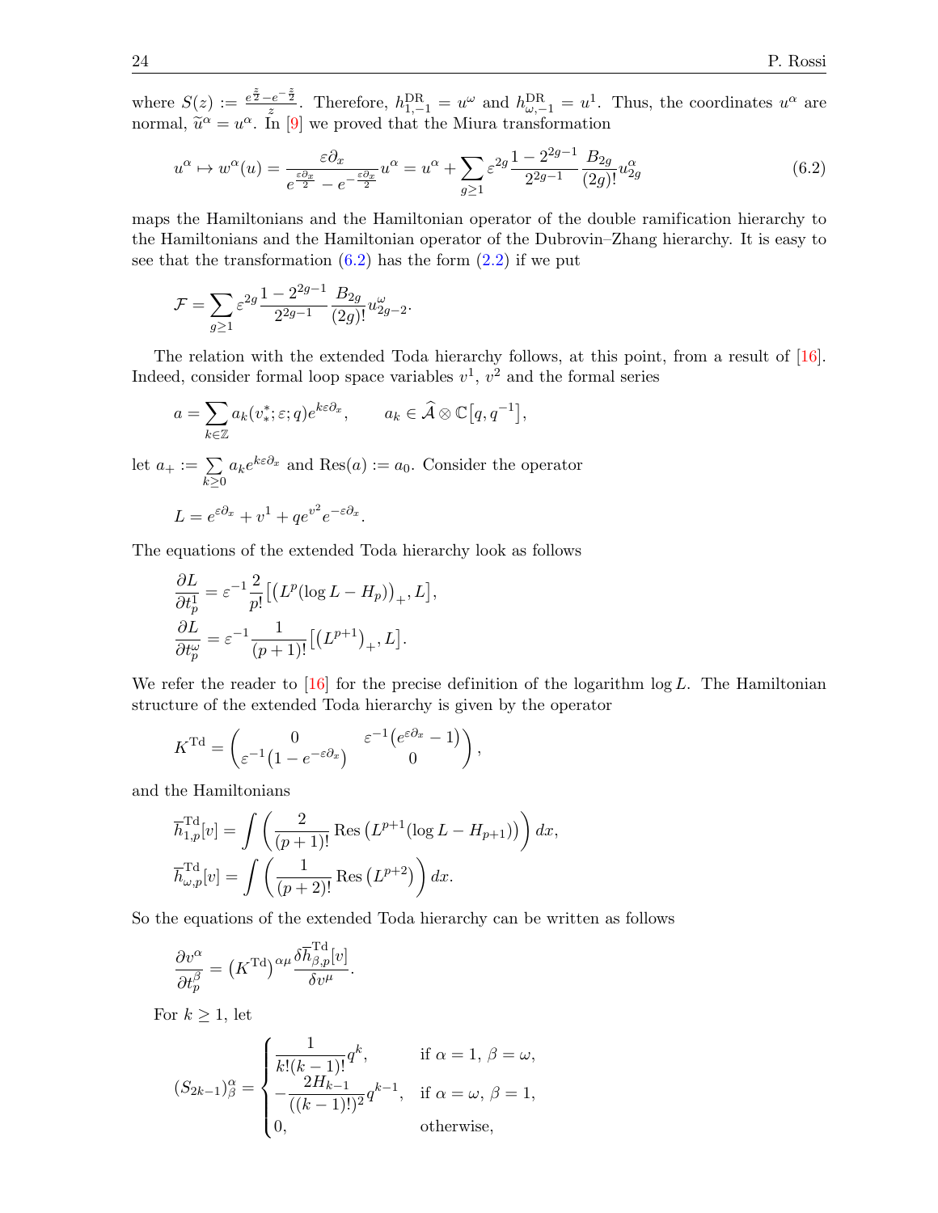where $S(z) := \frac{e^{\frac{z}{2}} - e^{-\frac{z}{2}}}{z}$. Therefore, $h^{\mathrm{DR}}_{1,-1} = u^\omega$ and $h^{\mathrm{DR}}_{\omega,-1} = u^1$. Thus, the coordinates $u^\alpha$ are normal, $\widetilde{u}^\alpha = u^\alpha$. In [9] we proved that the Miura transformation

$$
u^\alpha \mapsto w^\alpha(u) = \frac{\varepsilon\partial_x}{e^{\frac{\varepsilon\partial_x}{2}} - e^{-\frac{\varepsilon\partial_x}{2}}} u^\alpha = u^\alpha + \sum_{g\geq 1} \varepsilon^{2g} \frac{1-2^{2g-1}}{2^{2g-1}} \frac{B_{2g}}{(2g)!} u^\alpha_{2g} \tag{6.2}
$$

maps the Hamiltonians and the Hamiltonian operator of the double ramification hierarchy to the Hamiltonians and the Hamiltonian operator of the Dubrovin–Zhang hierarchy. It is easy to see that the transformation (6.2) has the form (2.2) if we put

$$
\mathcal{F} = \sum_{g\geq 1} \varepsilon^{2g} \frac{1-2^{2g-1}}{2^{2g-1}} \frac{B_{2g}}{(2g)!} u^\omega_{2g-2}.
$$

The relation with the extended Toda hierarchy follows, at this point, from a result of [16]. Indeed, consider formal loop space variables $v^1$, $v^2$ and the formal series

$$
a = \sum_{k\in\mathbb{Z}} a_k(v^*_*; \varepsilon; q) e^{k\varepsilon\partial_x}, \qquad a_k \in \widehat{\mathcal{A}} \otimes \mathbb{C}\big[q, q^{-1}\big],
$$

let $a_+ := \sum_{k\geq 0} a_k e^{k\varepsilon\partial_x}$ and $\operatorname{Res}(a) := a_0$. Consider the operator

$$
L = e^{\varepsilon\partial_x} + v^1 + q e^{v^2} e^{-\varepsilon\partial_x}.
$$

The equations of the extended Toda hierarchy look as follows

$$
\begin{aligned}
\frac{\partial L}{\partial t^1_p} &= \varepsilon^{-1} \frac{2}{p!} \big[ \big( L^p(\log L - H_p) \big)_+, L \big], \\
\frac{\partial L}{\partial t^\omega_p} &= \varepsilon^{-1} \frac{1}{(p+1)!} \big[ \big( L^{p+1} \big)_+, L \big].
\end{aligned}
$$

We refer the reader to [16] for the precise definition of the logarithm $\log L$. The Hamiltonian structure of the extended Toda hierarchy is given by the operator

$$
K^{\mathrm{Td}} = \begin{pmatrix} 0 & \varepsilon^{-1}\big(e^{\varepsilon\partial_x} - 1\big) \\ \varepsilon^{-1}\big(1 - e^{-\varepsilon\partial_x}\big) & 0 \end{pmatrix},
$$

and the Hamiltonians

$$
\begin{aligned}
\overline{h}^{\mathrm{Td}}_{1,p}[v] &= \int \left( \frac{2}{(p+1)!} \operatorname{Res}\big( L^{p+1}(\log L - H_{p+1}) \big) \right) dx, \\
\overline{h}^{\mathrm{Td}}_{\omega,p}[v] &= \int \left( \frac{1}{(p+2)!} \operatorname{Res}\big( L^{p+2} \big) \right) dx.
\end{aligned}
$$

So the equations of the extended Toda hierarchy can be written as follows

$$
\frac{\partial v^\alpha}{\partial t^\beta_p} = \big(K^{\mathrm{Td}}\big)^{\alpha\mu} \frac{\delta \overline{h}^{\mathrm{Td}}_{\beta,p}[v]}{\delta v^\mu}.
$$

For $k \geq 1$, let

$$
(S_{2k-1})^\alpha_\beta = \begin{cases} \dfrac{1}{k!(k-1)!} q^k, & \text{if } \alpha = 1,\ \beta = \omega, \\[2mm] -\dfrac{2H_{k-1}}{((k-1)!)^2} q^{k-1}, & \text{if } \alpha = \omega,\ \beta = 1, \\[2mm] 0, & \text{otherwise,} \end{cases}
$$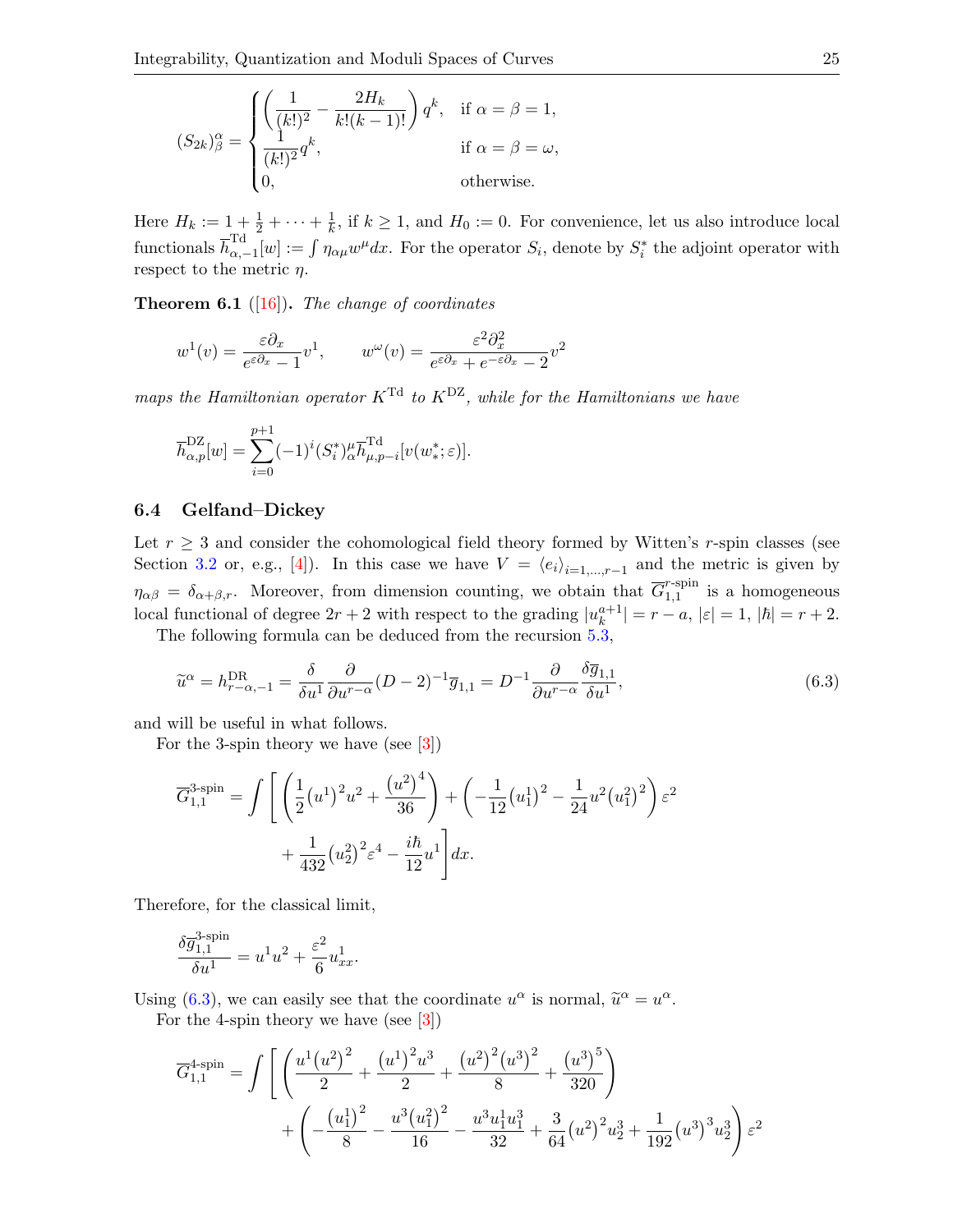$$(S_{2k})^\alpha_\beta = \begin{cases} \left(\dfrac{1}{(k!)^2} - \dfrac{2H_k}{k!(k-1)!}\right) q^k, & \text{if } \alpha=\beta=1, \\ \dfrac{1}{(k!)^2} q^k, & \text{if } \alpha=\beta=\omega, \\ 0, & \text{otherwise.} \end{cases}$$

Here $H_k := 1 + \frac{1}{2} + \cdots + \frac{1}{k}$, if $k \geq 1$, and $H_0 := 0$. For convenience, let us also introduce local functionals $\overline{h}^{\mathrm{Td}}_{\alpha,-1}[w] := \int \eta_{\alpha\mu} w^\mu dx$. For the operator $S_i$, denote by $S_i^*$ the adjoint operator with respect to the metric $\eta$.

**Theorem 6.1** ([16])**.** *The change of coordinates*

$$w^1(v) = \frac{\varepsilon\partial_x}{e^{\varepsilon\partial_x} - 1} v^1, \qquad w^\omega(v) = \frac{\varepsilon^2\partial_x^2}{e^{\varepsilon\partial_x} + e^{-\varepsilon\partial_x} - 2} v^2$$

*maps the Hamiltonian operator $K^{\mathrm{Td}}$ to $K^{\mathrm{DZ}}$, while for the Hamiltonians we have*

$$\overline{h}^{\mathrm{DZ}}_{\alpha,p}[w] = \sum_{i=0}^{p+1} (-1)^i (S_i^*)^\mu_\alpha \overline{h}^{\mathrm{Td}}_{\mu,p-i}[v(w^*_*;\varepsilon)].$$

### 6.4 Gelfand–Dickey

Let $r \geq 3$ and consider the cohomological field theory formed by Witten's $r$-spin classes (see Section 3.2 or, e.g., [4]). In this case we have $V = \langle e_i \rangle_{i=1,\ldots,r-1}$ and the metric is given by $\eta_{\alpha\beta} = \delta_{\alpha+\beta,r}$. Moreover, from dimension counting, we obtain that $\overline{G}^{r\text{-spin}}_{1,1}$ is a homogeneous local functional of degree $2r+2$ with respect to the grading $|u^{a+1}_k| = r-a$, $|\varepsilon| = 1$, $|\hbar| = r+2$.

The following formula can be deduced from the recursion 5.3,

$$\widetilde{u}^\alpha = h^{\mathrm{DR}}_{r-\alpha,-1} = \frac{\delta}{\delta u^1} \frac{\partial}{\partial u^{r-\alpha}} (D-2)^{-1} \overline{g}_{1,1} = D^{-1} \frac{\partial}{\partial u^{r-\alpha}} \frac{\delta \overline{g}_{1,1}}{\delta u^1}, \tag{6.3}$$

and will be useful in what follows.

For the 3-spin theory we have (see [3])

$$\overline{G}^{3\text{-spin}}_{1,1} = \int \left[ \left( \frac{1}{2}(u^1)^2 u^2 + \frac{(u^2)^4}{36} \right) + \left( -\frac{1}{12}(u^1_1)^2 - \frac{1}{24} u^2 (u^2_1)^2 \right) \varepsilon^2 + \frac{1}{432}(u^2_2)^2 \varepsilon^4 - \frac{i\hbar}{12} u^1 \right] dx.$$

Therefore, for the classical limit,

$$\frac{\delta \overline{g}^{3\text{-spin}}_{1,1}}{\delta u^1} = u^1 u^2 + \frac{\varepsilon^2}{6} u^1_{xx}.$$

Using (6.3), we can easily see that the coordinate $u^\alpha$ is normal, $\widetilde{u}^\alpha = u^\alpha$.

For the 4-spin theory we have (see [3])

$$\overline{G}^{4\text{-spin}}_{1,1} = \int \left[ \left( \frac{u^1 (u^2)^2}{2} + \frac{(u^1)^2 u^3}{2} + \frac{(u^2)^2 (u^3)^2}{8} + \frac{(u^3)^5}{320} \right) + \left( -\frac{(u^1_1)^2}{8} - \frac{u^3 (u^2_1)^2}{16} - \frac{u^3 u^1_1 u^3_1}{32} + \frac{3}{64}(u^2)^2 u^3_2 + \frac{1}{192}(u^3)^3 u^3_2 \right) \varepsilon^2 \right.$$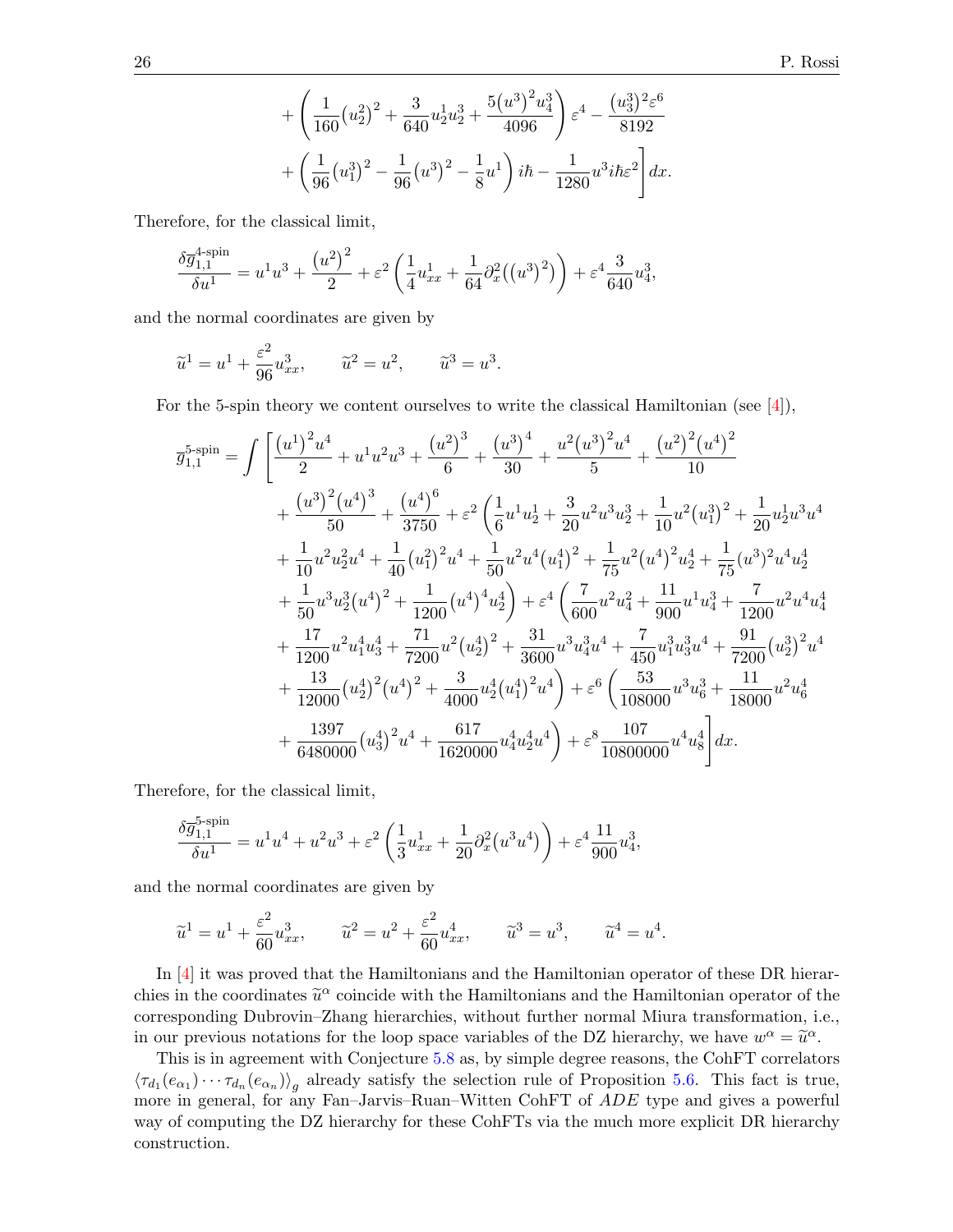$$
+ \left( \frac{1}{160}\left(u_2^2\right)^2 + \frac{3}{640}u_2^1 u_2^3 + \frac{5\left(u^3\right)^2 u_4^3}{4096} \right)\varepsilon^4 - \frac{\left(u_3^3\right)^2\varepsilon^6}{8192}
$$

$$
+ \left( \frac{1}{96}\left(u_1^3\right)^2 - \frac{1}{96}\left(u^3\right)^2 - \frac{1}{8}u^1 \right) i\hbar - \frac{1}{1280}u^3 i\hbar\varepsilon^2 \Bigg] dx.
$$

Therefore, for the classical limit,

$$
\frac{\delta \overline{g}_{1,1}^{\text{4-spin}}}{\delta u^1} = u^1 u^3 + \frac{\left(u^2\right)^2}{2} + \varepsilon^2 \left( \frac{1}{4}u_{xx}^1 + \frac{1}{64}\partial_x^2\left(\left(u^3\right)^2\right) \right) + \varepsilon^4 \frac{3}{640}u_4^3,
$$

and the normal coordinates are given by

$$
\widetilde{u}^1 = u^1 + \frac{\varepsilon^2}{96}u_{xx}^3, \qquad \widetilde{u}^2 = u^2, \qquad \widetilde{u}^3 = u^3.
$$

For the 5-spin theory we content ourselves to write the classical Hamiltonian (see [4]),

$$
\begin{aligned}
\overline{g}_{1,1}^{\text{5-spin}} = \int \Bigg[ & \frac{\left(u^1\right)^2 u^4}{2} + u^1 u^2 u^3 + \frac{\left(u^2\right)^3}{6} + \frac{\left(u^3\right)^4}{30} + \frac{u^2\left(u^3\right)^2 u^4}{5} + \frac{\left(u^2\right)^2\left(u^4\right)^2}{10} \\
& + \frac{\left(u^3\right)^2\left(u^4\right)^3}{50} + \frac{\left(u^4\right)^6}{3750} + \varepsilon^2 \bigg( \frac{1}{6}u^1 u_2^1 + \frac{3}{20}u^2 u^3 u_2^3 + \frac{1}{10}u^2\left(u_1^3\right)^2 + \frac{1}{20}u_2^1 u^3 u^4 \\
& + \frac{1}{10}u^2 u_2^2 u^4 + \frac{1}{40}\left(u_1^2\right)^2 u^4 + \frac{1}{50}u^2 u^4\left(u_1^4\right)^2 + \frac{1}{75}u^2\left(u^4\right)^2 u_2^4 + \frac{1}{75}(u^3)^2 u^4 u_2^4 \\
& + \frac{1}{50}u^3 u_2^3\left(u^4\right)^2 + \frac{1}{1200}\left(u^4\right)^4 u_2^4 \bigg) + \varepsilon^4 \bigg( \frac{7}{600}u^2 u_4^2 + \frac{11}{900}u^1 u_4^3 + \frac{7}{1200}u^2 u^4 u_4^4 \\
& + \frac{17}{1200}u^2 u_1^4 u_3^4 + \frac{71}{7200}u^2\left(u_2^4\right)^2 + \frac{31}{3600}u^3 u_4^3 u^4 + \frac{7}{450}u_1^3 u_3^3 u^4 + \frac{91}{7200}\left(u_2^3\right)^2 u^4 \\
& + \frac{13}{12000}\left(u_2^4\right)^2\left(u^4\right)^2 + \frac{3}{4000}u_2^4\left(u_1^4\right)^2 u^4 \bigg) + \varepsilon^6 \bigg( \frac{53}{108000}u^3 u_6^3 + \frac{11}{18000}u^2 u_6^4 \\
& + \frac{1397}{6480000}\left(u_3^4\right)^2 u^4 + \frac{617}{1620000}u_4^4 u_2^4 u^4 \bigg) + \varepsilon^8 \frac{107}{10800000}u^4 u_8^4 \Bigg] dx.
\end{aligned}
$$

Therefore, for the classical limit,

$$
\frac{\delta \overline{g}_{1,1}^{\text{5-spin}}}{\delta u^1} = u^1 u^4 + u^2 u^3 + \varepsilon^2 \left( \frac{1}{3}u_{xx}^1 + \frac{1}{20}\partial_x^2\left(u^3 u^4\right) \right) + \varepsilon^4 \frac{11}{900}u_4^3,
$$

and the normal coordinates are given by

$$
\widetilde{u}^1 = u^1 + \frac{\varepsilon^2}{60}u_{xx}^3, \qquad \widetilde{u}^2 = u^2 + \frac{\varepsilon^2}{60}u_{xx}^4, \qquad \widetilde{u}^3 = u^3, \qquad \widetilde{u}^4 = u^4.
$$

In [4] it was proved that the Hamiltonians and the Hamiltonian operator of these DR hierarchies in the coordinates $\widetilde{u}^\alpha$ coincide with the Hamiltonians and the Hamiltonian operator of the corresponding Dubrovin–Zhang hierarchies, without further normal Miura transformation, i.e., in our previous notations for the loop space variables of the DZ hierarchy, we have $w^\alpha = \widetilde{u}^\alpha$.

This is in agreement with Conjecture 5.8 as, by simple degree reasons, the CohFT correlators $\langle \tau_{d_1}(e_{\alpha_1}) \cdots \tau_{d_n}(e_{\alpha_n}) \rangle_g$ already satisfy the selection rule of Proposition 5.6. This fact is true, more in general, for any Fan–Jarvis–Ruan–Witten CohFT of $ADE$ type and gives a powerful way of computing the DZ hierarchy for these CohFTs via the much more explicit DR hierarchy construction.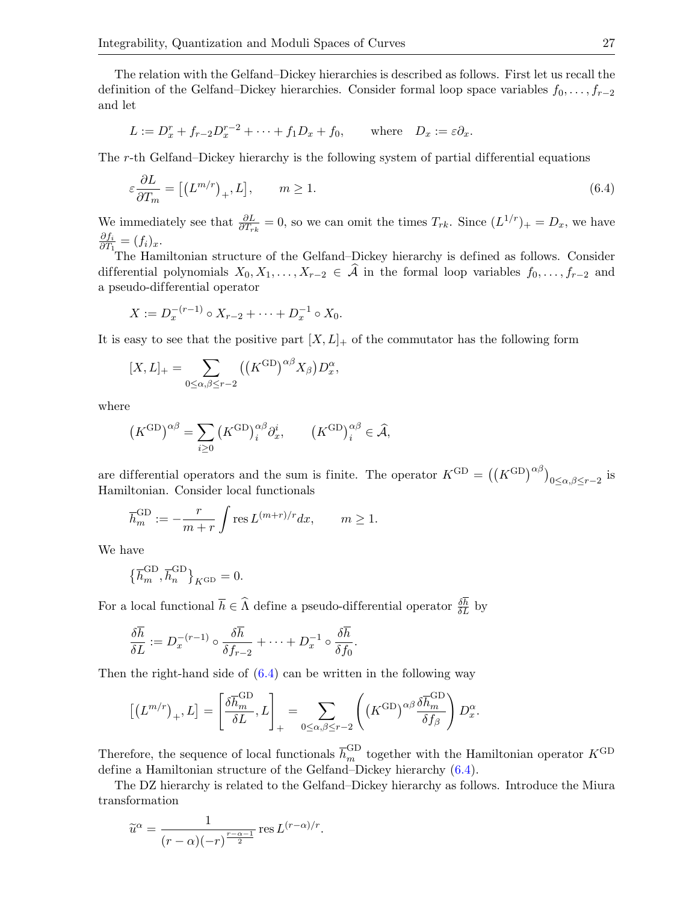The relation with the Gelfand–Dickey hierarchies is described as follows. First let us recall the definition of the Gelfand–Dickey hierarchies. Consider formal loop space variables $f_0,\dots,f_{r-2}$ and let

$$L := D_x^r + f_{r-2}D_x^{r-2} + \cdots + f_1 D_x + f_0, \qquad \text{where} \quad D_x := \varepsilon\partial_x.$$

The $r$-th Gelfand–Dickey hierarchy is the following system of partial differential equations

$$\varepsilon\frac{\partial L}{\partial T_m} = \left[\left(L^{m/r}\right)_+, L\right], \qquad m \ge 1. \tag{6.4}$$

We immediately see that $\frac{\partial L}{\partial T_{rk}} = 0$, so we can omit the times $T_{rk}$. Since $(L^{1/r})_+ = D_x$, we have $\frac{\partial f_i}{\partial T_1} = (f_i)_x$.

The Hamiltonian structure of the Gelfand–Dickey hierarchy is defined as follows. Consider differential polynomials $X_0, X_1, \dots, X_{r-2} \in \widehat{\mathcal{A}}$ in the formal loop variables $f_0,\dots,f_{r-2}$ and a pseudo-differential operator

$$X := D_x^{-(r-1)} \circ X_{r-2} + \cdots + D_x^{-1} \circ X_0.$$

It is easy to see that the positive part $[X,L]_+$ of the commutator has the following form

$$[X,L]_+ = \sum_{0\le\alpha,\beta\le r-2} \left(\left(K^{\mathrm{GD}}\right)^{\alpha\beta} X_\beta\right) D_x^\alpha,$$

where

$$\left(K^{\mathrm{GD}}\right)^{\alpha\beta} = \sum_{i\ge 0} \left(K^{\mathrm{GD}}\right)^{\alpha\beta}_i \partial_x^i, \qquad \left(K^{\mathrm{GD}}\right)^{\alpha\beta}_i \in \widehat{\mathcal{A}},$$

are differential operators and the sum is finite. The operator $K^{\mathrm{GD}} = \left(\left(K^{\mathrm{GD}}\right)^{\alpha\beta}\right)_{0\le\alpha,\beta\le r-2}$ is Hamiltonian. Consider local functionals

$$\overline{h}^{\mathrm{GD}}_m := -\frac{r}{m+r}\int \operatorname{res} L^{(m+r)/r} dx, \qquad m \ge 1.$$

We have

$$\left\{\overline{h}^{\mathrm{GD}}_m, \overline{h}^{\mathrm{GD}}_n\right\}_{K^{\mathrm{GD}}} = 0.$$

For a local functional $\overline{h} \in \widehat{\Lambda}$ define a pseudo-differential operator $\frac{\delta\overline{h}}{\delta L}$ by

$$\frac{\delta\overline{h}}{\delta L} := D_x^{-(r-1)} \circ \frac{\delta\overline{h}}{\delta f_{r-2}} + \cdots + D_x^{-1} \circ \frac{\delta\overline{h}}{\delta f_0}.$$

Then the right-hand side of (6.4) can be written in the following way

$$\left[\left(L^{m/r}\right)_+, L\right] = \left[\frac{\delta\overline{h}^{\mathrm{GD}}_m}{\delta L}, L\right]_+ = \sum_{0\le\alpha,\beta\le r-2} \left(\left(K^{\mathrm{GD}}\right)^{\alpha\beta} \frac{\delta\overline{h}^{\mathrm{GD}}_m}{\delta f_\beta}\right) D_x^\alpha.$$

Therefore, the sequence of local functionals $\overline{h}^{\mathrm{GD}}_m$ together with the Hamiltonian operator $K^{\mathrm{GD}}$ define a Hamiltonian structure of the Gelfand–Dickey hierarchy (6.4).

The DZ hierarchy is related to the Gelfand–Dickey hierarchy as follows. Introduce the Miura transformation

$$\widetilde{u}^\alpha = \frac{1}{(r-\alpha)(-r)^{\frac{r-\alpha-1}{2}}} \operatorname{res} L^{(r-\alpha)/r}.$$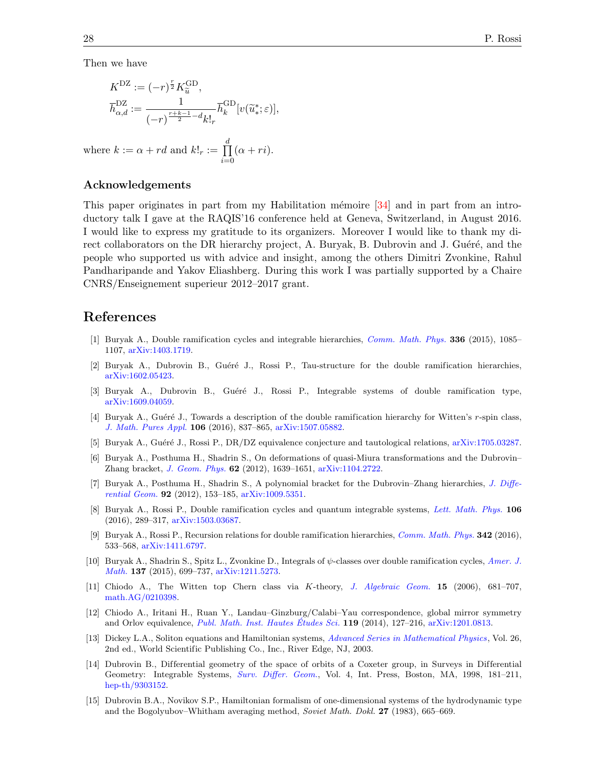Then we have

$$
\begin{aligned}
&K^{\mathrm{DZ}} := (-r)^{\frac{r}{2}} K^{\mathrm{GD}}_{\widetilde{u}},\\
&\overline{h}^{\mathrm{DZ}}_{\alpha,d} := \frac{1}{(-r)^{\frac{r+k-1}{2}-d} k!_r} \overline{h}^{\mathrm{GD}}_k[v(\widetilde{u}^*_*;\varepsilon)],
\end{aligned}
$$

where $k := \alpha + rd$ and $k!_r := \prod_{i=0}^{d} (\alpha + ri)$.

## Acknowledgements

This paper originates in part from my Habilitation mémoire [34] and in part from an introductory talk I gave at the RAQIS'16 conference held at Geneva, Switzerland, in August 2016. I would like to express my gratitude to its organizers. Moreover I would like to thank my direct collaborators on the DR hierarchy project, A. Buryak, B. Dubrovin and J. Guéré, and the people who supported us with advice and insight, among the others Dimitri Zvonkine, Rahul Pandharipande and Yakov Eliashberg. During this work I was partially supported by a Chaire CNRS/Enseignement superieur 2012–2017 grant.

## References

[1] Buryak A., Double ramification cycles and integrable hierarchies, *Comm. Math. Phys.* **336** (2015), 1085–1107, arXiv:1403.1719.

[2] Buryak A., Dubrovin B., Guéré J., Rossi P., Tau-structure for the double ramification hierarchies, arXiv:1602.05423.

[3] Buryak A., Dubrovin B., Guéré J., Rossi P., Integrable systems of double ramification type, arXiv:1609.04059.

[4] Buryak A., Guéré J., Towards a description of the double ramification hierarchy for Witten's $r$-spin class, *J. Math. Pures Appl.* **106** (2016), 837–865, arXiv:1507.05882.

[5] Buryak A., Guéré J., Rossi P., DR/DZ equivalence conjecture and tautological relations, arXiv:1705.03287.

[6] Buryak A., Posthuma H., Shadrin S., On deformations of quasi-Miura transformations and the Dubrovin–Zhang bracket, *J. Geom. Phys.* **62** (2012), 1639–1651, arXiv:1104.2722.

[7] Buryak A., Posthuma H., Shadrin S., A polynomial bracket for the Dubrovin–Zhang hierarchies, *J. Differential Geom.* **92** (2012), 153–185, arXiv:1009.5351.

[8] Buryak A., Rossi P., Double ramification cycles and quantum integrable systems, *Lett. Math. Phys.* **106** (2016), 289–317, arXiv:1503.03687.

[9] Buryak A., Rossi P., Recursion relations for double ramification hierarchies, *Comm. Math. Phys.* **342** (2016), 533–568, arXiv:1411.6797.

[10] Buryak A., Shadrin S., Spitz L., Zvonkine D., Integrals of $\psi$-classes over double ramification cycles, *Amer. J. Math.* **137** (2015), 699–737, arXiv:1211.5273.

[11] Chiodo A., The Witten top Chern class via $K$-theory, *J. Algebraic Geom.* **15** (2006), 681–707, math.AG/0210398.

[12] Chiodo A., Iritani H., Ruan Y., Landau–Ginzburg/Calabi–Yau correspondence, global mirror symmetry and Orlov equivalence, *Publ. Math. Inst. Hautes Études Sci.* **119** (2014), 127–216, arXiv:1201.0813.

[13] Dickey L.A., Soliton equations and Hamiltonian systems, *Advanced Series in Mathematical Physics*, Vol. 26, 2nd ed., World Scientific Publishing Co., Inc., River Edge, NJ, 2003.

[14] Dubrovin B., Differential geometry of the space of orbits of a Coxeter group, in Surveys in Differential Geometry: Integrable Systems, *Surv. Differ. Geom.*, Vol. 4, Int. Press, Boston, MA, 1998, 181–211, hep-th/9303152.

[15] Dubrovin B.A., Novikov S.P., Hamiltonian formalism of one-dimensional systems of the hydrodynamic type and the Bogolyubov–Whitham averaging method, *Soviet Math. Dokl.* **27** (1983), 665–669.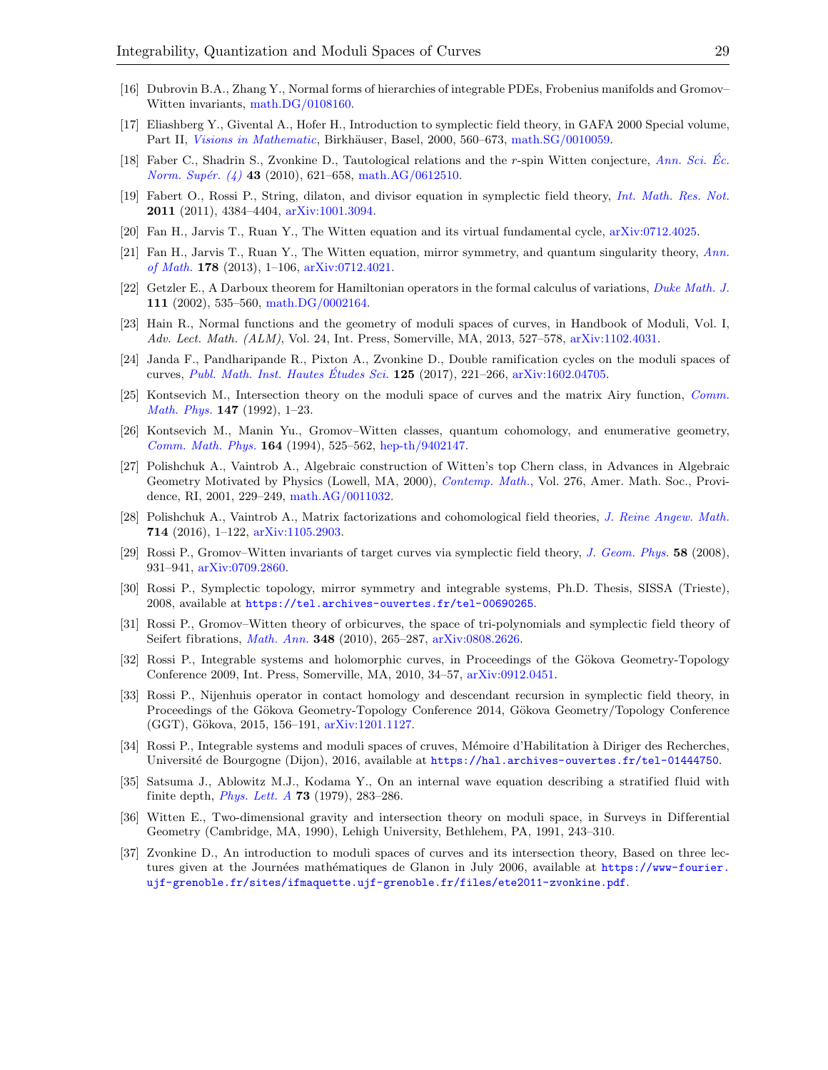[16] Dubrovin B.A., Zhang Y., Normal forms of hierarchies of integrable PDEs, Frobenius manifolds and Gromov–Witten invariants, math.DG/0108160.

[17] Eliashberg Y., Givental A., Hofer H., Introduction to symplectic field theory, in GAFA 2000 Special volume, Part II, *Visions in Mathematic*, Birkhäuser, Basel, 2000, 560–673, math.SG/0010059.

[18] Faber C., Shadrin S., Zvonkine D., Tautological relations and the $r$-spin Witten conjecture, *Ann. Sci. Éc. Norm. Supér. (4)* **43** (2010), 621–658, math.AG/0612510.

[19] Fabert O., Rossi P., String, dilaton, and divisor equation in symplectic field theory, *Int. Math. Res. Not.* **2011** (2011), 4384–4404, arXiv:1001.3094.

[20] Fan H., Jarvis T., Ruan Y., The Witten equation and its virtual fundamental cycle, arXiv:0712.4025.

[21] Fan H., Jarvis T., Ruan Y., The Witten equation, mirror symmetry, and quantum singularity theory, *Ann. of Math.* **178** (2013), 1–106, arXiv:0712.4021.

[22] Getzler E., A Darboux theorem for Hamiltonian operators in the formal calculus of variations, *Duke Math. J.* **111** (2002), 535–560, math.DG/0002164.

[23] Hain R., Normal functions and the geometry of moduli spaces of curves, in Handbook of Moduli, Vol. I, *Adv. Lect. Math. (ALM)*, Vol. 24, Int. Press, Somerville, MA, 2013, 527–578, arXiv:1102.4031.

[24] Janda F., Pandharipande R., Pixton A., Zvonkine D., Double ramification cycles on the moduli spaces of curves, *Publ. Math. Inst. Hautes Études Sci.* **125** (2017), 221–266, arXiv:1602.04705.

[25] Kontsevich M., Intersection theory on the moduli space of curves and the matrix Airy function, *Comm. Math. Phys.* **147** (1992), 1–23.

[26] Kontsevich M., Manin Yu., Gromov–Witten classes, quantum cohomology, and enumerative geometry, *Comm. Math. Phys.* **164** (1994), 525–562, hep-th/9402147.

[27] Polishchuk A., Vaintrob A., Algebraic construction of Witten's top Chern class, in Advances in Algebraic Geometry Motivated by Physics (Lowell, MA, 2000), *Contemp. Math.*, Vol. 276, Amer. Math. Soc., Providence, RI, 2001, 229–249, math.AG/0011032.

[28] Polishchuk A., Vaintrob A., Matrix factorizations and cohomological field theories, *J. Reine Angew. Math.* **714** (2016), 1–122, arXiv:1105.2903.

[29] Rossi P., Gromov–Witten invariants of target curves via symplectic field theory, *J. Geom. Phys.* **58** (2008), 931–941, arXiv:0709.2860.

[30] Rossi P., Symplectic topology, mirror symmetry and integrable systems, Ph.D. Thesis, SISSA (Trieste), 2008, available at `https://tel.archives-ouvertes.fr/tel-00690265`.

[31] Rossi P., Gromov–Witten theory of orbicurves, the space of tri-polynomials and symplectic field theory of Seifert fibrations, *Math. Ann.* **348** (2010), 265–287, arXiv:0808.2626.

[32] Rossi P., Integrable systems and holomorphic curves, in Proceedings of the Gökova Geometry-Topology Conference 2009, Int. Press, Somerville, MA, 2010, 34–57, arXiv:0912.0451.

[33] Rossi P., Nijenhuis operator in contact homology and descendant recursion in symplectic field theory, in Proceedings of the Gökova Geometry-Topology Conference 2014, Gökova Geometry/Topology Conference (GGT), Gökova, 2015, 156–191, arXiv:1201.1127.

[34] Rossi P., Integrable systems and moduli spaces of cruves, Mémoire d'Habilitation à Diriger des Recherches, Université de Bourgogne (Dijon), 2016, available at `https://hal.archives-ouvertes.fr/tel-01444750`.

[35] Satsuma J., Ablowitz M.J., Kodama Y., On an internal wave equation describing a stratified fluid with finite depth, *Phys. Lett. A* **73** (1979), 283–286.

[36] Witten E., Two-dimensional gravity and intersection theory on moduli space, in Surveys in Differential Geometry (Cambridge, MA, 1990), Lehigh University, Bethlehem, PA, 1991, 243–310.

[37] Zvonkine D., An introduction to moduli spaces of curves and its intersection theory, Based on three lectures given at the Journées mathématiques de Glanon in July 2006, available at `https://www-fourier.ujf-grenoble.fr/sites/ifmaquette.ujf-grenoble.fr/files/ete2011-zvonkine.pdf`.